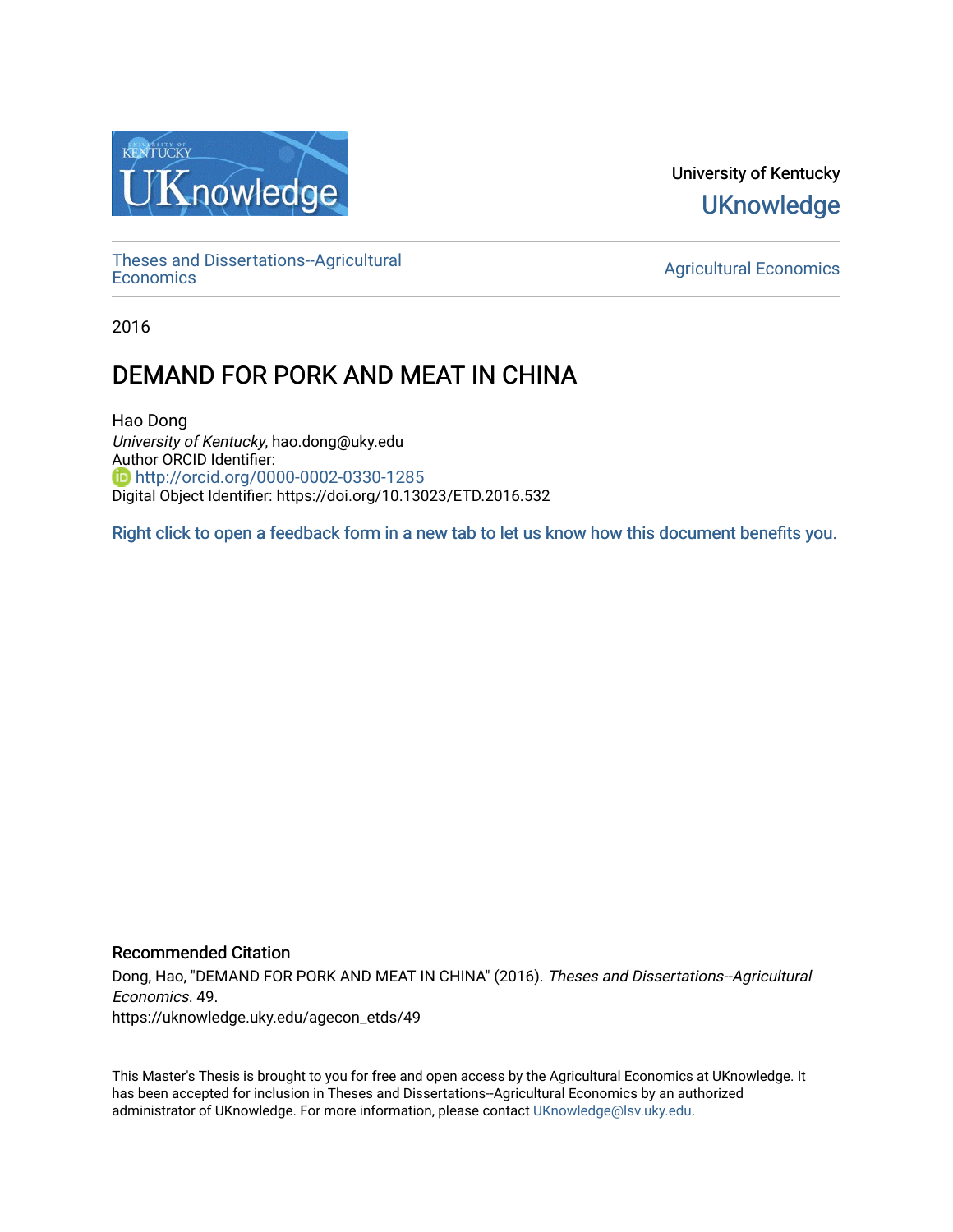University of Kentucky

UKnowledge

Theses and Dissertations--Agricultural Economics

Agricultural Economics

2016

# DEMAND FOR PORK AND MEAT IN CHINA

Hao Dong
*University of Kentucky*, hao.dong@uky.edu
Author ORCID Identifier:
http://orcid.org/0000-0002-0330-1285
Digital Object Identifier: https://doi.org/10.13023/ETD.2016.532

Right click to open a feedback form in a new tab to let us know how this document benefits you.

## Recommended Citation

Dong, Hao, "DEMAND FOR PORK AND MEAT IN CHINA" (2016). *Theses and Dissertations--Agricultural Economics*. 49.
https://uknowledge.uky.edu/agecon_etds/49

This Master's Thesis is brought to you for free and open access by the Agricultural Economics at UKnowledge. It has been accepted for inclusion in Theses and Dissertations--Agricultural Economics by an authorized administrator of UKnowledge. For more information, please contact UKnowledge@lsv.uky.edu.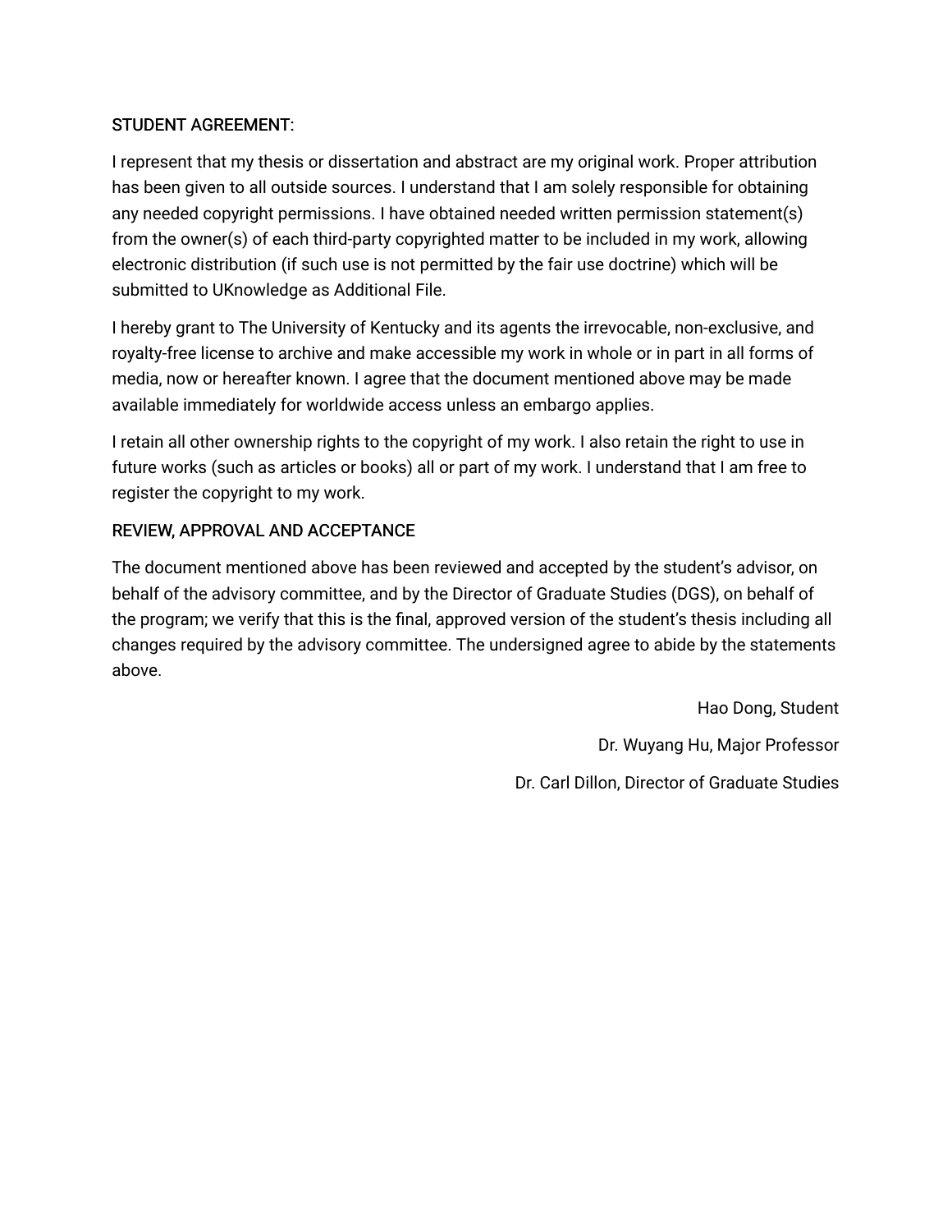STUDENT AGREEMENT:

I represent that my thesis or dissertation and abstract are my original work. Proper attribution has been given to all outside sources. I understand that I am solely responsible for obtaining any needed copyright permissions. I have obtained needed written permission statement(s) from the owner(s) of each third-party copyrighted matter to be included in my work, allowing electronic distribution (if such use is not permitted by the fair use doctrine) which will be submitted to UKnowledge as Additional File.

I hereby grant to The University of Kentucky and its agents the irrevocable, non-exclusive, and royalty-free license to archive and make accessible my work in whole or in part in all forms of media, now or hereafter known. I agree that the document mentioned above may be made available immediately for worldwide access unless an embargo applies.

I retain all other ownership rights to the copyright of my work. I also retain the right to use in future works (such as articles or books) all or part of my work. I understand that I am free to register the copyright to my work.

REVIEW, APPROVAL AND ACCEPTANCE

The document mentioned above has been reviewed and accepted by the student's advisor, on behalf of the advisory committee, and by the Director of Graduate Studies (DGS), on behalf of the program; we verify that this is the final, approved version of the student's thesis including all changes required by the advisory committee. The undersigned agree to abide by the statements above.

Hao Dong, Student

Dr. Wuyang Hu, Major Professor

Dr. Carl Dillon, Director of Graduate Studies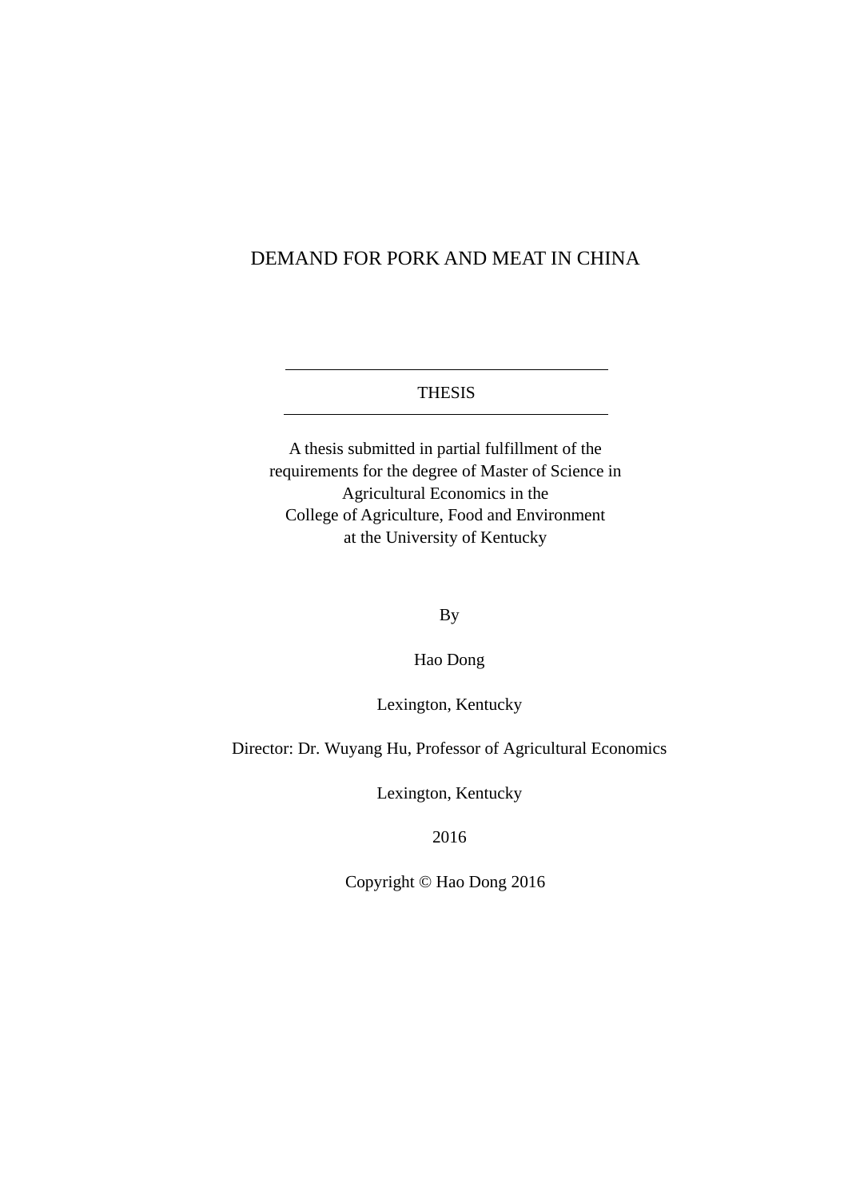# DEMAND FOR PORK AND MEAT IN CHINA

---

THESIS

---

A thesis submitted in partial fulfillment of the
requirements for the degree of Master of Science in
Agricultural Economics in the
College of Agriculture, Food and Environment
at the University of Kentucky

By

Hao Dong

Lexington, Kentucky

Director: Dr. Wuyang Hu, Professor of Agricultural Economics

Lexington, Kentucky

2016

Copyright © Hao Dong 2016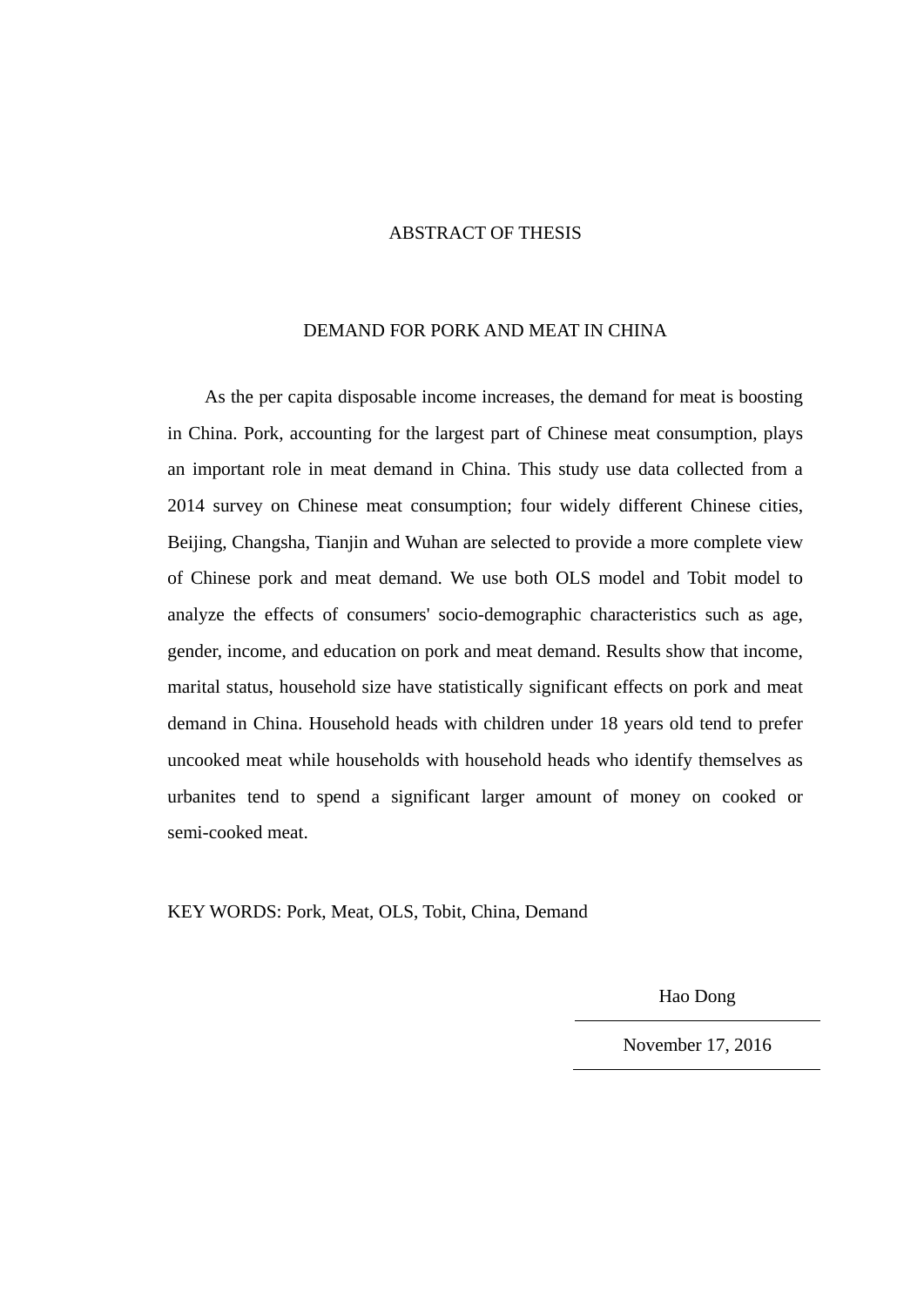# ABSTRACT OF THESIS

## DEMAND FOR PORK AND MEAT IN CHINA

As the per capita disposable income increases, the demand for meat is boosting in China. Pork, accounting for the largest part of Chinese meat consumption, plays an important role in meat demand in China. This study use data collected from a 2014 survey on Chinese meat consumption; four widely different Chinese cities, Beijing, Changsha, Tianjin and Wuhan are selected to provide a more complete view of Chinese pork and meat demand. We use both OLS model and Tobit model to analyze the effects of consumers' socio-demographic characteristics such as age, gender, income, and education on pork and meat demand. Results show that income, marital status, household size have statistically significant effects on pork and meat demand in China. Household heads with children under 18 years old tend to prefer uncooked meat while households with household heads who identify themselves as urbanites tend to spend a significant larger amount of money on cooked or semi-cooked meat.

KEY WORDS: Pork, Meat, OLS, Tobit, China, Demand

Hao Dong

November 17, 2016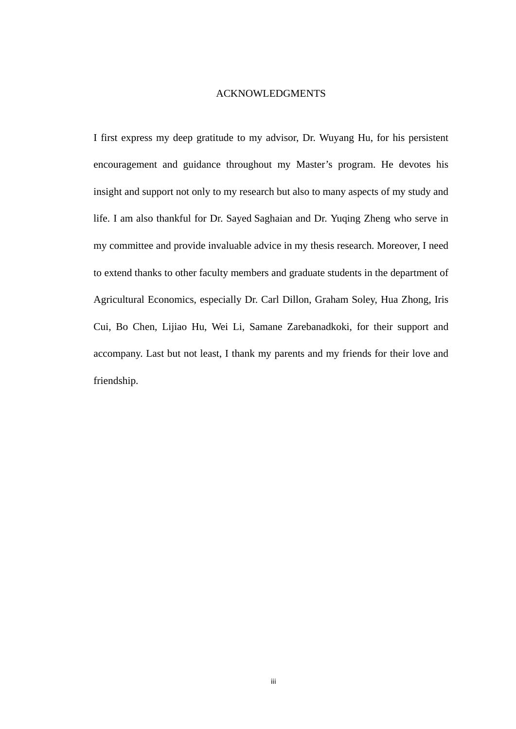# ACKNOWLEDGMENTS

I first express my deep gratitude to my advisor, Dr. Wuyang Hu, for his persistent encouragement and guidance throughout my Master's program. He devotes his insight and support not only to my research but also to many aspects of my study and life. I am also thankful for Dr. Sayed Saghaian and Dr. Yuqing Zheng who serve in my committee and provide invaluable advice in my thesis research. Moreover, I need to extend thanks to other faculty members and graduate students in the department of Agricultural Economics, especially Dr. Carl Dillon, Graham Soley, Hua Zhong, Iris Cui, Bo Chen, Lijiao Hu, Wei Li, Samane Zarebanadkoki, for their support and accompany. Last but not least, I thank my parents and my friends for their love and friendship.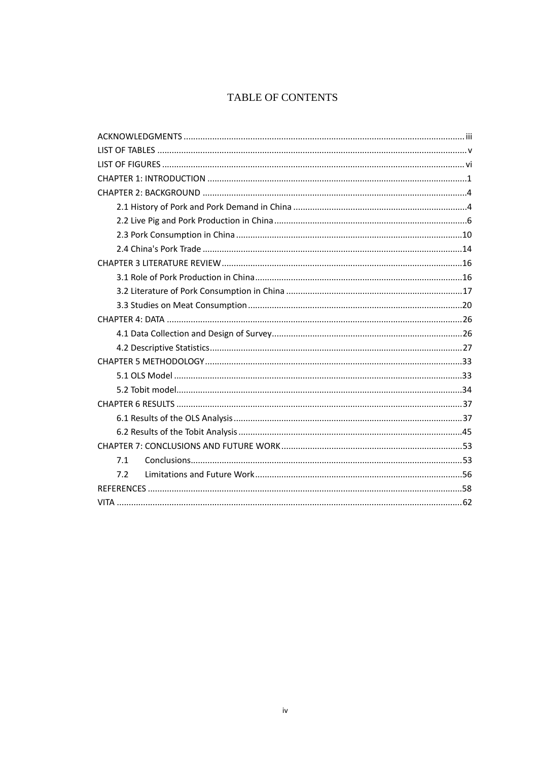# TABLE OF CONTENTS

ACKNOWLEDGMENTS ..... iii

LIST OF TABLES ..... v

LIST OF FIGURES ..... vi

CHAPTER 1: INTRODUCTION ..... 1

CHAPTER 2: BACKGROUND ..... 4

- 2.1 History of Pork and Pork Demand in China ..... 4
- 2.2 Live Pig and Pork Production in China ..... 6
- 2.3 Pork Consumption in China ..... 10
- 2.4 China's Pork Trade ..... 14

CHAPTER 3 LITERATURE REVIEW ..... 16

- 3.1 Role of Pork Production in China ..... 16
- 3.2 Literature of Pork Consumption in China ..... 17
- 3.3 Studies on Meat Consumption ..... 20

CHAPTER 4: DATA ..... 26

- 4.1 Data Collection and Design of Survey ..... 26
- 4.2 Descriptive Statistics ..... 27

CHAPTER 5 METHODOLOGY ..... 33

- 5.1 OLS Model ..... 33
- 5.2 Tobit model ..... 34

CHAPTER 6 RESULTS ..... 37

- 6.1 Results of the OLS Analysis ..... 37
- 6.2 Results of the Tobit Analysis ..... 45

CHAPTER 7: CONCLUSIONS AND FUTURE WORK ..... 53

- 7.1 Conclusions ..... 53
- 7.2 Limitations and Future Work ..... 56

REFERENCES ..... 58

VITA ..... 62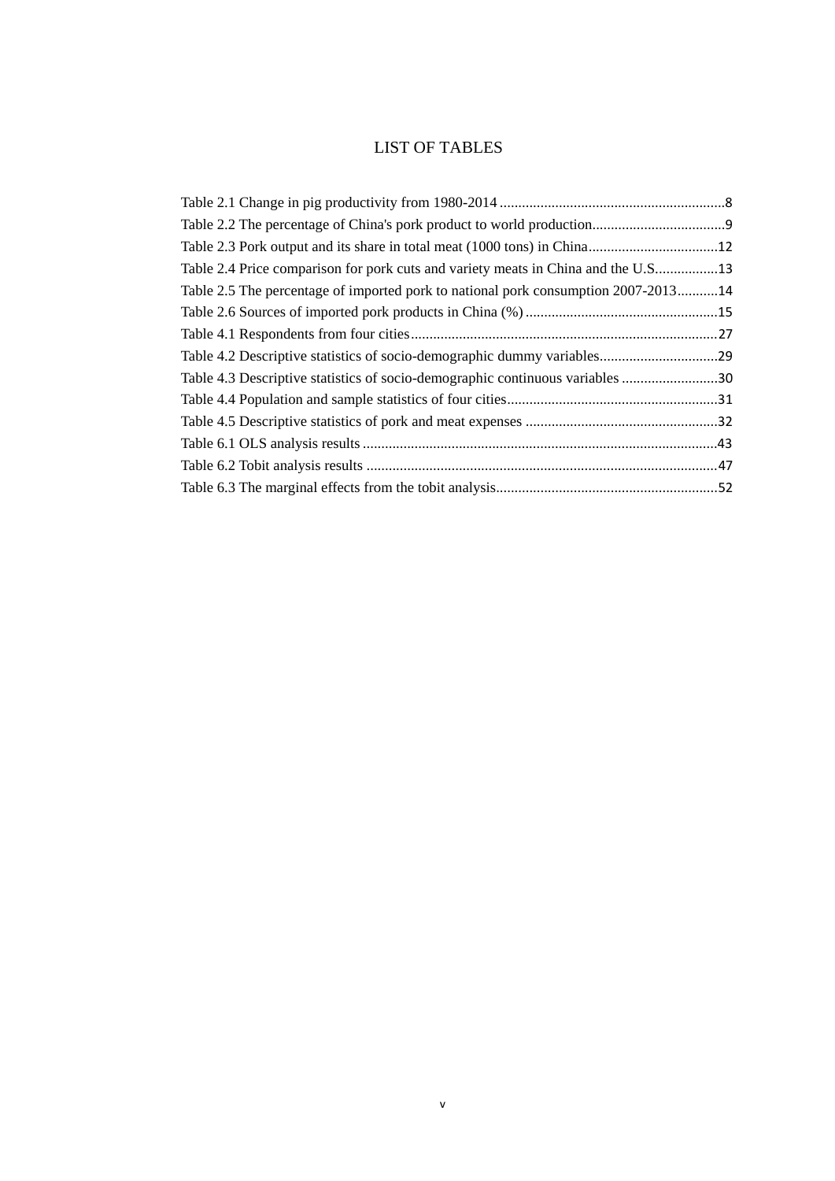# LIST OF TABLES

Table 2.1 Change in pig productivity from 1980-2014 ............................................................8
Table 2.2 The percentage of China's pork product to world production....................................9
Table 2.3 Pork output and its share in total meat (1000 tons) in China...................................12
Table 2.4 Price comparison for pork cuts and variety meats in China and the U.S.................13
Table 2.5 The percentage of imported pork to national pork consumption 2007-2013...........14
Table 2.6 Sources of imported pork products in China (%) ....................................................15
Table 4.1 Respondents from four cities...................................................................................27
Table 4.2 Descriptive statistics of socio-demographic dummy variables................................29
Table 4.3 Descriptive statistics of socio-demographic continuous variables ..........................30
Table 4.4 Population and sample statistics of four cities.........................................................31
Table 4.5 Descriptive statistics of pork and meat expenses ....................................................32
Table 6.1 OLS analysis results ................................................................................................43
Table 6.2 Tobit analysis results ...............................................................................................47
Table 6.3 The marginal effects from the tobit analysis............................................................52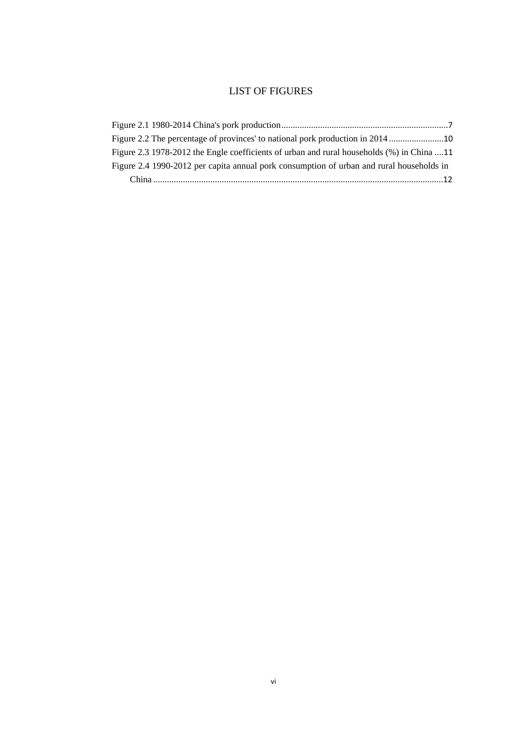# LIST OF FIGURES

Figure 2.1 1980-2014 China's pork production......................................................................7

Figure 2.2 The percentage of provinces' to national pork production in 2014........................10

Figure 2.3 1978-2012 the Engle coefficients of urban and rural households (%) in China ....11

Figure 2.4 1990-2012 per capita annual pork consumption of urban and rural households in China...............................................................................................................................12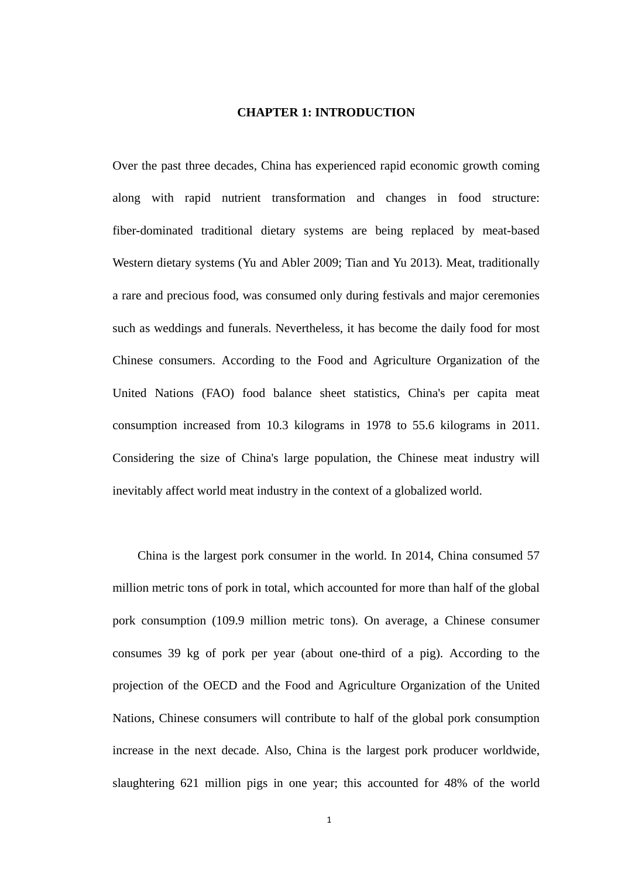# CHAPTER 1: INTRODUCTION

Over the past three decades, China has experienced rapid economic growth coming along with rapid nutrient transformation and changes in food structure: fiber-dominated traditional dietary systems are being replaced by meat-based Western dietary systems (Yu and Abler 2009; Tian and Yu 2013). Meat, traditionally a rare and precious food, was consumed only during festivals and major ceremonies such as weddings and funerals. Nevertheless, it has become the daily food for most Chinese consumers. According to the Food and Agriculture Organization of the United Nations (FAO) food balance sheet statistics, China's per capita meat consumption increased from 10.3 kilograms in 1978 to 55.6 kilograms in 2011. Considering the size of China's large population, the Chinese meat industry will inevitably affect world meat industry in the context of a globalized world.

China is the largest pork consumer in the world. In 2014, China consumed 57 million metric tons of pork in total, which accounted for more than half of the global pork consumption (109.9 million metric tons). On average, a Chinese consumer consumes 39 kg of pork per year (about one-third of a pig). According to the projection of the OECD and the Food and Agriculture Organization of the United Nations, Chinese consumers will contribute to half of the global pork consumption increase in the next decade. Also, China is the largest pork producer worldwide, slaughtering 621 million pigs in one year; this accounted for 48% of the world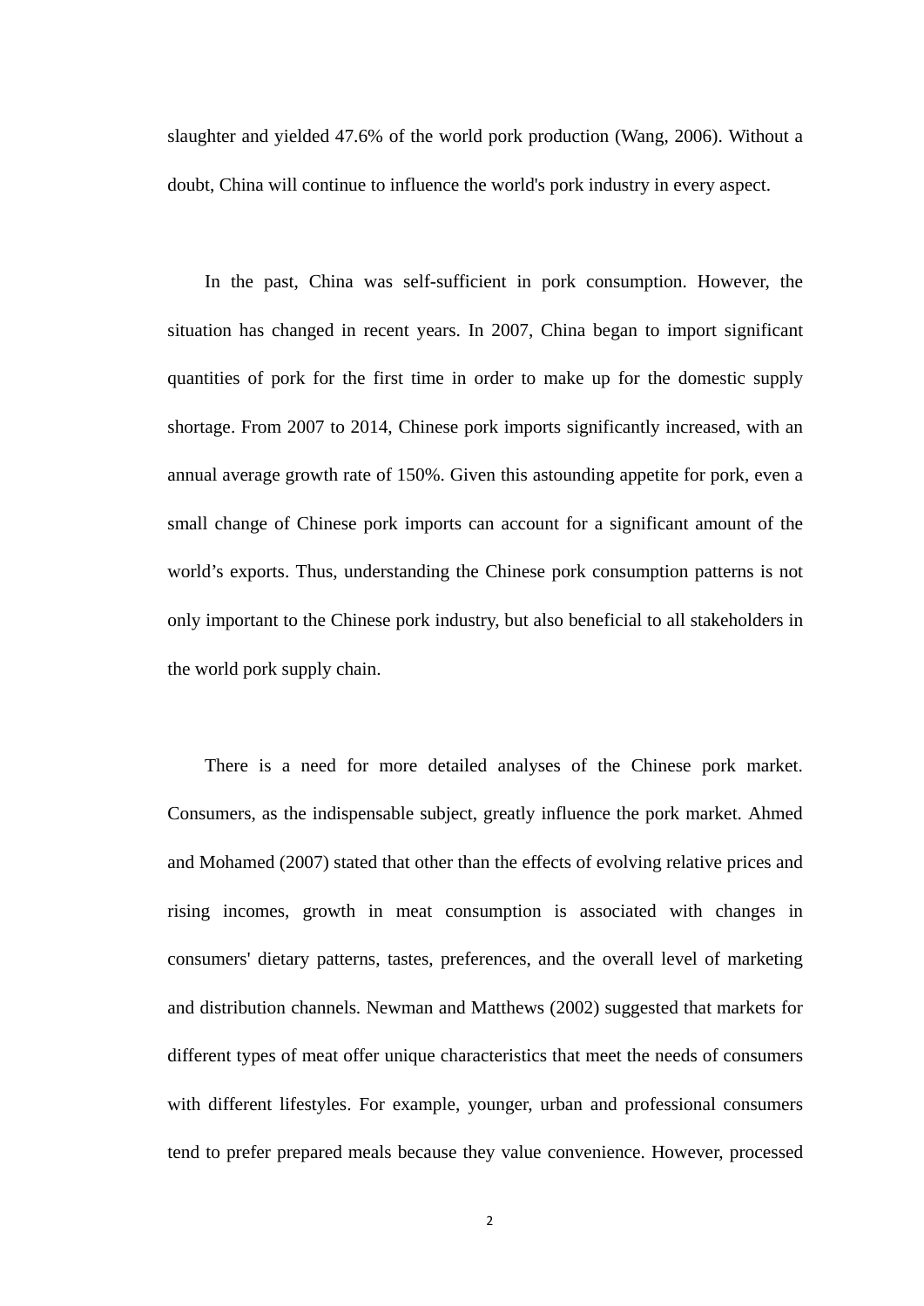slaughter and yielded 47.6% of the world pork production (Wang, 2006). Without a doubt, China will continue to influence the world's pork industry in every aspect.

In the past, China was self-sufficient in pork consumption. However, the situation has changed in recent years. In 2007, China began to import significant quantities of pork for the first time in order to make up for the domestic supply shortage. From 2007 to 2014, Chinese pork imports significantly increased, with an annual average growth rate of 150%. Given this astounding appetite for pork, even a small change of Chinese pork imports can account for a significant amount of the world's exports. Thus, understanding the Chinese pork consumption patterns is not only important to the Chinese pork industry, but also beneficial to all stakeholders in the world pork supply chain.

There is a need for more detailed analyses of the Chinese pork market. Consumers, as the indispensable subject, greatly influence the pork market. Ahmed and Mohamed (2007) stated that other than the effects of evolving relative prices and rising incomes, growth in meat consumption is associated with changes in consumers' dietary patterns, tastes, preferences, and the overall level of marketing and distribution channels. Newman and Matthews (2002) suggested that markets for different types of meat offer unique characteristics that meet the needs of consumers with different lifestyles. For example, younger, urban and professional consumers tend to prefer prepared meals because they value convenience. However, processed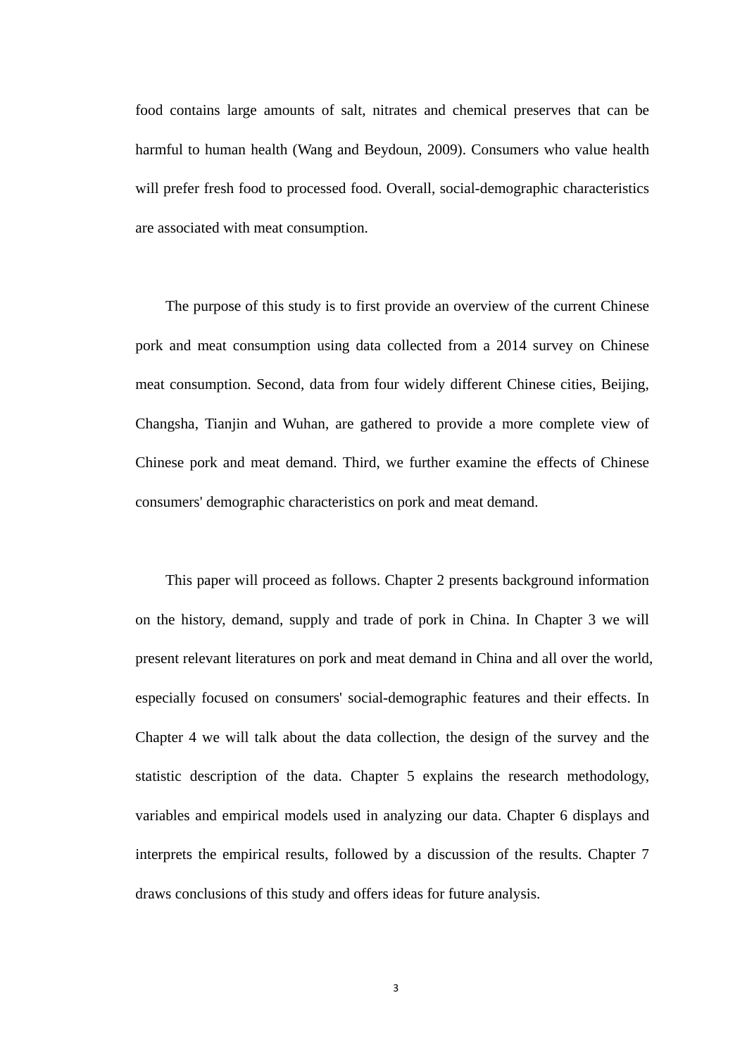food contains large amounts of salt, nitrates and chemical preserves that can be harmful to human health (Wang and Beydoun, 2009). Consumers who value health will prefer fresh food to processed food. Overall, social-demographic characteristics are associated with meat consumption.

The purpose of this study is to first provide an overview of the current Chinese pork and meat consumption using data collected from a 2014 survey on Chinese meat consumption. Second, data from four widely different Chinese cities, Beijing, Changsha, Tianjin and Wuhan, are gathered to provide a more complete view of Chinese pork and meat demand. Third, we further examine the effects of Chinese consumers' demographic characteristics on pork and meat demand.

This paper will proceed as follows. Chapter 2 presents background information on the history, demand, supply and trade of pork in China. In Chapter 3 we will present relevant literatures on pork and meat demand in China and all over the world, especially focused on consumers' social-demographic features and their effects. In Chapter 4 we will talk about the data collection, the design of the survey and the statistic description of the data. Chapter 5 explains the research methodology, variables and empirical models used in analyzing our data. Chapter 6 displays and interprets the empirical results, followed by a discussion of the results. Chapter 7 draws conclusions of this study and offers ideas for future analysis.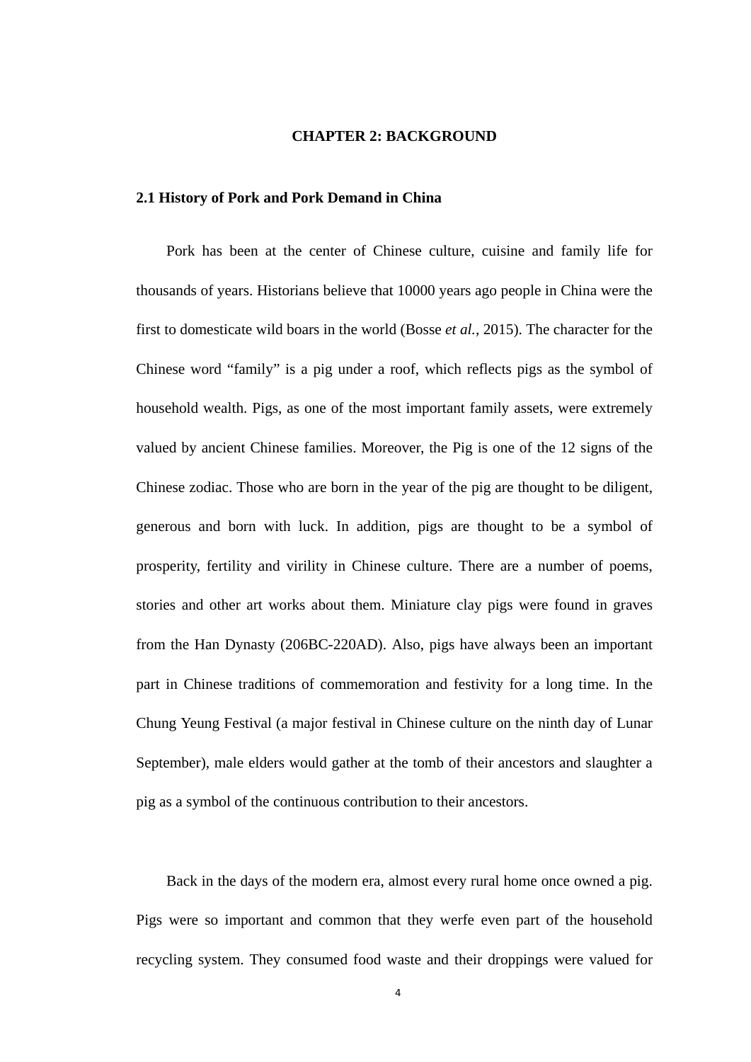# CHAPTER 2: BACKGROUND

## 2.1 History of Pork and Pork Demand in China

Pork has been at the center of Chinese culture, cuisine and family life for thousands of years. Historians believe that 10000 years ago people in China were the first to domesticate wild boars in the world (Bosse *et al.*, 2015). The character for the Chinese word "family" is a pig under a roof, which reflects pigs as the symbol of household wealth. Pigs, as one of the most important family assets, were extremely valued by ancient Chinese families. Moreover, the Pig is one of the 12 signs of the Chinese zodiac. Those who are born in the year of the pig are thought to be diligent, generous and born with luck. In addition, pigs are thought to be a symbol of prosperity, fertility and virility in Chinese culture. There are a number of poems, stories and other art works about them. Miniature clay pigs were found in graves from the Han Dynasty (206BC-220AD). Also, pigs have always been an important part in Chinese traditions of commemoration and festivity for a long time. In the Chung Yeung Festival (a major festival in Chinese culture on the ninth day of Lunar September), male elders would gather at the tomb of their ancestors and slaughter a pig as a symbol of the continuous contribution to their ancestors.

Back in the days of the modern era, almost every rural home once owned a pig. Pigs were so important and common that they werfe even part of the household recycling system. They consumed food waste and their droppings were valued for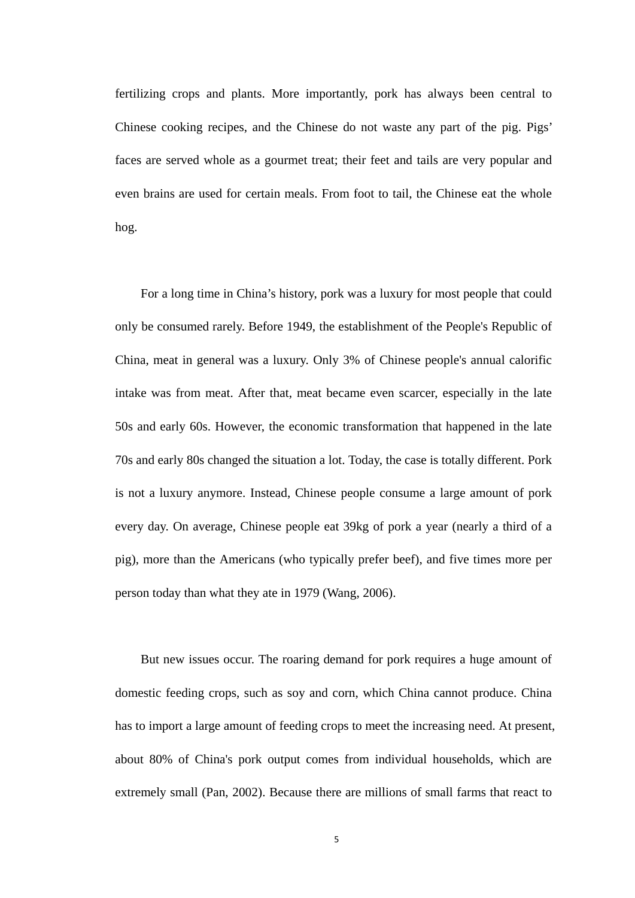fertilizing crops and plants. More importantly, pork has always been central to Chinese cooking recipes, and the Chinese do not waste any part of the pig. Pigs' faces are served whole as a gourmet treat; their feet and tails are very popular and even brains are used for certain meals. From foot to tail, the Chinese eat the whole hog.

For a long time in China's history, pork was a luxury for most people that could only be consumed rarely. Before 1949, the establishment of the People's Republic of China, meat in general was a luxury. Only 3% of Chinese people's annual calorific intake was from meat. After that, meat became even scarcer, especially in the late 50s and early 60s. However, the economic transformation that happened in the late 70s and early 80s changed the situation a lot. Today, the case is totally different. Pork is not a luxury anymore. Instead, Chinese people consume a large amount of pork every day. On average, Chinese people eat 39kg of pork a year (nearly a third of a pig), more than the Americans (who typically prefer beef), and five times more per person today than what they ate in 1979 (Wang, 2006).

But new issues occur. The roaring demand for pork requires a huge amount of domestic feeding crops, such as soy and corn, which China cannot produce. China has to import a large amount of feeding crops to meet the increasing need. At present, about 80% of China's pork output comes from individual households, which are extremely small (Pan, 2002). Because there are millions of small farms that react to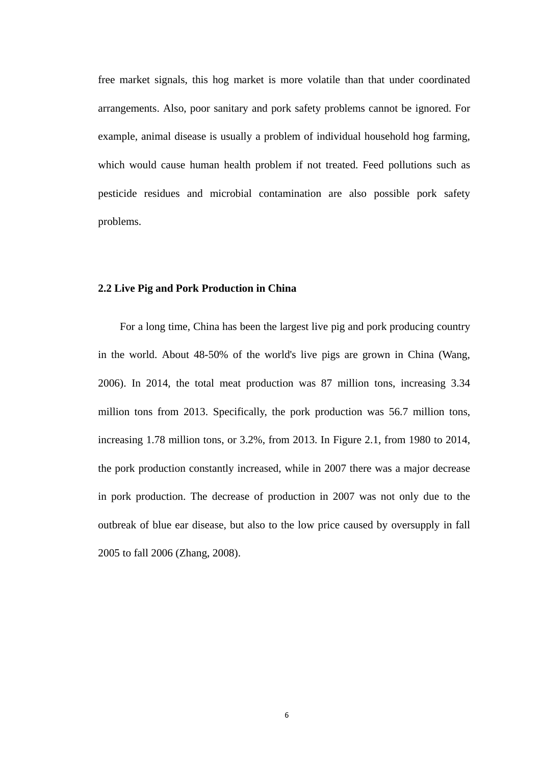free market signals, this hog market is more volatile than that under coordinated arrangements. Also, poor sanitary and pork safety problems cannot be ignored. For example, animal disease is usually a problem of individual household hog farming, which would cause human health problem if not treated. Feed pollutions such as pesticide residues and microbial contamination are also possible pork safety problems.

### 2.2 Live Pig and Pork Production in China

For a long time, China has been the largest live pig and pork producing country in the world. About 48-50% of the world's live pigs are grown in China (Wang, 2006). In 2014, the total meat production was 87 million tons, increasing 3.34 million tons from 2013. Specifically, the pork production was 56.7 million tons, increasing 1.78 million tons, or 3.2%, from 2013. In Figure 2.1, from 1980 to 2014, the pork production constantly increased, while in 2007 there was a major decrease in pork production. The decrease of production in 2007 was not only due to the outbreak of blue ear disease, but also to the low price caused by oversupply in fall 2005 to fall 2006 (Zhang, 2008).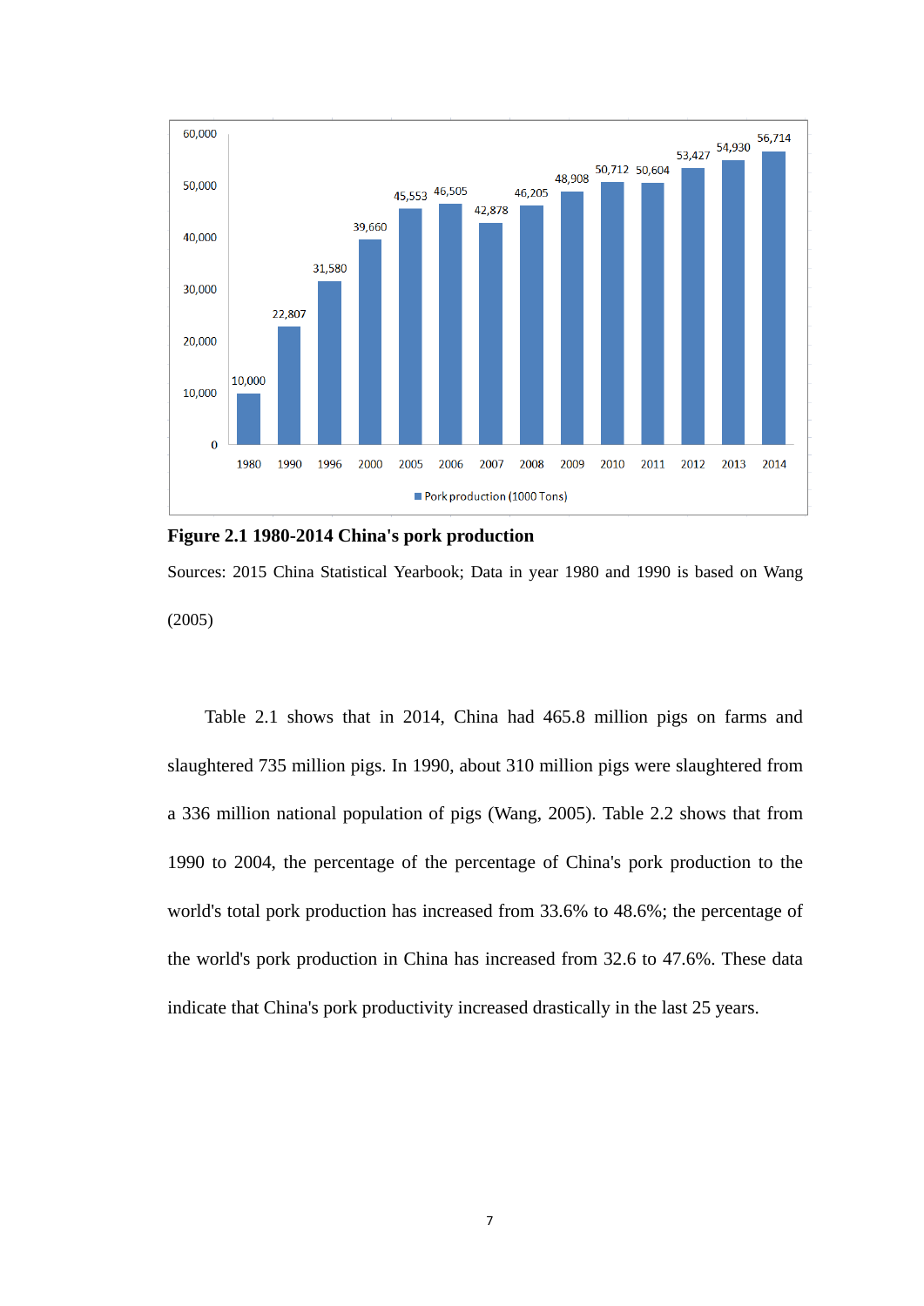60,000
50,000
40,000
30,000
20,000
10,000
0

10,000
22,807
31,580
39,660
45,553
46,505
42,878
46,205
48,908
50,712
50,604
53,427
54,930
56,714

1980 1990 1996 2000 2005 2006 2007 2008 2009 2010 2011 2012 2013 2014

Pork production (1000 Tons)

**Figure 2.1 1980-2014 China's pork production**

Sources: 2015 China Statistical Yearbook; Data in year 1980 and 1990 is based on Wang (2005)

Table 2.1 shows that in 2014, China had 465.8 million pigs on farms and slaughtered 735 million pigs. In 1990, about 310 million pigs were slaughtered from a 336 million national population of pigs (Wang, 2005). Table 2.2 shows that from 1990 to 2004, the percentage of the percentage of China's pork production to the world's total pork production has increased from 33.6% to 48.6%; the percentage of the world's pork production in China has increased from 32.6 to 47.6%. These data indicate that China's pork productivity increased drastically in the last 25 years.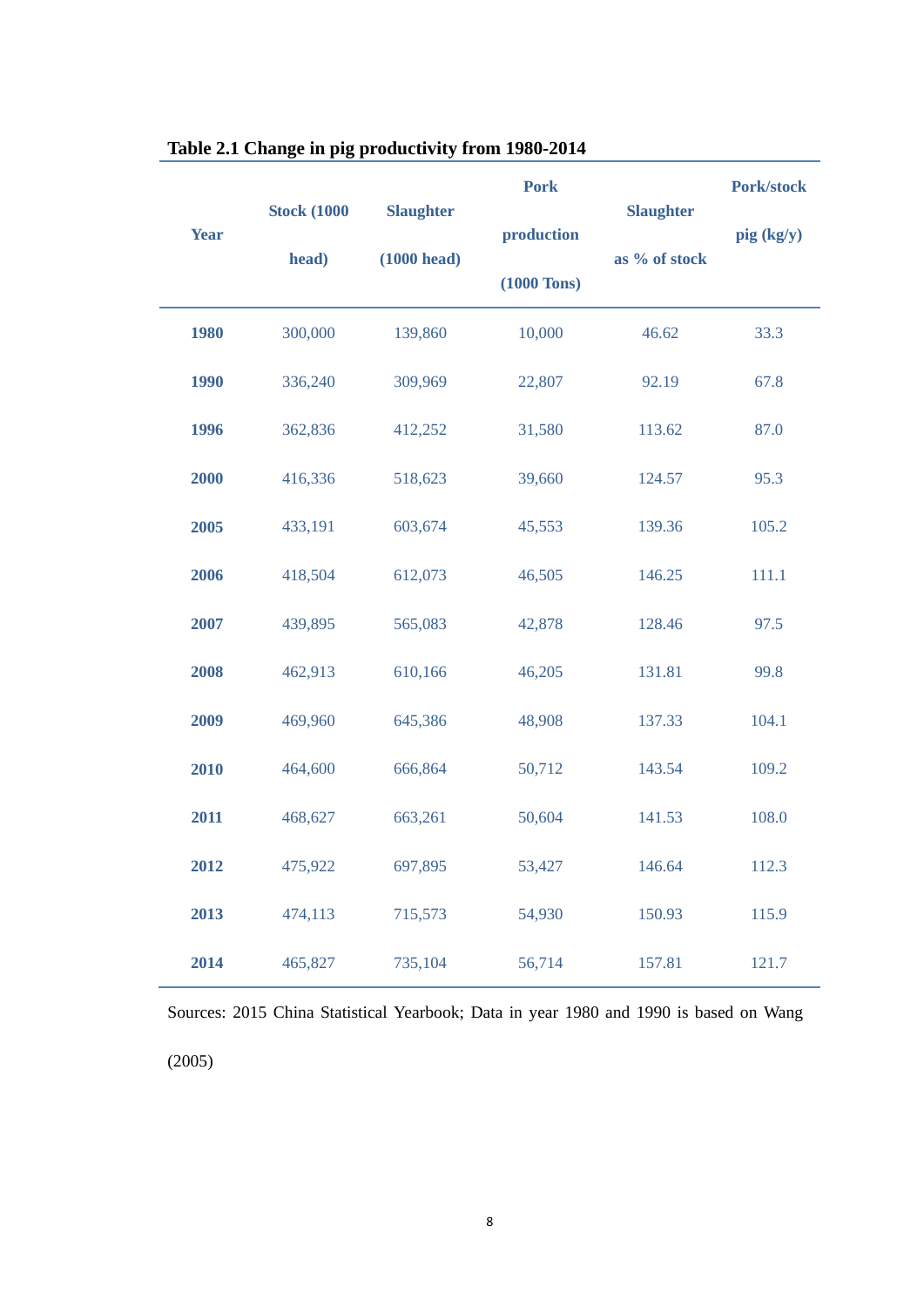**Table 2.1 Change in pig productivity from 1980-2014**

| Year | Stock (1000 head) | Slaughter (1000 head) | Pork production (1000 Tons) | Slaughter as % of stock | Pork/stock pig (kg/y) |
|---|---|---|---|---|---|
| **1980** | 300,000 | 139,860 | 10,000 | 46.62 | 33.3 |
| **1990** | 336,240 | 309,969 | 22,807 | 92.19 | 67.8 |
| **1996** | 362,836 | 412,252 | 31,580 | 113.62 | 87.0 |
| **2000** | 416,336 | 518,623 | 39,660 | 124.57 | 95.3 |
| **2005** | 433,191 | 603,674 | 45,553 | 139.36 | 105.2 |
| **2006** | 418,504 | 612,073 | 46,505 | 146.25 | 111.1 |
| **2007** | 439,895 | 565,083 | 42,878 | 128.46 | 97.5 |
| **2008** | 462,913 | 610,166 | 46,205 | 131.81 | 99.8 |
| **2009** | 469,960 | 645,386 | 48,908 | 137.33 | 104.1 |
| **2010** | 464,600 | 666,864 | 50,712 | 143.54 | 109.2 |
| **2011** | 468,627 | 663,261 | 50,604 | 141.53 | 108.0 |
| **2012** | 475,922 | 697,895 | 53,427 | 146.64 | 112.3 |
| **2013** | 474,113 | 715,573 | 54,930 | 150.93 | 115.9 |
| **2014** | 465,827 | 735,104 | 56,714 | 157.81 | 121.7 |

Sources: 2015 China Statistical Yearbook; Data in year 1980 and 1990 is based on Wang (2005)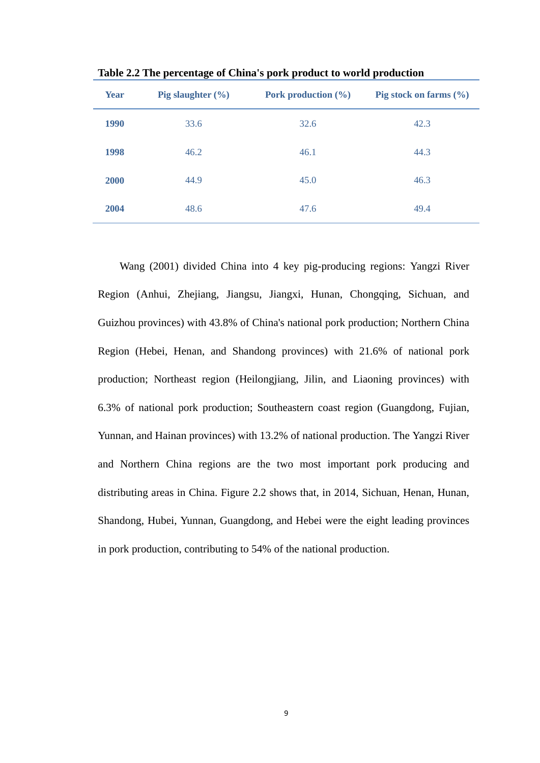**Table 2.2 The percentage of China's pork product to world production**

| Year | Pig slaughter (%) | Pork production (%) | Pig stock on farms (%) |
|---|---|---|---|
| **1990** | 33.6 | 32.6 | 42.3 |
| **1998** | 46.2 | 46.1 | 44.3 |
| **2000** | 44.9 | 45.0 | 46.3 |
| **2004** | 48.6 | 47.6 | 49.4 |

Wang (2001) divided China into 4 key pig-producing regions: Yangzi River Region (Anhui, Zhejiang, Jiangsu, Jiangxi, Hunan, Chongqing, Sichuan, and Guizhou provinces) with 43.8% of China's national pork production; Northern China Region (Hebei, Henan, and Shandong provinces) with 21.6% of national pork production; Northeast region (Heilongjiang, Jilin, and Liaoning provinces) with 6.3% of national pork production; Southeastern coast region (Guangdong, Fujian, Yunnan, and Hainan provinces) with 13.2% of national production. The Yangzi River and Northern China regions are the two most important pork producing and distributing areas in China. Figure 2.2 shows that, in 2014, Sichuan, Henan, Hunan, Shandong, Hubei, Yunnan, Guangdong, and Hebei were the eight leading provinces in pork production, contributing to 54% of the national production.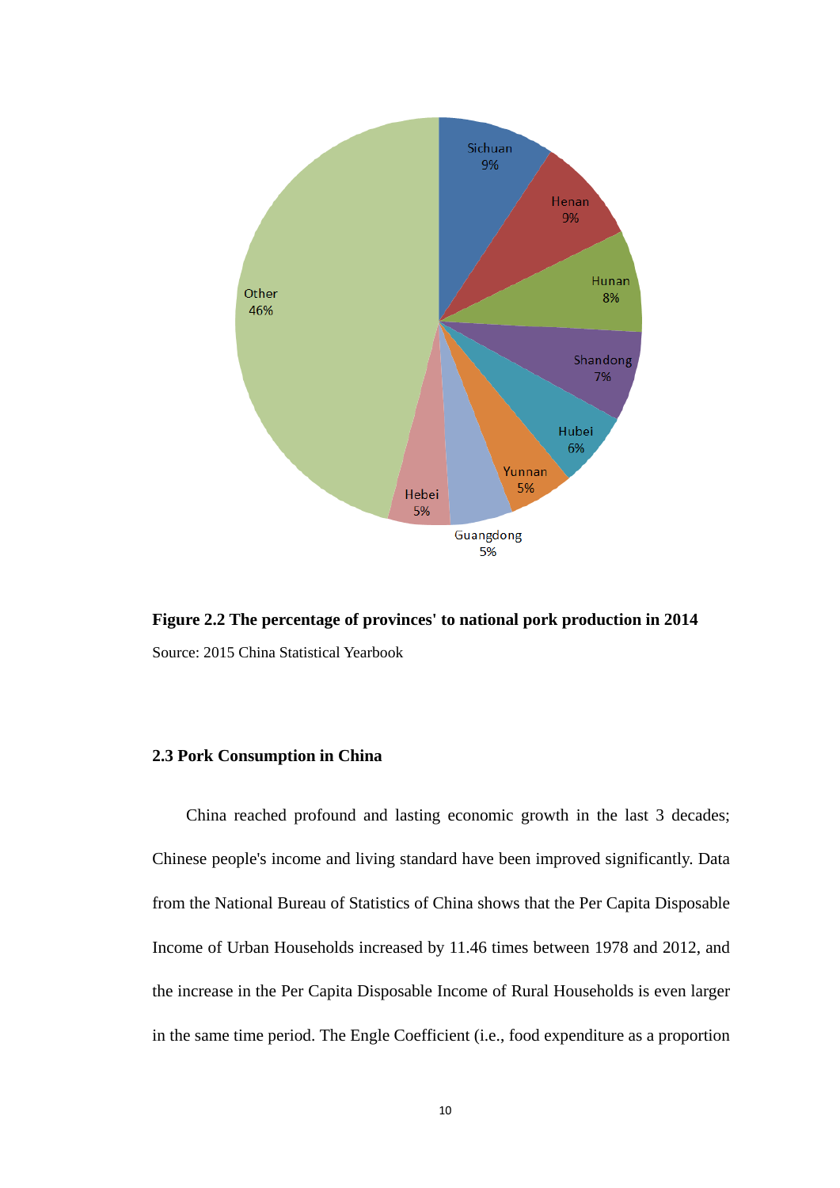Sichuan
9%

Henan
9%

Hunan
8%

Shandong
7%

Hubei
6%

Yunnan
5%

Guangdong
5%

Hebei
5%

Other
46%

**Figure 2.2 The percentage of provinces' to national pork production in 2014**

Source: 2015 China Statistical Yearbook

### 2.3 Pork Consumption in China

China reached profound and lasting economic growth in the last 3 decades; Chinese people's income and living standard have been improved significantly. Data from the National Bureau of Statistics of China shows that the Per Capita Disposable Income of Urban Households increased by 11.46 times between 1978 and 2012, and the increase in the Per Capita Disposable Income of Rural Households is even larger in the same time period. The Engle Coefficient (i.e., food expenditure as a proportion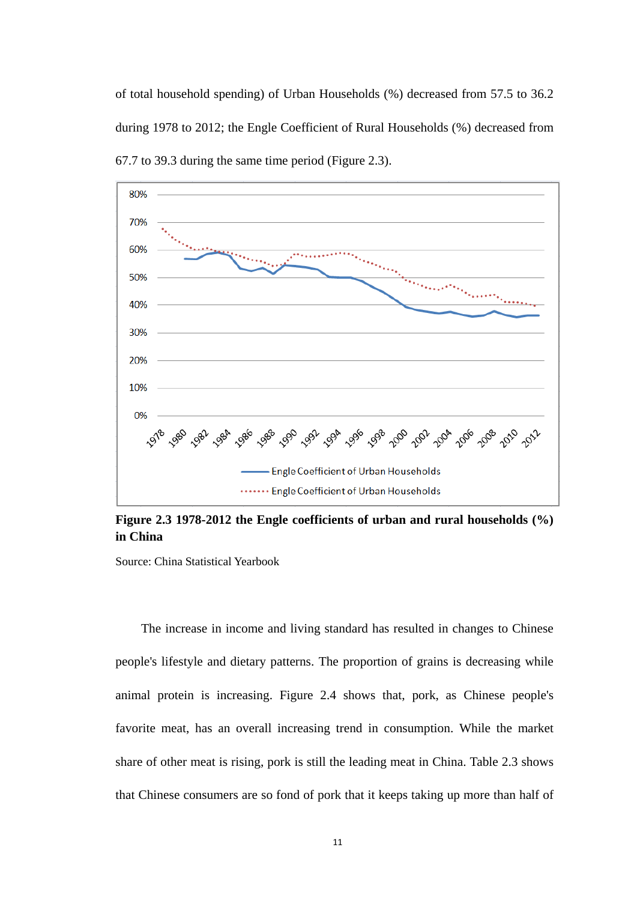of total household spending) of Urban Households (%) decreased from 57.5 to 36.2 during 1978 to 2012; the Engle Coefficient of Rural Households (%) decreased from 67.7 to 39.3 during the same time period (Figure 2.3).

80%
70%
60%
50%
40%
30%
20%
10%
0%

1978 1980 1982 1984 1986 1988 1990 1992 1994 1996 1998 2000 2002 2004 2006 2008 2010 2012

Engle Coefficient of Urban Households
Engle Coefficient of Urban Households

**Figure 2.3 1978-2012 the Engle coefficients of urban and rural households (%) in China**

Source: China Statistical Yearbook

The increase in income and living standard has resulted in changes to Chinese people's lifestyle and dietary patterns. The proportion of grains is decreasing while animal protein is increasing. Figure 2.4 shows that, pork, as Chinese people's favorite meat, has an overall increasing trend in consumption. While the market share of other meat is rising, pork is still the leading meat in China. Table 2.3 shows that Chinese consumers are so fond of pork that it keeps taking up more than half of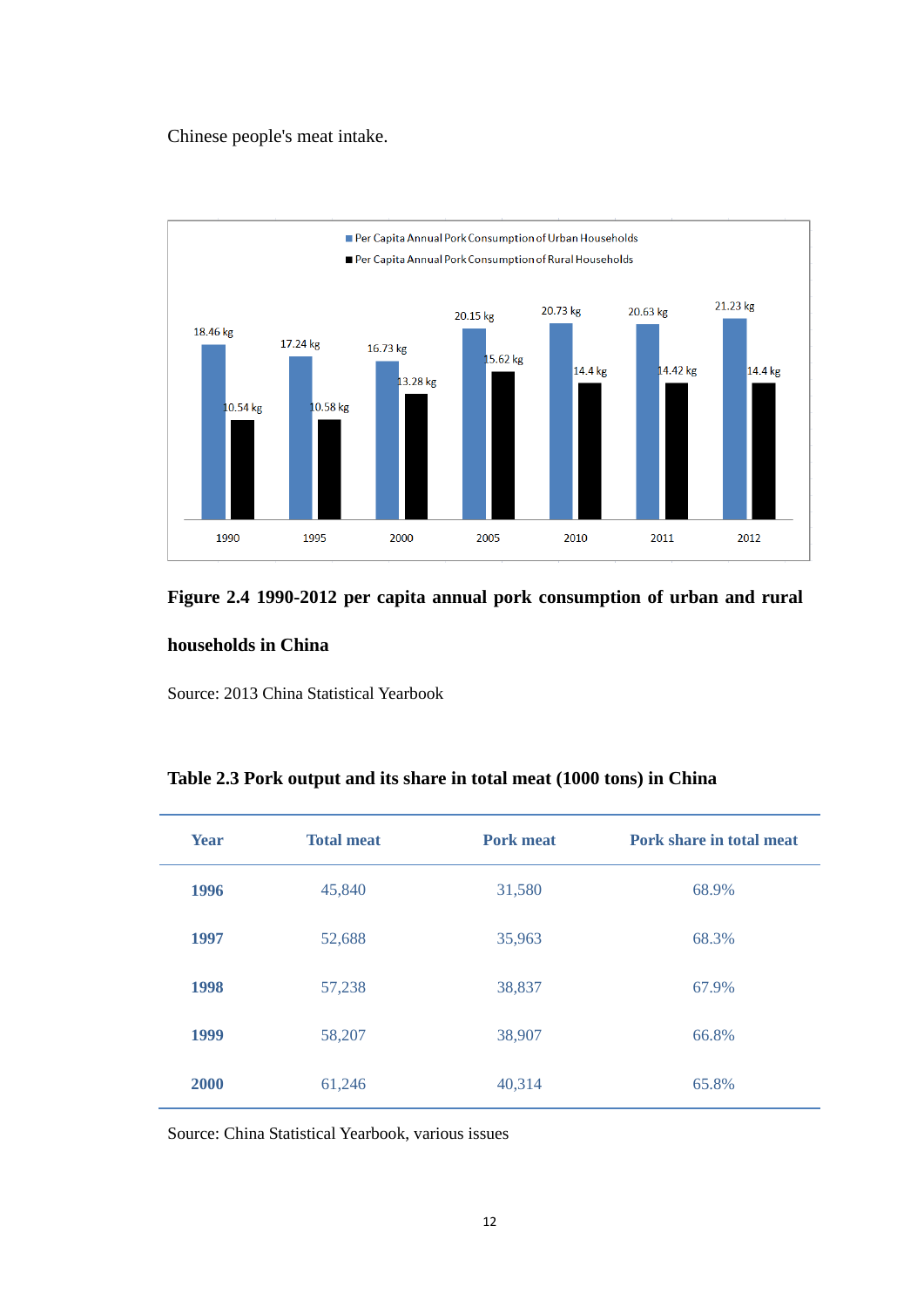Chinese people's meat intake.

Per Capita Annual Pork Consumption of Urban Households
Per Capita Annual Pork Consumption of Rural Households

18.46 kg
10.54 kg
17.24 kg
10.58 kg
16.73 kg
13.28 kg
20.15 kg
15.62 kg
20.73 kg
14.4 kg
20.63 kg
14.42 kg
21.23 kg
14.4 kg

1990
1995
2000
2005
2010
2011
2012

**Figure 2.4 1990-2012 per capita annual pork consumption of urban and rural households in China**

Source: 2013 China Statistical Yearbook

**Table 2.3 Pork output and its share in total meat (1000 tons) in China**

| Year | Total meat | Pork meat | Pork share in total meat |
|---|---|---|---|
| **1996** | 45,840 | 31,580 | 68.9% |
| **1997** | 52,688 | 35,963 | 68.3% |
| **1998** | 57,238 | 38,837 | 67.9% |
| **1999** | 58,207 | 38,907 | 66.8% |
| **2000** | 61,246 | 40,314 | 65.8% |

Source: China Statistical Yearbook, various issues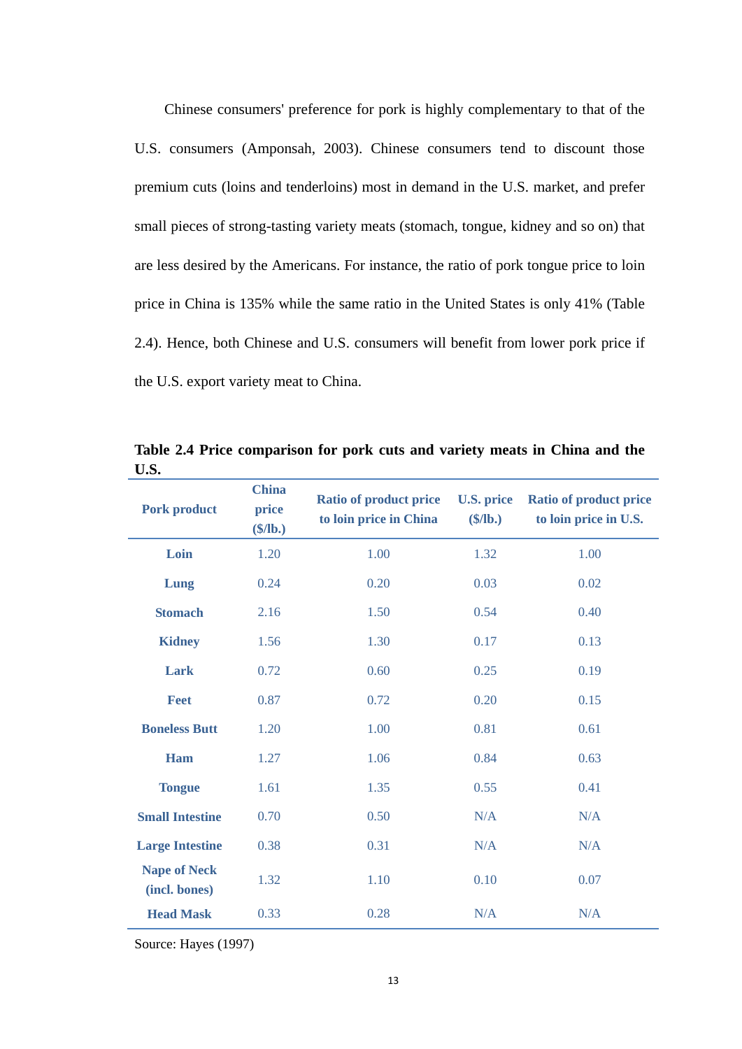Chinese consumers' preference for pork is highly complementary to that of the U.S. consumers (Amponsah, 2003). Chinese consumers tend to discount those premium cuts (loins and tenderloins) most in demand in the U.S. market, and prefer small pieces of strong-tasting variety meats (stomach, tongue, kidney and so on) that are less desired by the Americans. For instance, the ratio of pork tongue price to loin price in China is 135% while the same ratio in the United States is only 41% (Table 2.4). Hence, both Chinese and U.S. consumers will benefit from lower pork price if the U.S. export variety meat to China.

**Table 2.4 Price comparison for pork cuts and variety meats in China and the U.S.**

| Pork product | China price ($/lb.) | Ratio of product price to loin price in China | U.S. price ($/lb.) | Ratio of product price to loin price in U.S. |
|---|---|---|---|---|
| Loin | 1.20 | 1.00 | 1.32 | 1.00 |
| Lung | 0.24 | 0.20 | 0.03 | 0.02 |
| Stomach | 2.16 | 1.50 | 0.54 | 0.40 |
| Kidney | 1.56 | 1.30 | 0.17 | 0.13 |
| Lark | 0.72 | 0.60 | 0.25 | 0.19 |
| Feet | 0.87 | 0.72 | 0.20 | 0.15 |
| Boneless Butt | 1.20 | 1.00 | 0.81 | 0.61 |
| Ham | 1.27 | 1.06 | 0.84 | 0.63 |
| Tongue | 1.61 | 1.35 | 0.55 | 0.41 |
| Small Intestine | 0.70 | 0.50 | N/A | N/A |
| Large Intestine | 0.38 | 0.31 | N/A | N/A |
| Nape of Neck (incl. bones) | 1.32 | 1.10 | 0.10 | 0.07 |
| Head Mask | 0.33 | 0.28 | N/A | N/A |

Source: Hayes (1997)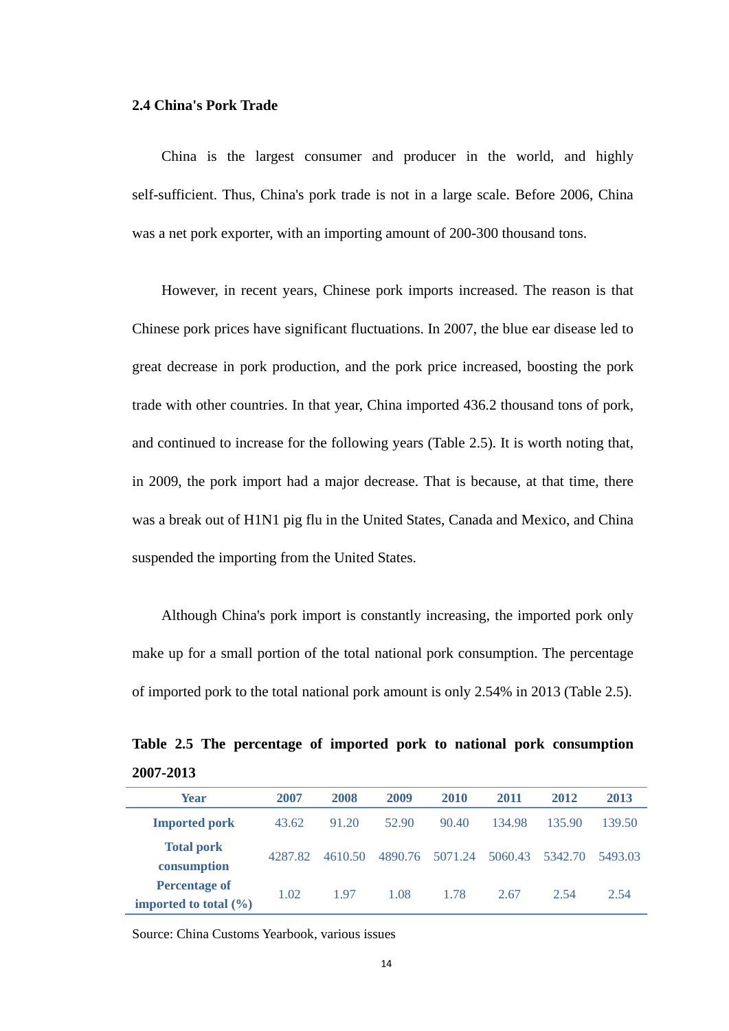### 2.4 China's Pork Trade

China is the largest consumer and producer in the world, and highly self-sufficient. Thus, China's pork trade is not in a large scale. Before 2006, China was a net pork exporter, with an importing amount of 200-300 thousand tons.

However, in recent years, Chinese pork imports increased. The reason is that Chinese pork prices have significant fluctuations. In 2007, the blue ear disease led to great decrease in pork production, and the pork price increased, boosting the pork trade with other countries. In that year, China imported 436.2 thousand tons of pork, and continued to increase for the following years (Table 2.5). It is worth noting that, in 2009, the pork import had a major decrease. That is because, at that time, there was a break out of H1N1 pig flu in the United States, Canada and Mexico, and China suspended the importing from the United States.

Although China's pork import is constantly increasing, the imported pork only make up for a small portion of the total national pork consumption. The percentage of imported pork to the total national pork amount is only 2.54% in 2013 (Table 2.5).

**Table 2.5 The percentage of imported pork to national pork consumption 2007-2013**

| Year | 2007 | 2008 | 2009 | 2010 | 2011 | 2012 | 2013 |
|---|---|---|---|---|---|---|---|
| Imported pork | 43.62 | 91.20 | 52.90 | 90.40 | 134.98 | 135.90 | 139.50 |
| Total pork consumption | 4287.82 | 4610.50 | 4890.76 | 5071.24 | 5060.43 | 5342.70 | 5493.03 |
| Percentage of imported to total (%) | 1.02 | 1.97 | 1.08 | 1.78 | 2.67 | 2.54 | 2.54 |

Source: China Customs Yearbook, various issues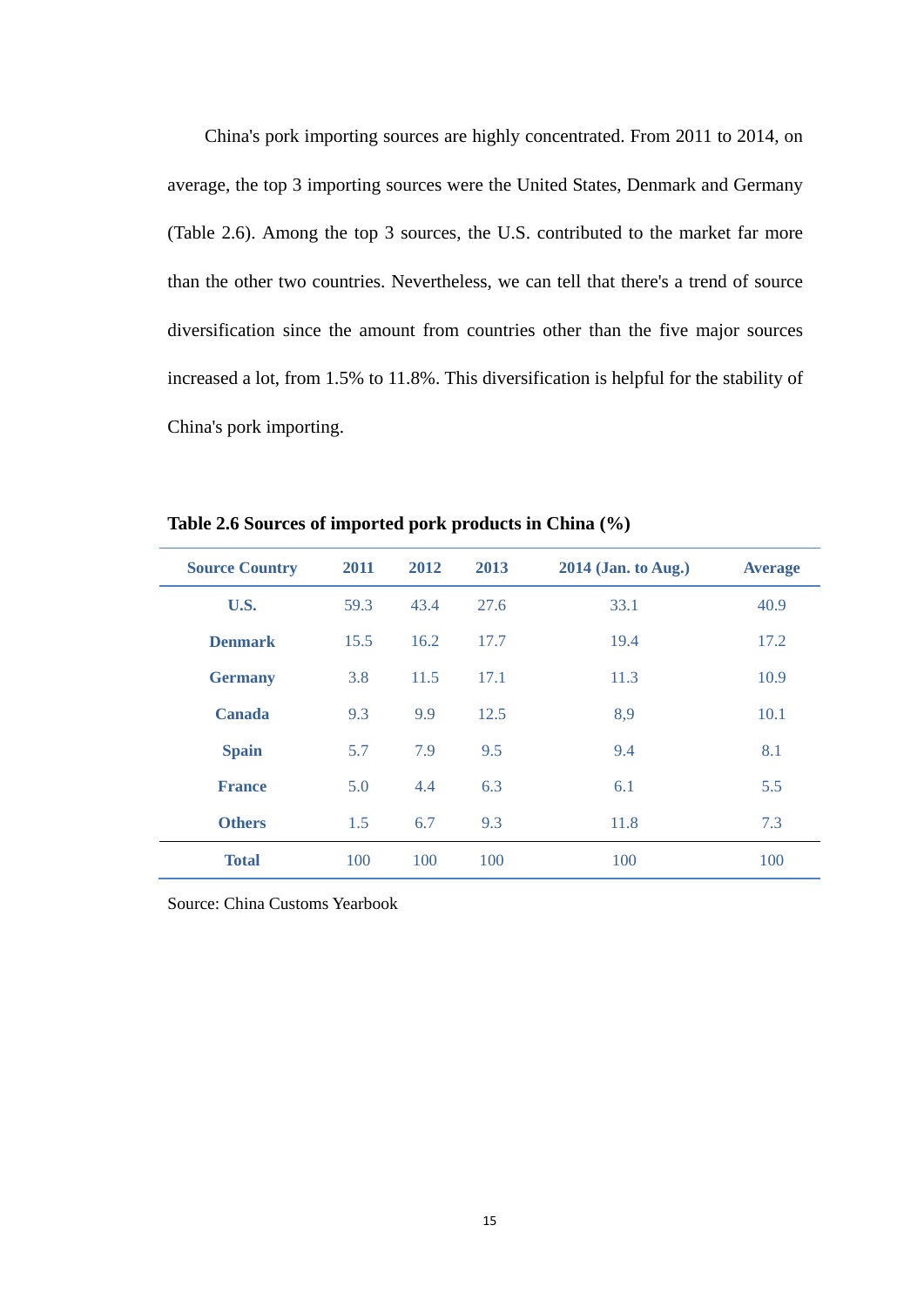China's pork importing sources are highly concentrated. From 2011 to 2014, on average, the top 3 importing sources were the United States, Denmark and Germany (Table 2.6). Among the top 3 sources, the U.S. contributed to the market far more than the other two countries. Nevertheless, we can tell that there's a trend of source diversification since the amount from countries other than the five major sources increased a lot, from 1.5% to 11.8%. This diversification is helpful for the stability of China's pork importing.

**Table 2.6 Sources of imported pork products in China (%)**

| Source Country | 2011 | 2012 | 2013 | 2014 (Jan. to Aug.) | Average |
|---|---|---|---|---|---|
| U.S. | 59.3 | 43.4 | 27.6 | 33.1 | 40.9 |
| Denmark | 15.5 | 16.2 | 17.7 | 19.4 | 17.2 |
| Germany | 3.8 | 11.5 | 17.1 | 11.3 | 10.9 |
| Canada | 9.3 | 9.9 | 12.5 | 8,9 | 10.1 |
| Spain | 5.7 | 7.9 | 9.5 | 9.4 | 8.1 |
| France | 5.0 | 4.4 | 6.3 | 6.1 | 5.5 |
| Others | 1.5 | 6.7 | 9.3 | 11.8 | 7.3 |
| Total | 100 | 100 | 100 | 100 | 100 |

Source: China Customs Yearbook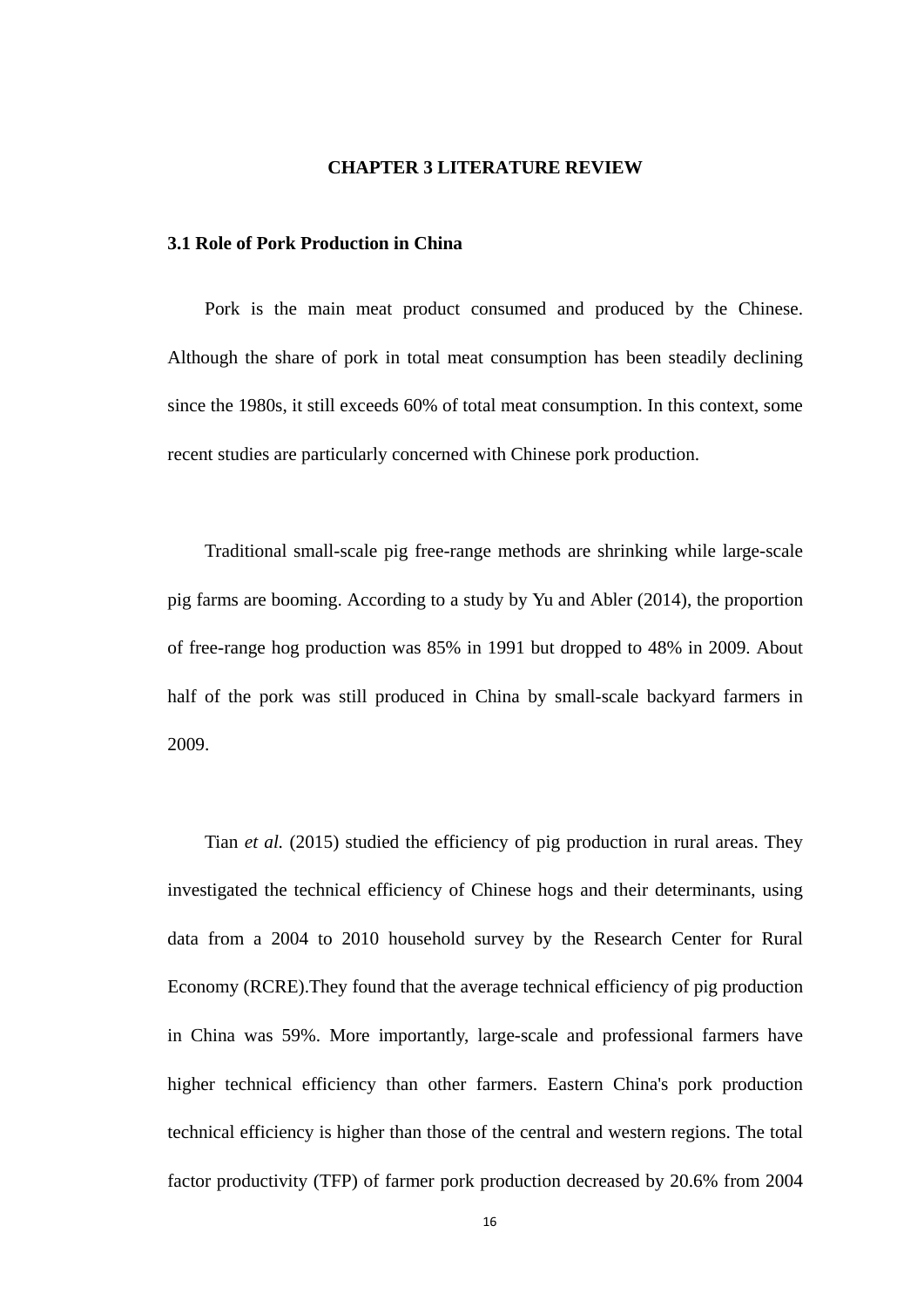# CHAPTER 3 LITERATURE REVIEW

## 3.1 Role of Pork Production in China

Pork is the main meat product consumed and produced by the Chinese. Although the share of pork in total meat consumption has been steadily declining since the 1980s, it still exceeds 60% of total meat consumption. In this context, some recent studies are particularly concerned with Chinese pork production.

Traditional small-scale pig free-range methods are shrinking while large-scale pig farms are booming. According to a study by Yu and Abler (2014), the proportion of free-range hog production was 85% in 1991 but dropped to 48% in 2009. About half of the pork was still produced in China by small-scale backyard farmers in 2009.

Tian *et al.* (2015) studied the efficiency of pig production in rural areas. They investigated the technical efficiency of Chinese hogs and their determinants, using data from a 2004 to 2010 household survey by the Research Center for Rural Economy (RCRE).They found that the average technical efficiency of pig production in China was 59%. More importantly, large-scale and professional farmers have higher technical efficiency than other farmers. Eastern China's pork production technical efficiency is higher than those of the central and western regions. The total factor productivity (TFP) of farmer pork production decreased by 20.6% from 2004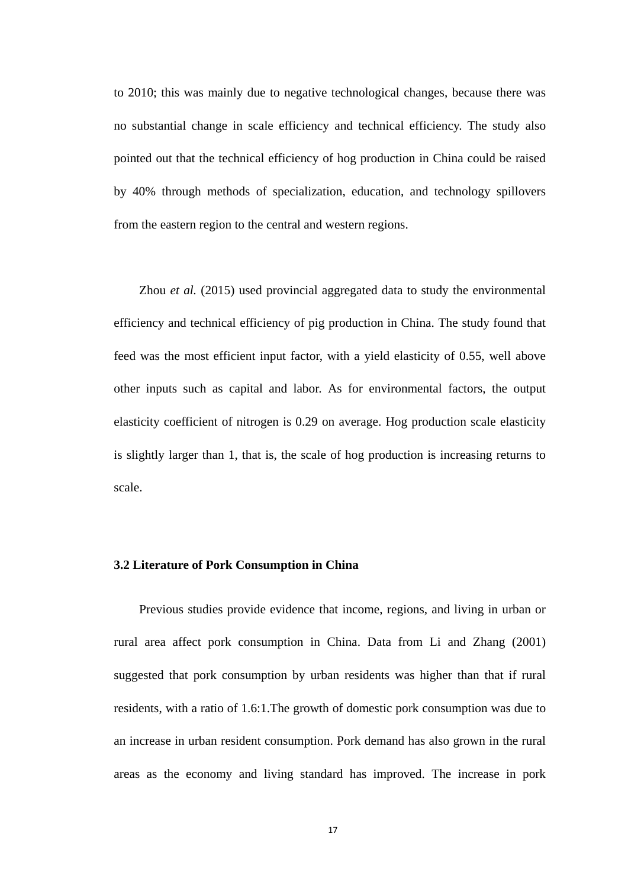to 2010; this was mainly due to negative technological changes, because there was no substantial change in scale efficiency and technical efficiency. The study also pointed out that the technical efficiency of hog production in China could be raised by 40% through methods of specialization, education, and technology spillovers from the eastern region to the central and western regions.

Zhou *et al.* (2015) used provincial aggregated data to study the environmental efficiency and technical efficiency of pig production in China. The study found that feed was the most efficient input factor, with a yield elasticity of 0.55, well above other inputs such as capital and labor. As for environmental factors, the output elasticity coefficient of nitrogen is 0.29 on average. Hog production scale elasticity is slightly larger than 1, that is, the scale of hog production is increasing returns to scale.

### 3.2 Literature of Pork Consumption in China

Previous studies provide evidence that income, regions, and living in urban or rural area affect pork consumption in China. Data from Li and Zhang (2001) suggested that pork consumption by urban residents was higher than that if rural residents, with a ratio of 1.6:1.The growth of domestic pork consumption was due to an increase in urban resident consumption. Pork demand has also grown in the rural areas as the economy and living standard has improved. The increase in pork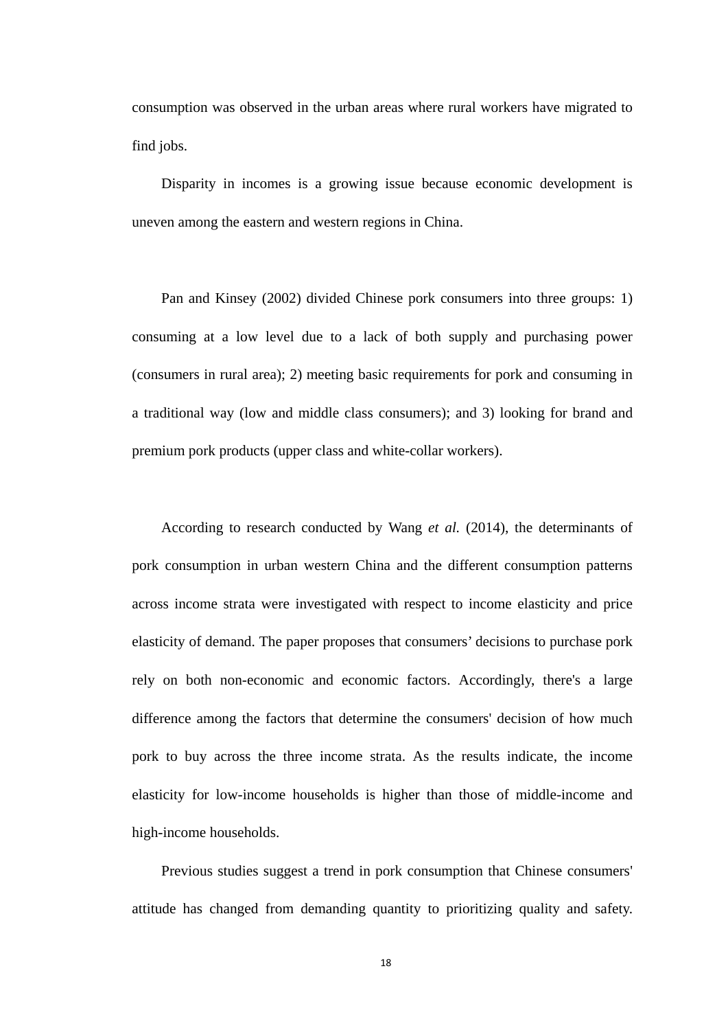consumption was observed in the urban areas where rural workers have migrated to find jobs.

Disparity in incomes is a growing issue because economic development is uneven among the eastern and western regions in China.

Pan and Kinsey (2002) divided Chinese pork consumers into three groups: 1) consuming at a low level due to a lack of both supply and purchasing power (consumers in rural area); 2) meeting basic requirements for pork and consuming in a traditional way (low and middle class consumers); and 3) looking for brand and premium pork products (upper class and white-collar workers).

According to research conducted by Wang *et al.* (2014), the determinants of pork consumption in urban western China and the different consumption patterns across income strata were investigated with respect to income elasticity and price elasticity of demand. The paper proposes that consumers' decisions to purchase pork rely on both non-economic and economic factors. Accordingly, there's a large difference among the factors that determine the consumers' decision of how much pork to buy across the three income strata. As the results indicate, the income elasticity for low-income households is higher than those of middle-income and high-income households.

Previous studies suggest a trend in pork consumption that Chinese consumers' attitude has changed from demanding quantity to prioritizing quality and safety.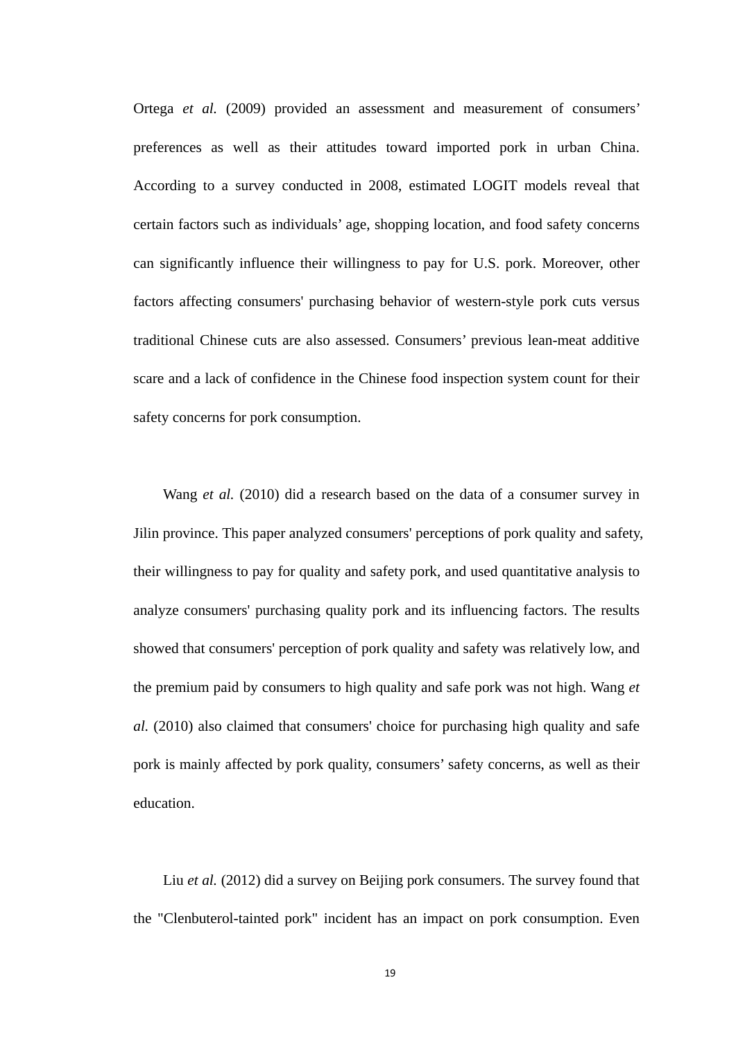Ortega *et al.* (2009) provided an assessment and measurement of consumers' preferences as well as their attitudes toward imported pork in urban China. According to a survey conducted in 2008, estimated LOGIT models reveal that certain factors such as individuals' age, shopping location, and food safety concerns can significantly influence their willingness to pay for U.S. pork. Moreover, other factors affecting consumers' purchasing behavior of western-style pork cuts versus traditional Chinese cuts are also assessed. Consumers' previous lean-meat additive scare and a lack of confidence in the Chinese food inspection system count for their safety concerns for pork consumption.

Wang *et al.* (2010) did a research based on the data of a consumer survey in Jilin province. This paper analyzed consumers' perceptions of pork quality and safety, their willingness to pay for quality and safety pork, and used quantitative analysis to analyze consumers' purchasing quality pork and its influencing factors. The results showed that consumers' perception of pork quality and safety was relatively low, and the premium paid by consumers to high quality and safe pork was not high. Wang *et al.* (2010) also claimed that consumers' choice for purchasing high quality and safe pork is mainly affected by pork quality, consumers' safety concerns, as well as their education.

Liu *et al.* (2012) did a survey on Beijing pork consumers. The survey found that the "Clenbuterol-tainted pork" incident has an impact on pork consumption. Even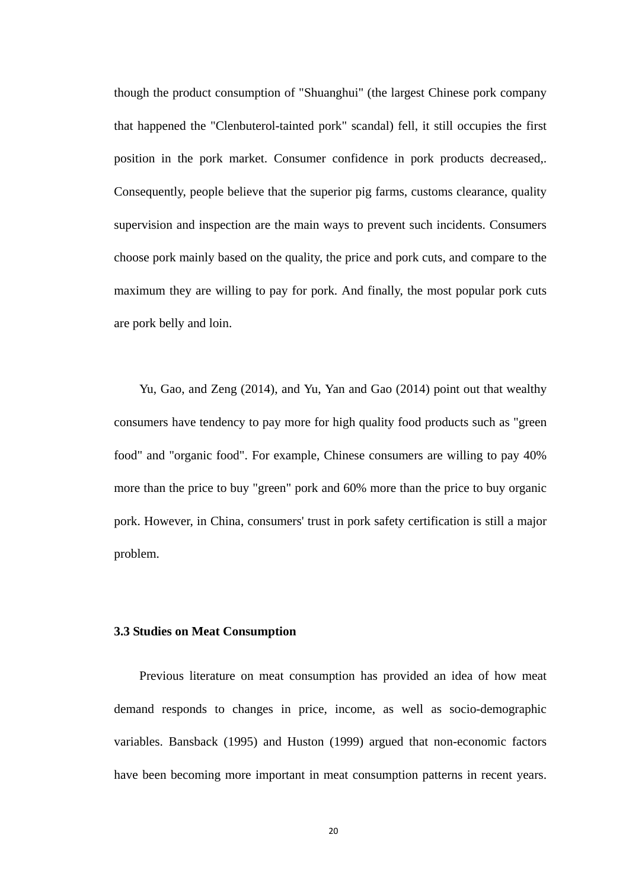though the product consumption of "Shuanghui" (the largest Chinese pork company that happened the "Clenbuterol-tainted pork" scandal) fell, it still occupies the first position in the pork market. Consumer confidence in pork products decreased,. Consequently, people believe that the superior pig farms, customs clearance, quality supervision and inspection are the main ways to prevent such incidents. Consumers choose pork mainly based on the quality, the price and pork cuts, and compare to the maximum they are willing to pay for pork. And finally, the most popular pork cuts are pork belly and loin.

Yu, Gao, and Zeng (2014), and Yu, Yan and Gao (2014) point out that wealthy consumers have tendency to pay more for high quality food products such as "green food" and "organic food". For example, Chinese consumers are willing to pay 40% more than the price to buy "green" pork and 60% more than the price to buy organic pork. However, in China, consumers' trust in pork safety certification is still a major problem.

### 3.3 Studies on Meat Consumption

Previous literature on meat consumption has provided an idea of how meat demand responds to changes in price, income, as well as socio-demographic variables. Bansback (1995) and Huston (1999) argued that non-economic factors have been becoming more important in meat consumption patterns in recent years.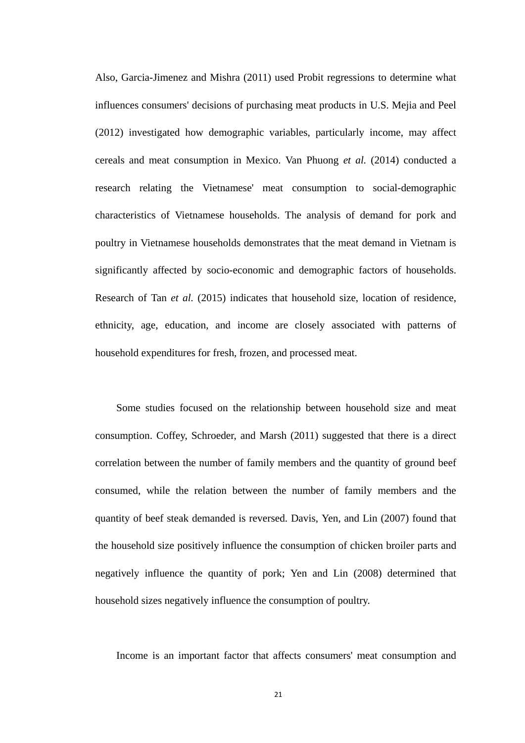Also, Garcia-Jimenez and Mishra (2011) used Probit regressions to determine what influences consumers' decisions of purchasing meat products in U.S. Mejia and Peel (2012) investigated how demographic variables, particularly income, may affect cereals and meat consumption in Mexico. Van Phuong *et al.* (2014) conducted a research relating the Vietnamese' meat consumption to social-demographic characteristics of Vietnamese households. The analysis of demand for pork and poultry in Vietnamese households demonstrates that the meat demand in Vietnam is significantly affected by socio-economic and demographic factors of households. Research of Tan *et al.* (2015) indicates that household size, location of residence, ethnicity, age, education, and income are closely associated with patterns of household expenditures for fresh, frozen, and processed meat.

Some studies focused on the relationship between household size and meat consumption. Coffey, Schroeder, and Marsh (2011) suggested that there is a direct correlation between the number of family members and the quantity of ground beef consumed, while the relation between the number of family members and the quantity of beef steak demanded is reversed. Davis, Yen, and Lin (2007) found that the household size positively influence the consumption of chicken broiler parts and negatively influence the quantity of pork; Yen and Lin (2008) determined that household sizes negatively influence the consumption of poultry.

Income is an important factor that affects consumers' meat consumption and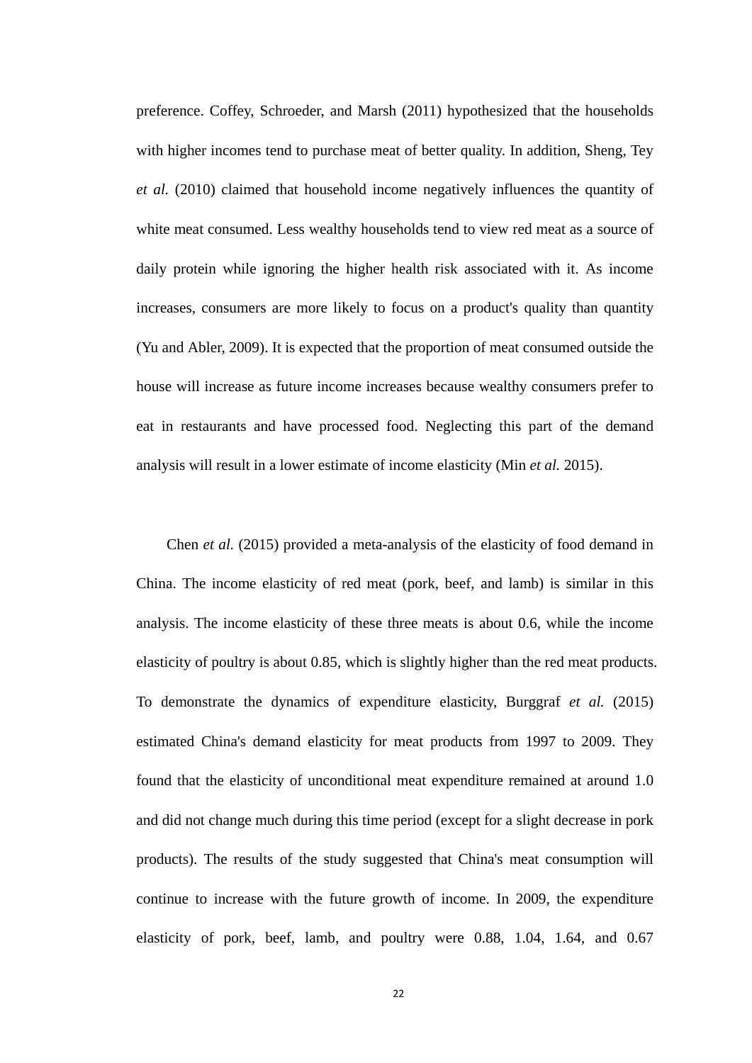preference. Coffey, Schroeder, and Marsh (2011) hypothesized that the households with higher incomes tend to purchase meat of better quality. In addition, Sheng, Tey *et al.* (2010) claimed that household income negatively influences the quantity of white meat consumed. Less wealthy households tend to view red meat as a source of daily protein while ignoring the higher health risk associated with it. As income increases, consumers are more likely to focus on a product's quality than quantity (Yu and Abler, 2009). It is expected that the proportion of meat consumed outside the house will increase as future income increases because wealthy consumers prefer to eat in restaurants and have processed food. Neglecting this part of the demand analysis will result in a lower estimate of income elasticity (Min *et al.* 2015).

Chen *et al.* (2015) provided a meta-analysis of the elasticity of food demand in China. The income elasticity of red meat (pork, beef, and lamb) is similar in this analysis. The income elasticity of these three meats is about 0.6, while the income elasticity of poultry is about 0.85, which is slightly higher than the red meat products. To demonstrate the dynamics of expenditure elasticity, Burggraf *et al.* (2015) estimated China's demand elasticity for meat products from 1997 to 2009. They found that the elasticity of unconditional meat expenditure remained at around 1.0 and did not change much during this time period (except for a slight decrease in pork products). The results of the study suggested that China's meat consumption will continue to increase with the future growth of income. In 2009, the expenditure elasticity of pork, beef, lamb, and poultry were 0.88, 1.04, 1.64, and 0.67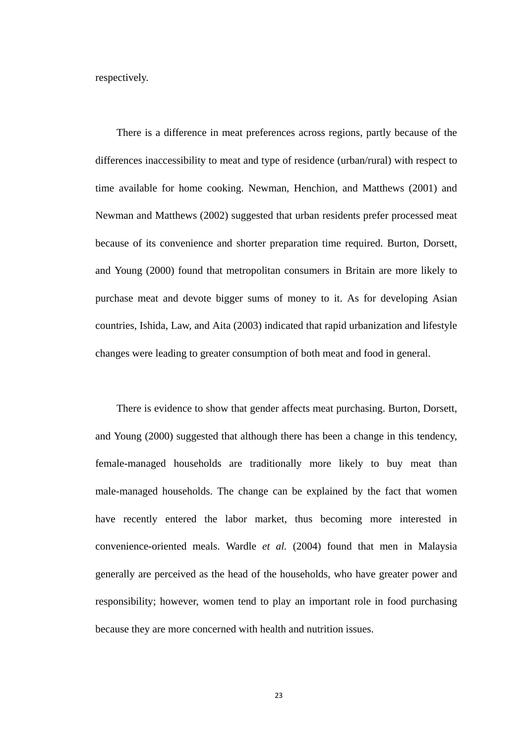respectively.

There is a difference in meat preferences across regions, partly because of the differences inaccessibility to meat and type of residence (urban/rural) with respect to time available for home cooking. Newman, Henchion, and Matthews (2001) and Newman and Matthews (2002) suggested that urban residents prefer processed meat because of its convenience and shorter preparation time required. Burton, Dorsett, and Young (2000) found that metropolitan consumers in Britain are more likely to purchase meat and devote bigger sums of money to it. As for developing Asian countries, Ishida, Law, and Aita (2003) indicated that rapid urbanization and lifestyle changes were leading to greater consumption of both meat and food in general.

There is evidence to show that gender affects meat purchasing. Burton, Dorsett, and Young (2000) suggested that although there has been a change in this tendency, female-managed households are traditionally more likely to buy meat than male-managed households. The change can be explained by the fact that women have recently entered the labor market, thus becoming more interested in convenience-oriented meals. Wardle *et al.* (2004) found that men in Malaysia generally are perceived as the head of the households, who have greater power and responsibility; however, women tend to play an important role in food purchasing because they are more concerned with health and nutrition issues.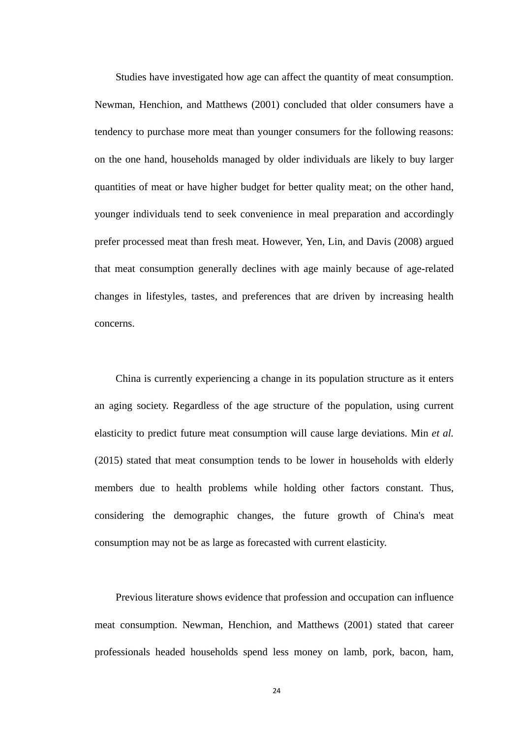Studies have investigated how age can affect the quantity of meat consumption. Newman, Henchion, and Matthews (2001) concluded that older consumers have a tendency to purchase more meat than younger consumers for the following reasons: on the one hand, households managed by older individuals are likely to buy larger quantities of meat or have higher budget for better quality meat; on the other hand, younger individuals tend to seek convenience in meal preparation and accordingly prefer processed meat than fresh meat. However, Yen, Lin, and Davis (2008) argued that meat consumption generally declines with age mainly because of age-related changes in lifestyles, tastes, and preferences that are driven by increasing health concerns.

China is currently experiencing a change in its population structure as it enters an aging society. Regardless of the age structure of the population, using current elasticity to predict future meat consumption will cause large deviations. Min *et al.* (2015) stated that meat consumption tends to be lower in households with elderly members due to health problems while holding other factors constant. Thus, considering the demographic changes, the future growth of China's meat consumption may not be as large as forecasted with current elasticity.

Previous literature shows evidence that profession and occupation can influence meat consumption. Newman, Henchion, and Matthews (2001) stated that career professionals headed households spend less money on lamb, pork, bacon, ham,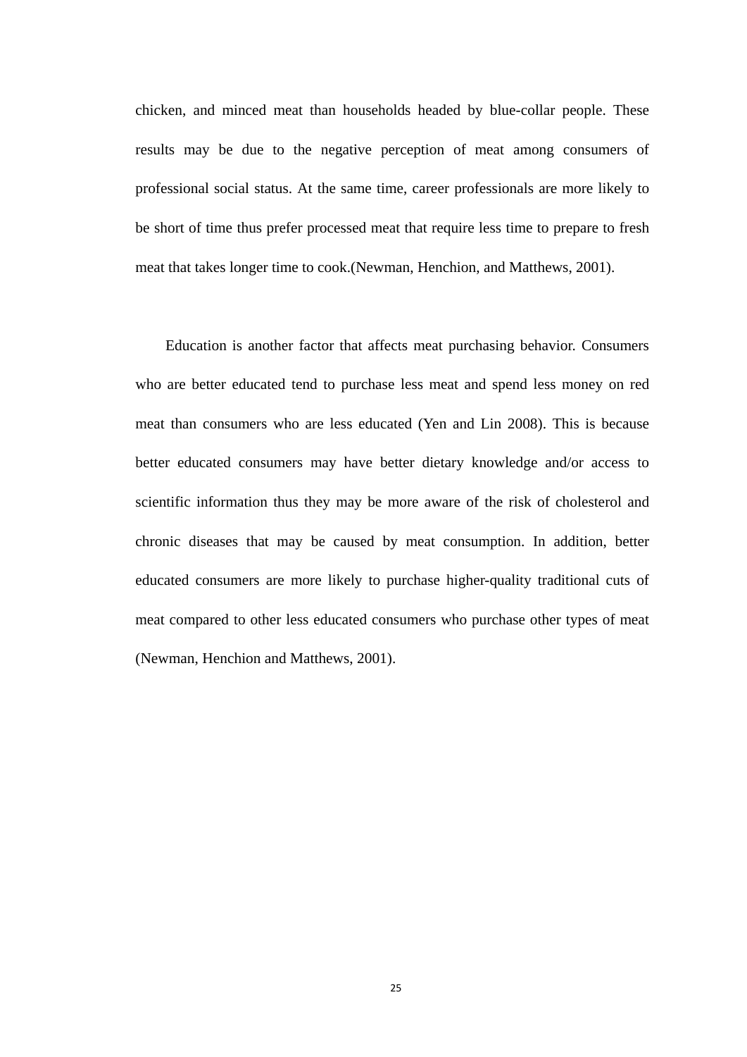chicken, and minced meat than households headed by blue-collar people. These results may be due to the negative perception of meat among consumers of professional social status. At the same time, career professionals are more likely to be short of time thus prefer processed meat that require less time to prepare to fresh meat that takes longer time to cook.(Newman, Henchion, and Matthews, 2001).

Education is another factor that affects meat purchasing behavior. Consumers who are better educated tend to purchase less meat and spend less money on red meat than consumers who are less educated (Yen and Lin 2008). This is because better educated consumers may have better dietary knowledge and/or access to scientific information thus they may be more aware of the risk of cholesterol and chronic diseases that may be caused by meat consumption. In addition, better educated consumers are more likely to purchase higher-quality traditional cuts of meat compared to other less educated consumers who purchase other types of meat (Newman, Henchion and Matthews, 2001).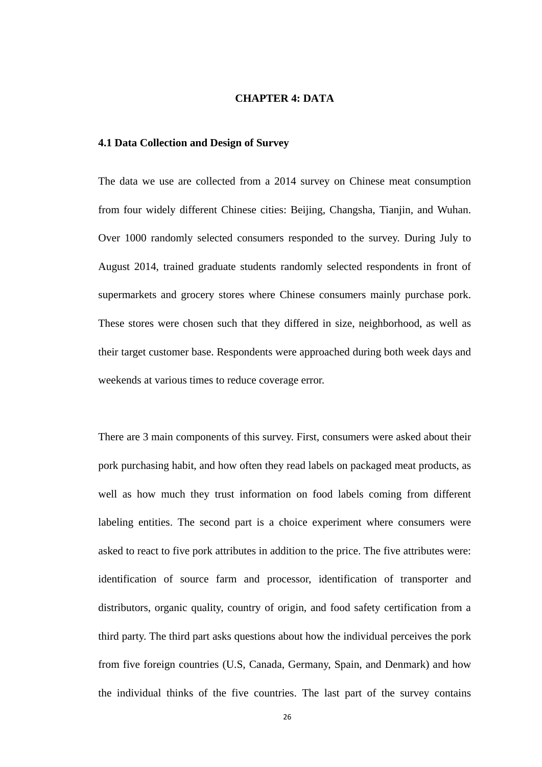# CHAPTER 4: DATA

## 4.1 Data Collection and Design of Survey

The data we use are collected from a 2014 survey on Chinese meat consumption from four widely different Chinese cities: Beijing, Changsha, Tianjin, and Wuhan. Over 1000 randomly selected consumers responded to the survey. During July to August 2014, trained graduate students randomly selected respondents in front of supermarkets and grocery stores where Chinese consumers mainly purchase pork. These stores were chosen such that they differed in size, neighborhood, as well as their target customer base. Respondents were approached during both week days and weekends at various times to reduce coverage error.

There are 3 main components of this survey. First, consumers were asked about their pork purchasing habit, and how often they read labels on packaged meat products, as well as how much they trust information on food labels coming from different labeling entities. The second part is a choice experiment where consumers were asked to react to five pork attributes in addition to the price. The five attributes were: identification of source farm and processor, identification of transporter and distributors, organic quality, country of origin, and food safety certification from a third party. The third part asks questions about how the individual perceives the pork from five foreign countries (U.S, Canada, Germany, Spain, and Denmark) and how the individual thinks of the five countries. The last part of the survey contains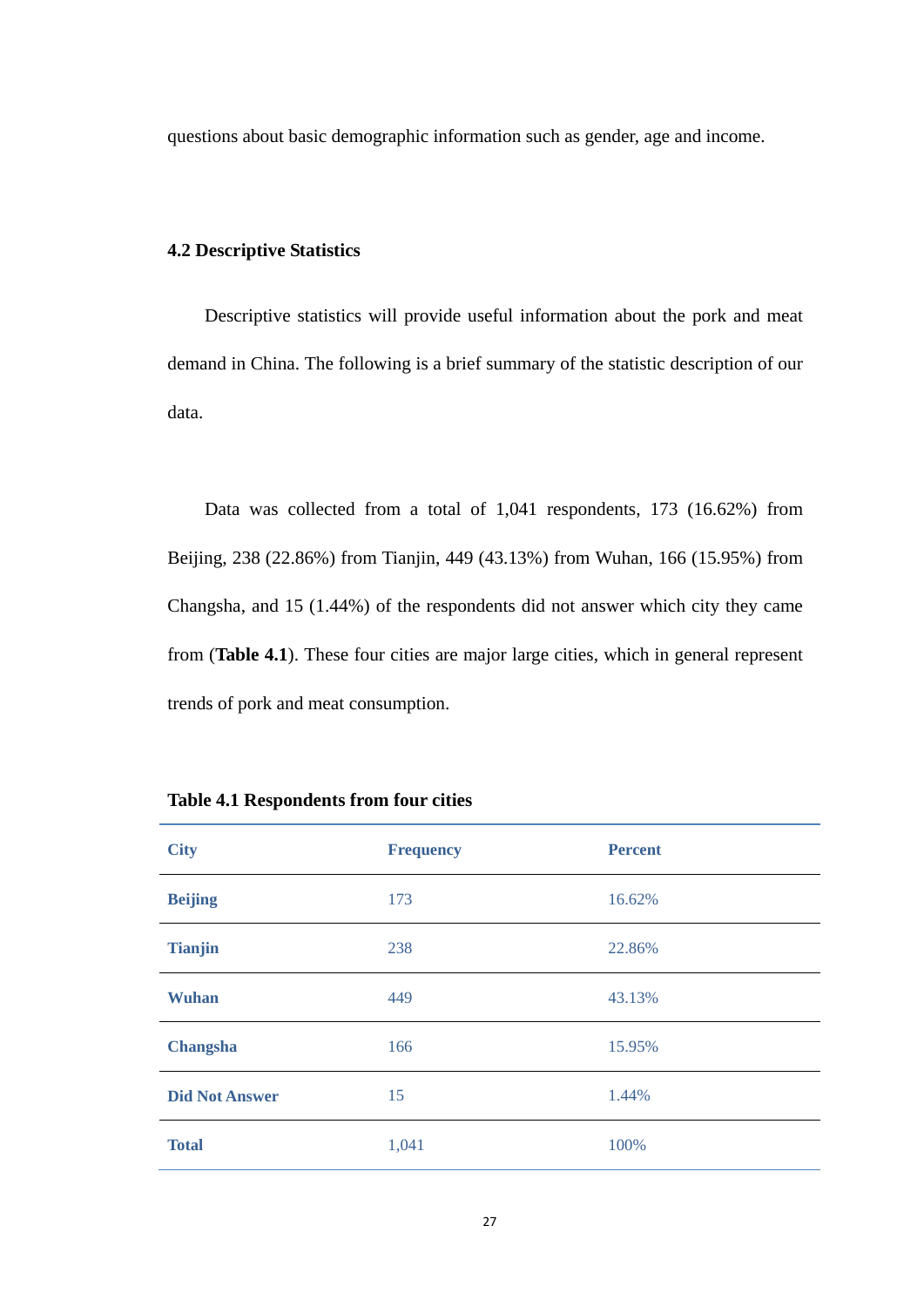questions about basic demographic information such as gender, age and income.

### 4.2 Descriptive Statistics

Descriptive statistics will provide useful information about the pork and meat demand in China. The following is a brief summary of the statistic description of our data.

Data was collected from a total of 1,041 respondents, 173 (16.62%) from Beijing, 238 (22.86%) from Tianjin, 449 (43.13%) from Wuhan, 166 (15.95%) from Changsha, and 15 (1.44%) of the respondents did not answer which city they came from (**Table 4.1**). These four cities are major large cities, which in general represent trends of pork and meat consumption.

**Table 4.1 Respondents from four cities**

| City | Frequency | Percent |
|---|---|---|
| **Beijing** | 173 | 16.62% |
| **Tianjin** | 238 | 22.86% |
| **Wuhan** | 449 | 43.13% |
| **Changsha** | 166 | 15.95% |
| **Did Not Answer** | 15 | 1.44% |
| **Total** | 1,041 | 100% |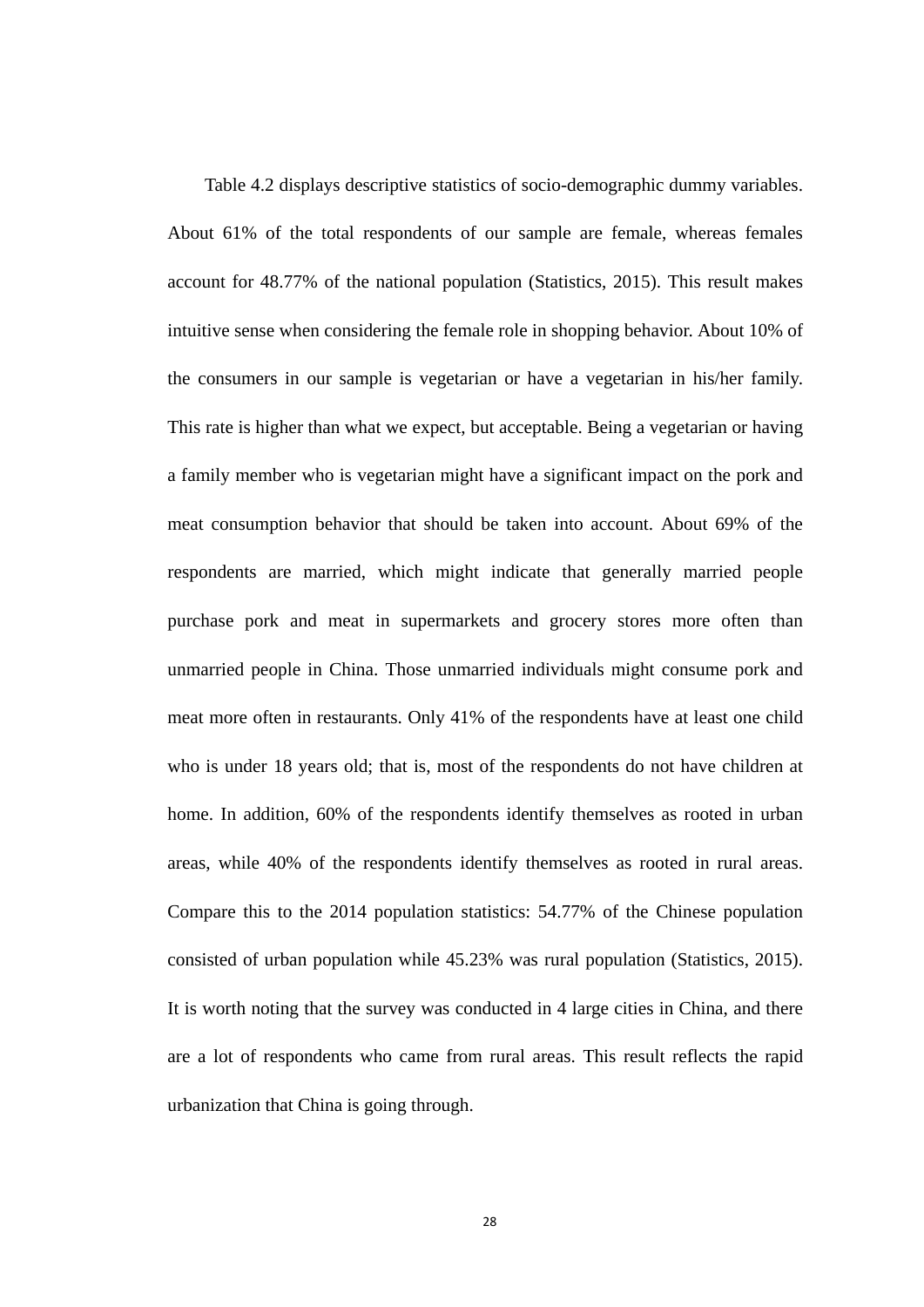Table 4.2 displays descriptive statistics of socio-demographic dummy variables. About 61% of the total respondents of our sample are female, whereas females account for 48.77% of the national population (Statistics, 2015). This result makes intuitive sense when considering the female role in shopping behavior. About 10% of the consumers in our sample is vegetarian or have a vegetarian in his/her family. This rate is higher than what we expect, but acceptable. Being a vegetarian or having a family member who is vegetarian might have a significant impact on the pork and meat consumption behavior that should be taken into account. About 69% of the respondents are married, which might indicate that generally married people purchase pork and meat in supermarkets and grocery stores more often than unmarried people in China. Those unmarried individuals might consume pork and meat more often in restaurants. Only 41% of the respondents have at least one child who is under 18 years old; that is, most of the respondents do not have children at home. In addition, 60% of the respondents identify themselves as rooted in urban areas, while 40% of the respondents identify themselves as rooted in rural areas. Compare this to the 2014 population statistics: 54.77% of the Chinese population consisted of urban population while 45.23% was rural population (Statistics, 2015). It is worth noting that the survey was conducted in 4 large cities in China, and there are a lot of respondents who came from rural areas. This result reflects the rapid urbanization that China is going through.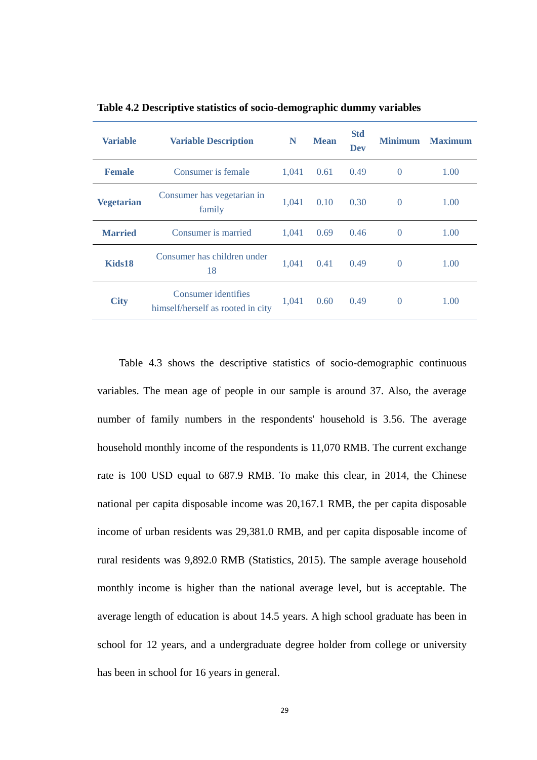**Table 4.2 Descriptive statistics of socio-demographic dummy variables**

| Variable | Variable Description | N | Mean | Std Dev | Minimum | Maximum |
|---|---|---|---|---|---|---|
| **Female** | Consumer is female | 1,041 | 0.61 | 0.49 | 0 | 1.00 |
| **Vegetarian** | Consumer has vegetarian in family | 1,041 | 0.10 | 0.30 | 0 | 1.00 |
| **Married** | Consumer is married | 1,041 | 0.69 | 0.46 | 0 | 1.00 |
| **Kids18** | Consumer has children under 18 | 1,041 | 0.41 | 0.49 | 0 | 1.00 |
| **City** | Consumer identifies himself/herself as rooted in city | 1,041 | 0.60 | 0.49 | 0 | 1.00 |

Table 4.3 shows the descriptive statistics of socio-demographic continuous variables. The mean age of people in our sample is around 37. Also, the average number of family numbers in the respondents' household is 3.56. The average household monthly income of the respondents is 11,070 RMB. The current exchange rate is 100 USD equal to 687.9 RMB. To make this clear, in 2014, the Chinese national per capita disposable income was 20,167.1 RMB, the per capita disposable income of urban residents was 29,381.0 RMB, and per capita disposable income of rural residents was 9,892.0 RMB (Statistics, 2015). The sample average household monthly income is higher than the national average level, but is acceptable. The average length of education is about 14.5 years. A high school graduate has been in school for 12 years, and a undergraduate degree holder from college or university has been in school for 16 years in general.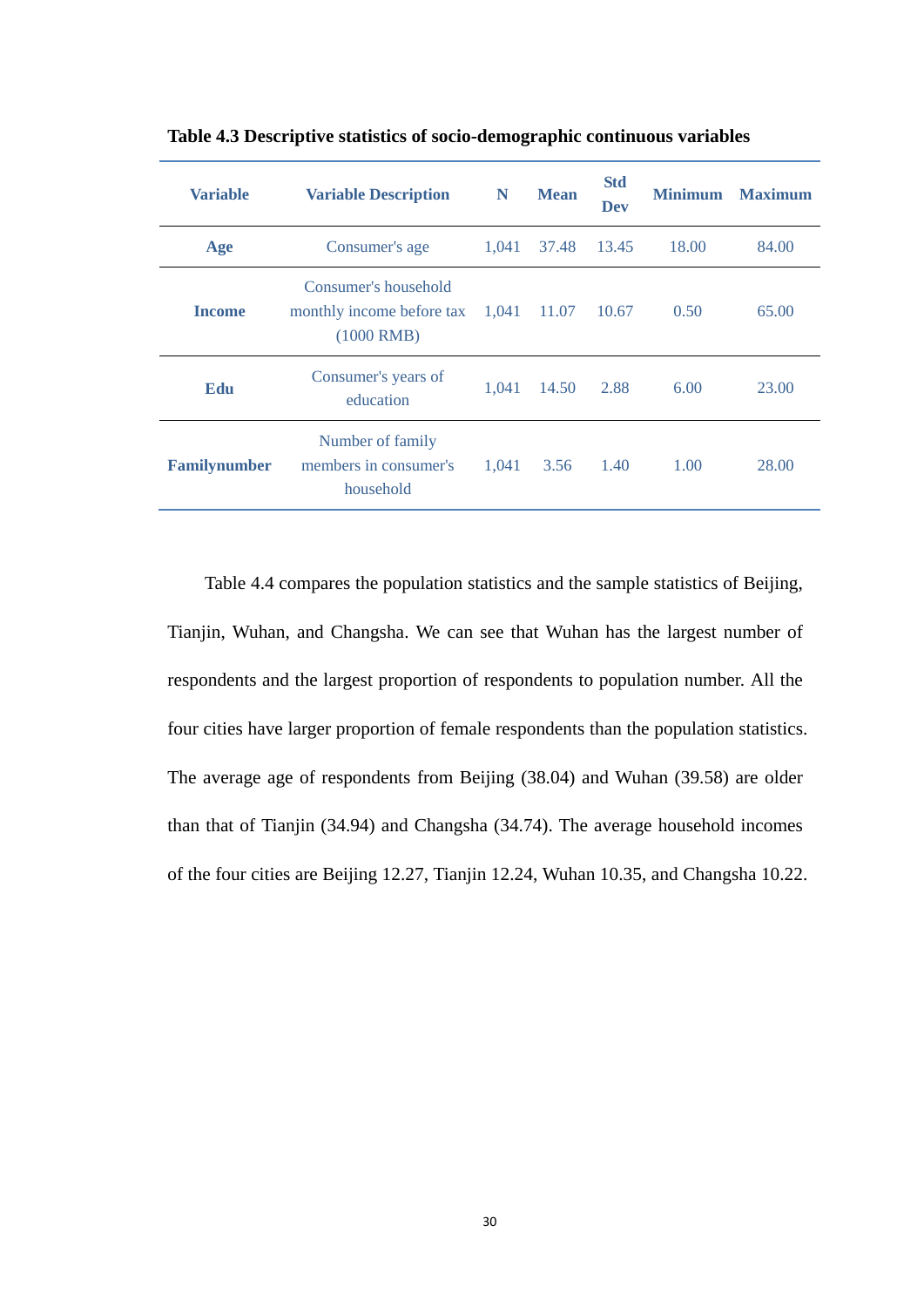**Table 4.3 Descriptive statistics of socio-demographic continuous variables**

| Variable | Variable Description | N | Mean | Std Dev | Minimum | Maximum |
|---|---|---|---|---|---|---|
| **Age** | Consumer's age | 1,041 | 37.48 | 13.45 | 18.00 | 84.00 |
| **Income** | Consumer's household monthly income before tax (1000 RMB) | 1,041 | 11.07 | 10.67 | 0.50 | 65.00 |
| **Edu** | Consumer's years of education | 1,041 | 14.50 | 2.88 | 6.00 | 23.00 |
| **Familynumber** | Number of family members in consumer's household | 1,041 | 3.56 | 1.40 | 1.00 | 28.00 |

Table 4.4 compares the population statistics and the sample statistics of Beijing, Tianjin, Wuhan, and Changsha. We can see that Wuhan has the largest number of respondents and the largest proportion of respondents to population number. All the four cities have larger proportion of female respondents than the population statistics. The average age of respondents from Beijing (38.04) and Wuhan (39.58) are older than that of Tianjin (34.94) and Changsha (34.74). The average household incomes of the four cities are Beijing 12.27, Tianjin 12.24, Wuhan 10.35, and Changsha 10.22.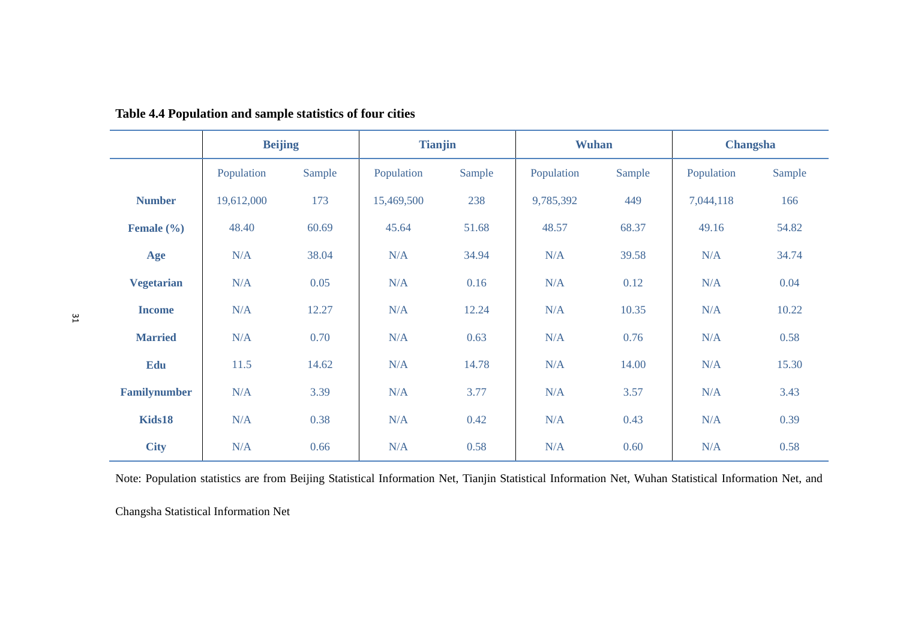**Table 4.4 Population and sample statistics of four cities**

| | Beijing | | Tianjin | | Wuhan | | Changsha | |
|---|---|---|---|---|---|---|---|---|
| | Population | Sample | Population | Sample | Population | Sample | Population | Sample |
| **Number** | 19,612,000 | 173 | 15,469,500 | 238 | 9,785,392 | 449 | 7,044,118 | 166 |
| **Female (%)** | 48.40 | 60.69 | 45.64 | 51.68 | 48.57 | 68.37 | 49.16 | 54.82 |
| **Age** | N/A | 38.04 | N/A | 34.94 | N/A | 39.58 | N/A | 34.74 |
| **Vegetarian** | N/A | 0.05 | N/A | 0.16 | N/A | 0.12 | N/A | 0.04 |
| **Income** | N/A | 12.27 | N/A | 12.24 | N/A | 10.35 | N/A | 10.22 |
| **Married** | N/A | 0.70 | N/A | 0.63 | N/A | 0.76 | N/A | 0.58 |
| **Edu** | 11.5 | 14.62 | N/A | 14.78 | N/A | 14.00 | N/A | 15.30 |
| **Familynumber** | N/A | 3.39 | N/A | 3.77 | N/A | 3.57 | N/A | 3.43 |
| **Kids18** | N/A | 0.38 | N/A | 0.42 | N/A | 0.43 | N/A | 0.39 |
| **City** | N/A | 0.66 | N/A | 0.58 | N/A | 0.60 | N/A | 0.58 |

Note: Population statistics are from Beijing Statistical Information Net, Tianjin Statistical Information Net, Wuhan Statistical Information Net, and Changsha Statistical Information Net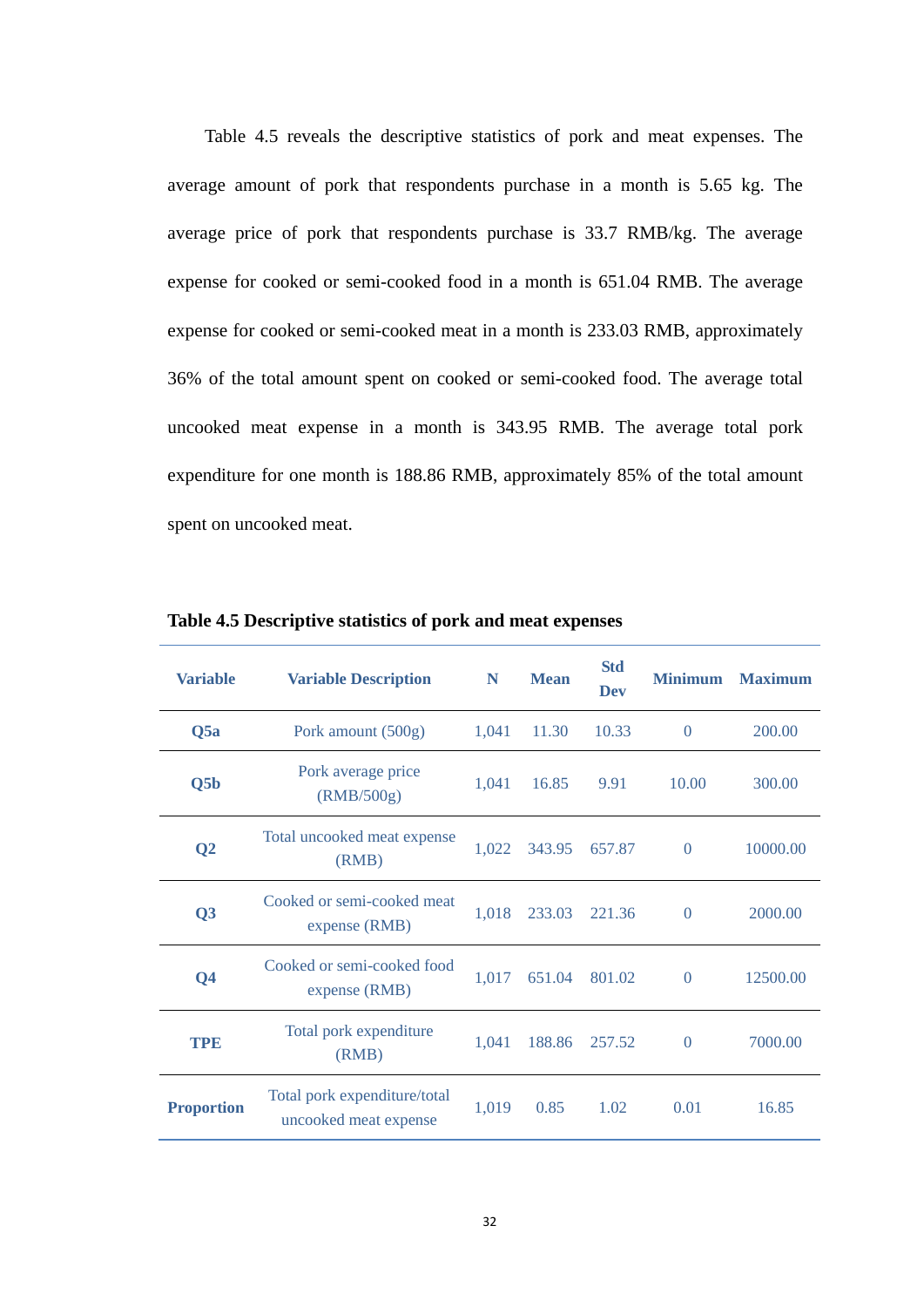Table 4.5 reveals the descriptive statistics of pork and meat expenses. The average amount of pork that respondents purchase in a month is 5.65 kg. The average price of pork that respondents purchase is 33.7 RMB/kg. The average expense for cooked or semi-cooked food in a month is 651.04 RMB. The average expense for cooked or semi-cooked meat in a month is 233.03 RMB, approximately 36% of the total amount spent on cooked or semi-cooked food. The average total uncooked meat expense in a month is 343.95 RMB. The average total pork expenditure for one month is 188.86 RMB, approximately 85% of the total amount spent on uncooked meat.

**Table 4.5 Descriptive statistics of pork and meat expenses**

| Variable | Variable Description | N | Mean | Std Dev | Minimum | Maximum |
|---|---|---|---|---|---|---|
| **Q5a** | Pork amount (500g) | 1,041 | 11.30 | 10.33 | 0 | 200.00 |
| **Q5b** | Pork average price (RMB/500g) | 1,041 | 16.85 | 9.91 | 10.00 | 300.00 |
| **Q2** | Total uncooked meat expense (RMB) | 1,022 | 343.95 | 657.87 | 0 | 10000.00 |
| **Q3** | Cooked or semi-cooked meat expense (RMB) | 1,018 | 233.03 | 221.36 | 0 | 2000.00 |
| **Q4** | Cooked or semi-cooked food expense (RMB) | 1,017 | 651.04 | 801.02 | 0 | 12500.00 |
| **TPE** | Total pork expenditure (RMB) | 1,041 | 188.86 | 257.52 | 0 | 7000.00 |
| **Proportion** | Total pork expenditure/total uncooked meat expense | 1,019 | 0.85 | 1.02 | 0.01 | 16.85 |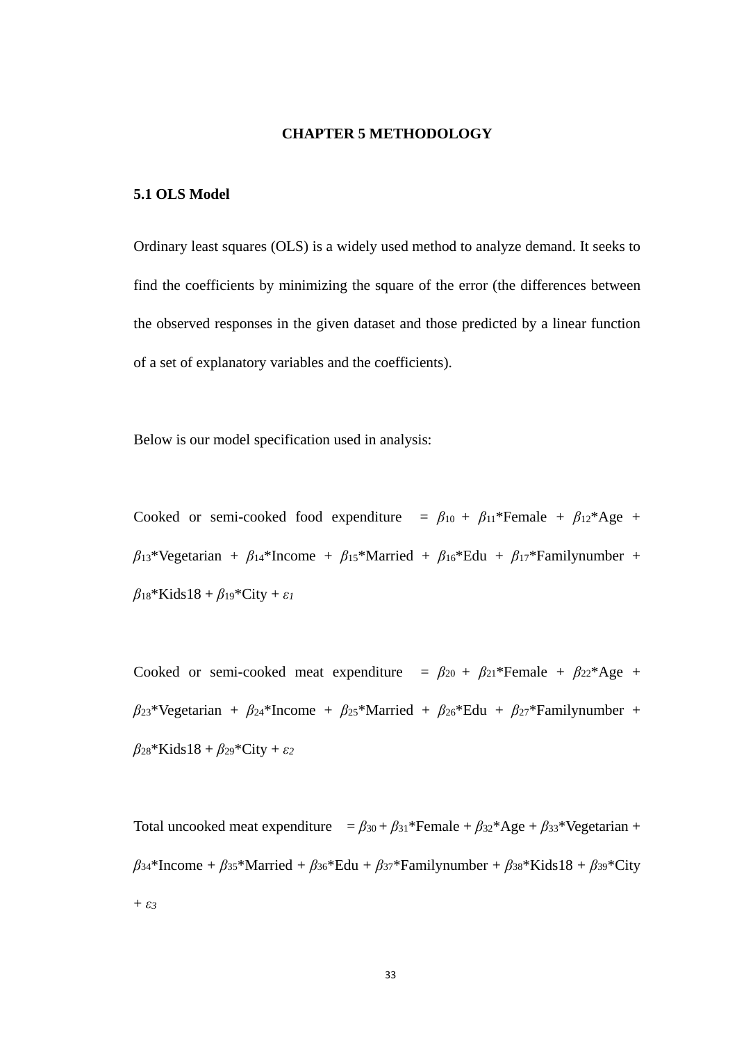# CHAPTER 5 METHODOLOGY

## 5.1 OLS Model

Ordinary least squares (OLS) is a widely used method to analyze demand. It seeks to find the coefficients by minimizing the square of the error (the differences between the observed responses in the given dataset and those predicted by a linear function of a set of explanatory variables and the coefficients).

Below is our model specification used in analysis:

Cooked or semi-cooked food expenditure $= \beta_{10} + \beta_{11}$*Female + $\beta_{12}$*Age + $\beta_{13}$*Vegetarian + $\beta_{14}$*Income + $\beta_{15}$*Married + $\beta_{16}$*Edu + $\beta_{17}$*Familynumber + $\beta_{18}$*Kids18 + $\beta_{19}$*City + $\varepsilon_1$

Cooked or semi-cooked meat expenditure $= \beta_{20} + \beta_{21}$*Female + $\beta_{22}$*Age + $\beta_{23}$*Vegetarian + $\beta_{24}$*Income + $\beta_{25}$*Married + $\beta_{26}$*Edu + $\beta_{27}$*Familynumber + $\beta_{28}$*Kids18 + $\beta_{29}$*City + $\varepsilon_2$

Total uncooked meat expenditure $= \beta_{30} + \beta_{31}$*Female + $\beta_{32}$*Age + $\beta_{33}$*Vegetarian + $\beta_{34}$*Income + $\beta_{35}$*Married + $\beta_{36}$*Edu + $\beta_{37}$*Familynumber + $\beta_{38}$*Kids18 + $\beta_{39}$*City + $\varepsilon_3$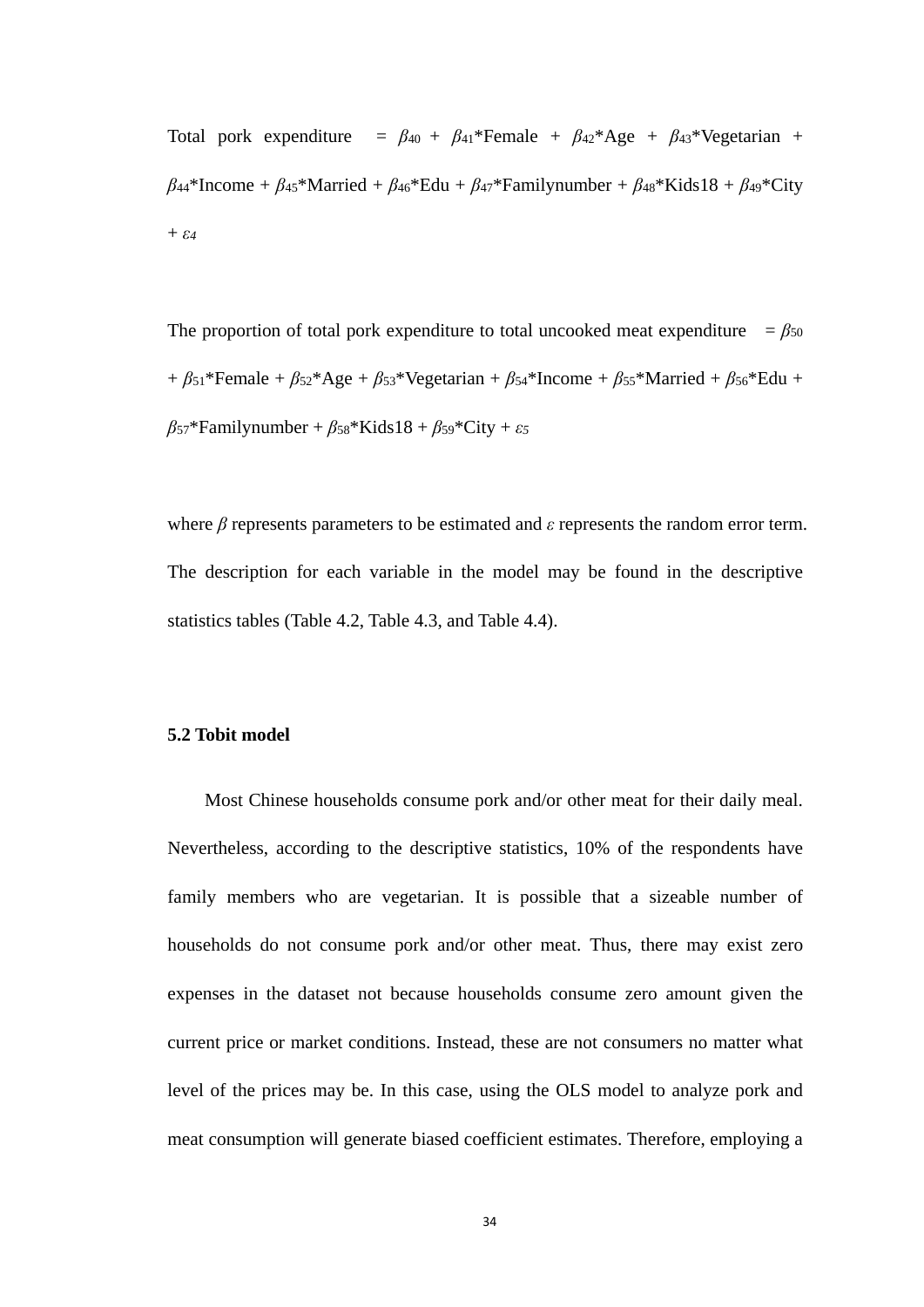Total pork expenditure $= \beta_{40} + \beta_{41}$*Female $+ \beta_{42}$*Age $+ \beta_{43}$*Vegetarian $+ \beta_{44}$*Income $+ \beta_{45}$*Married $+ \beta_{46}$*Edu $+ \beta_{47}$*Familynumber $+ \beta_{48}$*Kids18 $+ \beta_{49}$*City $+ \varepsilon_4$

The proportion of total pork expenditure to total uncooked meat expenditure $= \beta_{50} + \beta_{51}$*Female $+ \beta_{52}$*Age $+ \beta_{53}$*Vegetarian $+ \beta_{54}$*Income $+ \beta_{55}$*Married $+ \beta_{56}$*Edu $+ \beta_{57}$*Familynumber $+ \beta_{58}$*Kids18 $+ \beta_{59}$*City $+ \varepsilon_5$

where $\beta$ represents parameters to be estimated and $\varepsilon$ represents the random error term. The description for each variable in the model may be found in the descriptive statistics tables (Table 4.2, Table 4.3, and Table 4.4).

**5.2 Tobit model**

Most Chinese households consume pork and/or other meat for their daily meal. Nevertheless, according to the descriptive statistics, 10% of the respondents have family members who are vegetarian. It is possible that a sizeable number of households do not consume pork and/or other meat. Thus, there may exist zero expenses in the dataset not because households consume zero amount given the current price or market conditions. Instead, these are not consumers no matter what level of the prices may be. In this case, using the OLS model to analyze pork and meat consumption will generate biased coefficient estimates. Therefore, employing a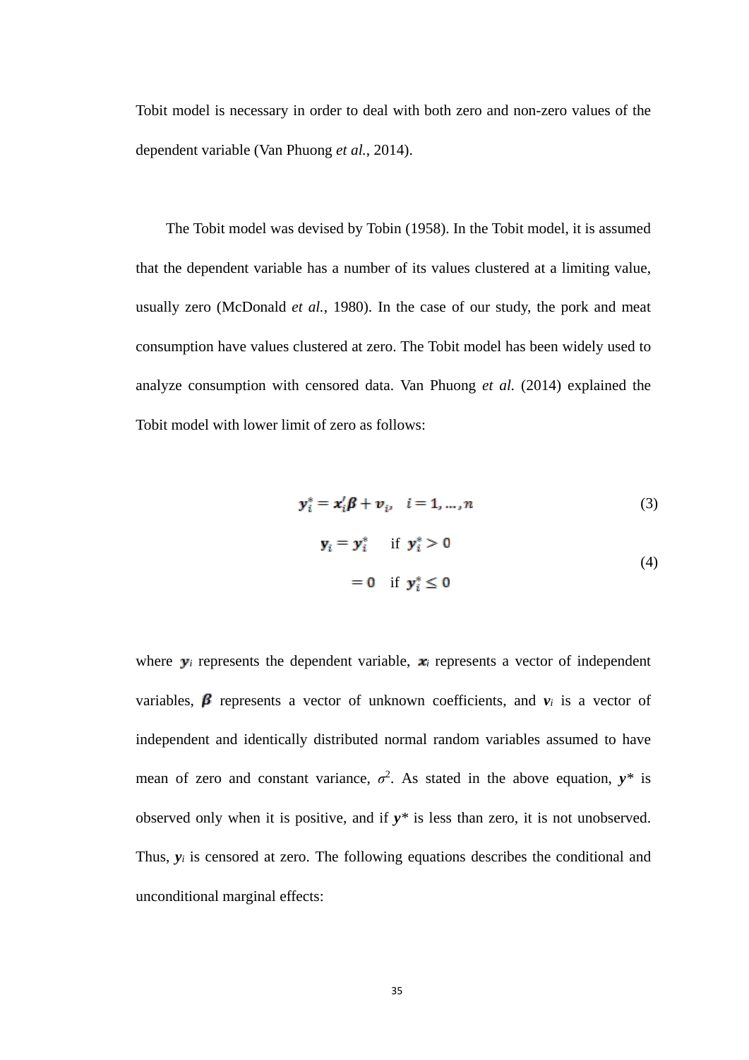Tobit model is necessary in order to deal with both zero and non-zero values of the dependent variable (Van Phuong *et al.*, 2014).

The Tobit model was devised by Tobin (1958). In the Tobit model, it is assumed that the dependent variable has a number of its values clustered at a limiting value, usually zero (McDonald *et al.*, 1980). In the case of our study, the pork and meat consumption have values clustered at zero. The Tobit model has been widely used to analyze consumption with censored data. Van Phuong *et al.* (2014) explained the Tobit model with lower limit of zero as follows:

$$\boldsymbol{y_i^* = x_i'\beta + v_i}, \quad \boldsymbol{i = 1, \ldots, n} \tag{3}$$

$$\begin{aligned} \mathbf{y_i} &= \boldsymbol{y_i^*} \quad \text{if } \boldsymbol{y_i^* > 0} \\ &= \mathbf{0} \quad \text{if } \boldsymbol{y_i^* \leq 0} \end{aligned} \tag{4}$$

where $\boldsymbol{y}_i$ represents the dependent variable, $\boldsymbol{x}_i$ represents a vector of independent variables, $\boldsymbol{\beta}$ represents a vector of unknown coefficients, and $\boldsymbol{v}_i$ is a vector of independent and identically distributed normal random variables assumed to have mean of zero and constant variance, $\sigma^2$. As stated in the above equation, $\boldsymbol{y}^*$ is observed only when it is positive, and if $\boldsymbol{y}^*$ is less than zero, it is not unobserved. Thus, $\boldsymbol{y}_i$ is censored at zero. The following equations describes the conditional and unconditional marginal effects: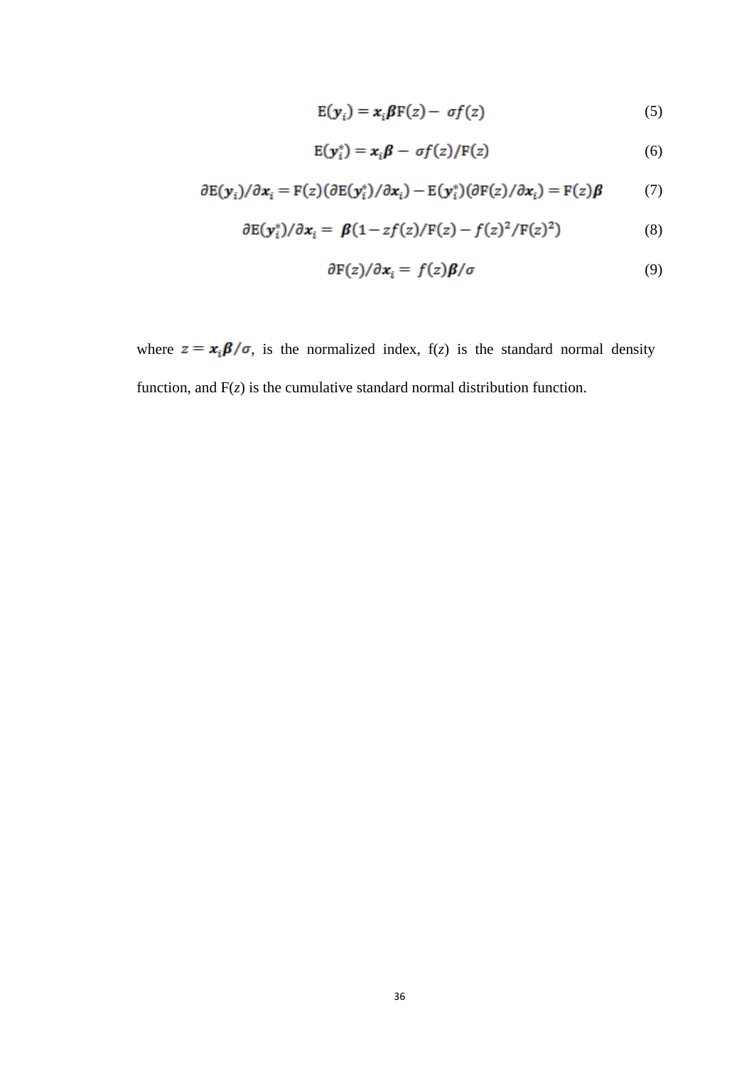$$\mathrm{E}(\boldsymbol{y}_i) = \boldsymbol{x}_i\boldsymbol{\beta}\mathrm{F}(z) - \ \sigma f(z) \tag{5}$$

$$\mathrm{E}(\boldsymbol{y}_i^*) = \boldsymbol{x}_i\boldsymbol{\beta} - \ \sigma f(z)/\mathrm{F}(z) \tag{6}$$

$$\partial\mathrm{E}(\boldsymbol{y}_i)/\partial\boldsymbol{x}_i = \mathrm{F}(z)(\partial\mathrm{E}(\boldsymbol{y}_i^*)/\partial\boldsymbol{x}_i) - \mathrm{E}(\boldsymbol{y}_i^*)(\partial\mathrm{F}(z)/\partial\boldsymbol{x}_i) = \mathrm{F}(z)\boldsymbol{\beta} \tag{7}$$

$$\partial\mathrm{E}(\boldsymbol{y}_i^*)/\partial\boldsymbol{x}_i = \ \boldsymbol{\beta}(1 - zf(z)/\mathrm{F}(z) - f(z)^2/\mathrm{F}(z)^2) \tag{8}$$

$$\partial\mathrm{F}(z)/\partial\boldsymbol{x}_i = \ f(z)\boldsymbol{\beta}/\sigma \tag{9}$$

where $z = \boldsymbol{x}_i\boldsymbol{\beta}/\sigma$, is the normalized index, f($z$) is the standard normal density function, and F($z$) is the cumulative standard normal distribution function.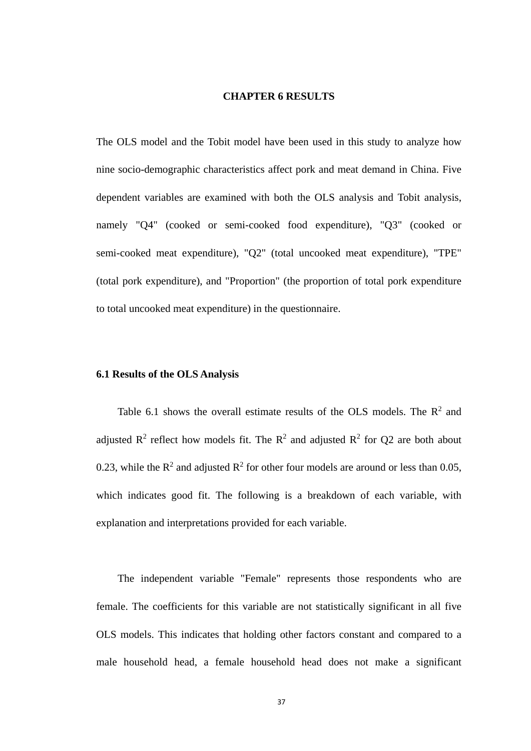# CHAPTER 6 RESULTS

The OLS model and the Tobit model have been used in this study to analyze how nine socio-demographic characteristics affect pork and meat demand in China. Five dependent variables are examined with both the OLS analysis and Tobit analysis, namely "Q4" (cooked or semi-cooked food expenditure), "Q3" (cooked or semi-cooked meat expenditure), "Q2" (total uncooked meat expenditure), "TPE" (total pork expenditure), and "Proportion" (the proportion of total pork expenditure to total uncooked meat expenditure) in the questionnaire.

## 6.1 Results of the OLS Analysis

Table 6.1 shows the overall estimate results of the OLS models. The $R^2$ and adjusted $R^2$ reflect how models fit. The $R^2$ and adjusted $R^2$ for Q2 are both about 0.23, while the $R^2$ and adjusted $R^2$ for other four models are around or less than 0.05, which indicates good fit. The following is a breakdown of each variable, with explanation and interpretations provided for each variable.

The independent variable "Female" represents those respondents who are female. The coefficients for this variable are not statistically significant in all five OLS models. This indicates that holding other factors constant and compared to a male household head, a female household head does not make a significant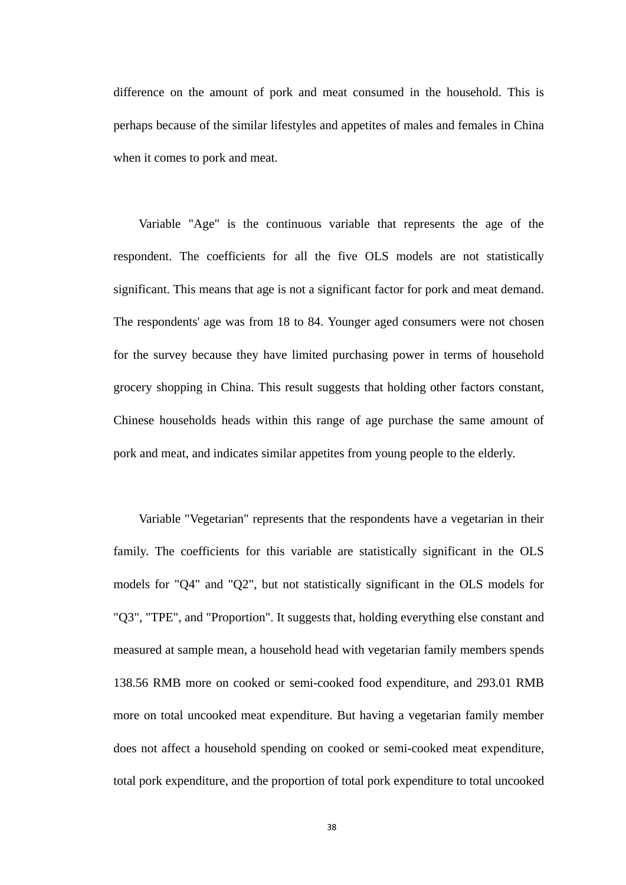difference on the amount of pork and meat consumed in the household. This is perhaps because of the similar lifestyles and appetites of males and females in China when it comes to pork and meat.

Variable "Age" is the continuous variable that represents the age of the respondent. The coefficients for all the five OLS models are not statistically significant. This means that age is not a significant factor for pork and meat demand. The respondents' age was from 18 to 84. Younger aged consumers were not chosen for the survey because they have limited purchasing power in terms of household grocery shopping in China. This result suggests that holding other factors constant, Chinese households heads within this range of age purchase the same amount of pork and meat, and indicates similar appetites from young people to the elderly.

Variable "Vegetarian" represents that the respondents have a vegetarian in their family. The coefficients for this variable are statistically significant in the OLS models for "Q4" and "Q2", but not statistically significant in the OLS models for "Q3", "TPE", and "Proportion". It suggests that, holding everything else constant and measured at sample mean, a household head with vegetarian family members spends 138.56 RMB more on cooked or semi-cooked food expenditure, and 293.01 RMB more on total uncooked meat expenditure. But having a vegetarian family member does not affect a household spending on cooked or semi-cooked meat expenditure, total pork expenditure, and the proportion of total pork expenditure to total uncooked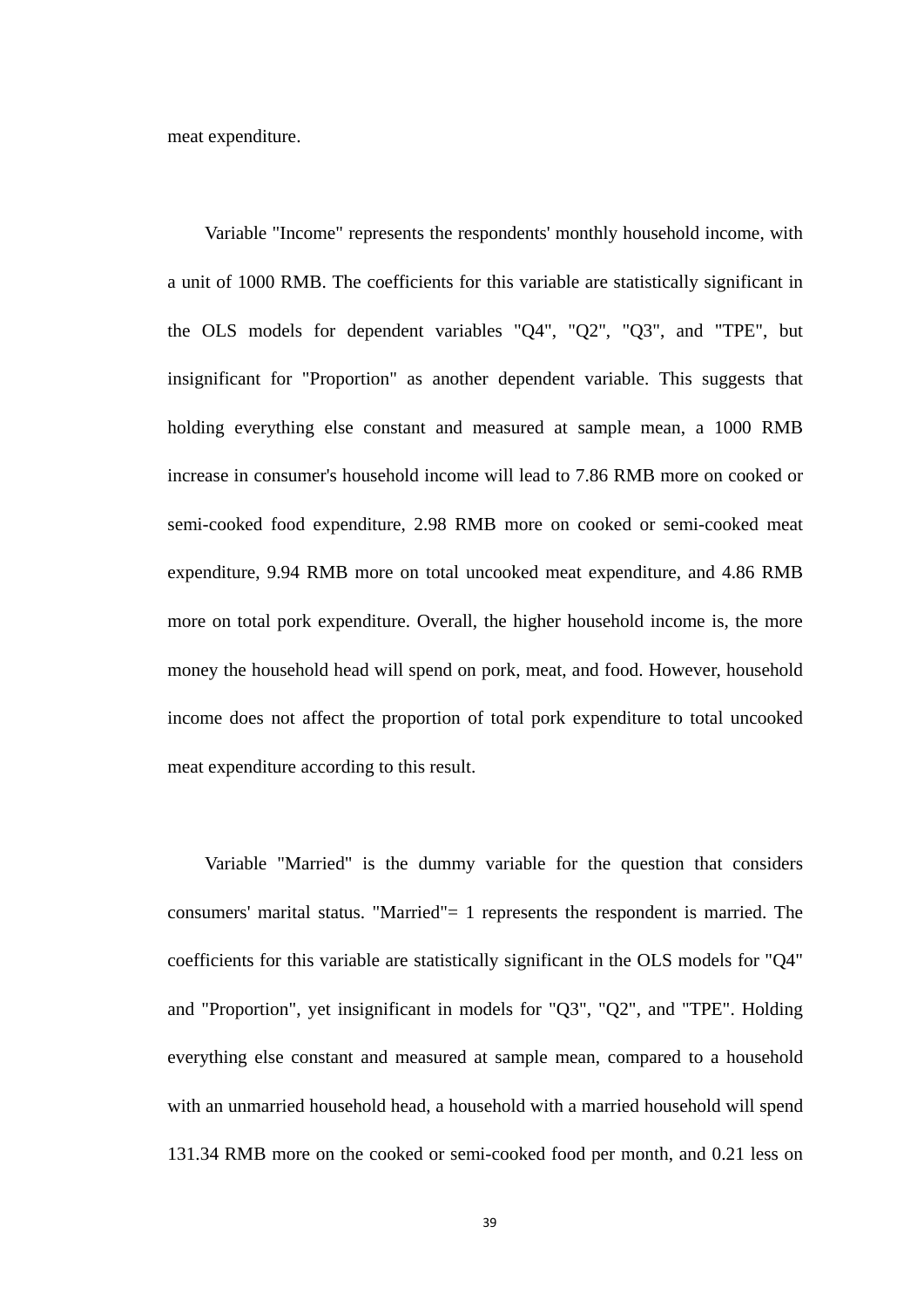meat expenditure.

Variable "Income" represents the respondents' monthly household income, with a unit of 1000 RMB. The coefficients for this variable are statistically significant in the OLS models for dependent variables "Q4", "Q2", "Q3", and "TPE", but insignificant for "Proportion" as another dependent variable. This suggests that holding everything else constant and measured at sample mean, a 1000 RMB increase in consumer's household income will lead to 7.86 RMB more on cooked or semi-cooked food expenditure, 2.98 RMB more on cooked or semi-cooked meat expenditure, 9.94 RMB more on total uncooked meat expenditure, and 4.86 RMB more on total pork expenditure. Overall, the higher household income is, the more money the household head will spend on pork, meat, and food. However, household income does not affect the proportion of total pork expenditure to total uncooked meat expenditure according to this result.

Variable "Married" is the dummy variable for the question that considers consumers' marital status. "Married"= 1 represents the respondent is married. The coefficients for this variable are statistically significant in the OLS models for "Q4" and "Proportion", yet insignificant in models for "Q3", "Q2", and "TPE". Holding everything else constant and measured at sample mean, compared to a household with an unmarried household head, a household with a married household will spend 131.34 RMB more on the cooked or semi-cooked food per month, and 0.21 less on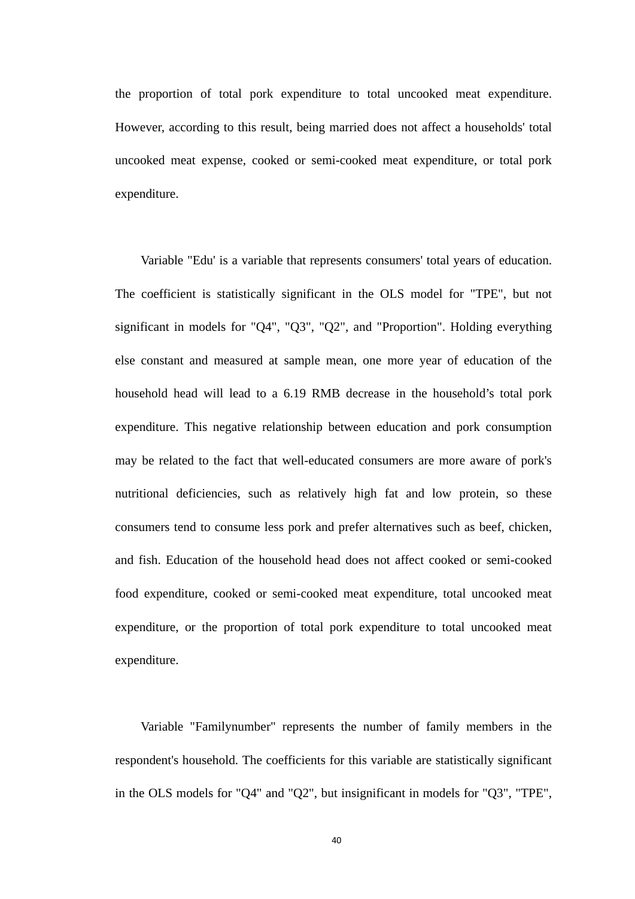the proportion of total pork expenditure to total uncooked meat expenditure. However, according to this result, being married does not affect a households' total uncooked meat expense, cooked or semi-cooked meat expenditure, or total pork expenditure.

Variable "Edu' is a variable that represents consumers' total years of education. The coefficient is statistically significant in the OLS model for "TPE", but not significant in models for "Q4", "Q3", "Q2", and "Proportion". Holding everything else constant and measured at sample mean, one more year of education of the household head will lead to a 6.19 RMB decrease in the household's total pork expenditure. This negative relationship between education and pork consumption may be related to the fact that well-educated consumers are more aware of pork's nutritional deficiencies, such as relatively high fat and low protein, so these consumers tend to consume less pork and prefer alternatives such as beef, chicken, and fish. Education of the household head does not affect cooked or semi-cooked food expenditure, cooked or semi-cooked meat expenditure, total uncooked meat expenditure, or the proportion of total pork expenditure to total uncooked meat expenditure.

Variable "Familynumber" represents the number of family members in the respondent's household. The coefficients for this variable are statistically significant in the OLS models for "Q4" and "Q2", but insignificant in models for "Q3", "TPE",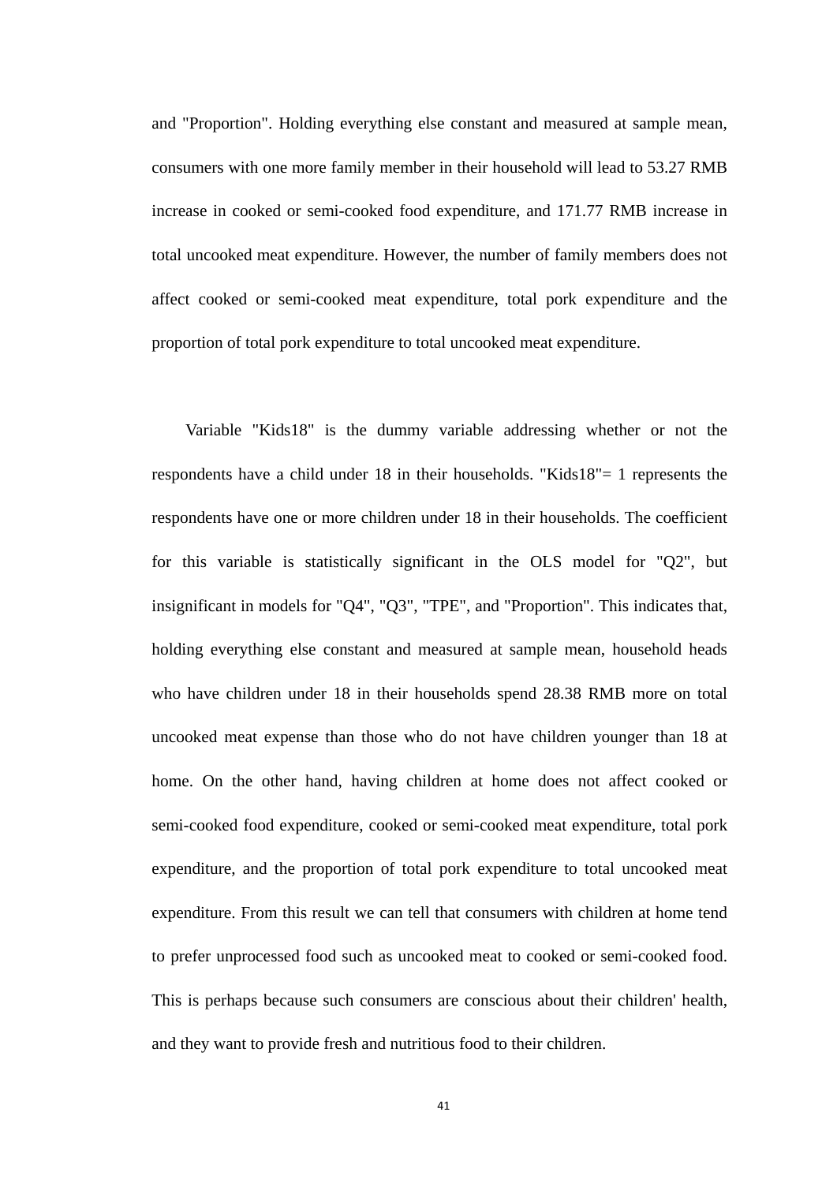and "Proportion". Holding everything else constant and measured at sample mean, consumers with one more family member in their household will lead to 53.27 RMB increase in cooked or semi-cooked food expenditure, and 171.77 RMB increase in total uncooked meat expenditure. However, the number of family members does not affect cooked or semi-cooked meat expenditure, total pork expenditure and the proportion of total pork expenditure to total uncooked meat expenditure.

Variable "Kids18" is the dummy variable addressing whether or not the respondents have a child under 18 in their households. "Kids18"= 1 represents the respondents have one or more children under 18 in their households. The coefficient for this variable is statistically significant in the OLS model for "Q2", but insignificant in models for "Q4", "Q3", "TPE", and "Proportion". This indicates that, holding everything else constant and measured at sample mean, household heads who have children under 18 in their households spend 28.38 RMB more on total uncooked meat expense than those who do not have children younger than 18 at home. On the other hand, having children at home does not affect cooked or semi-cooked food expenditure, cooked or semi-cooked meat expenditure, total pork expenditure, and the proportion of total pork expenditure to total uncooked meat expenditure. From this result we can tell that consumers with children at home tend to prefer unprocessed food such as uncooked meat to cooked or semi-cooked food. This is perhaps because such consumers are conscious about their children' health, and they want to provide fresh and nutritious food to their children.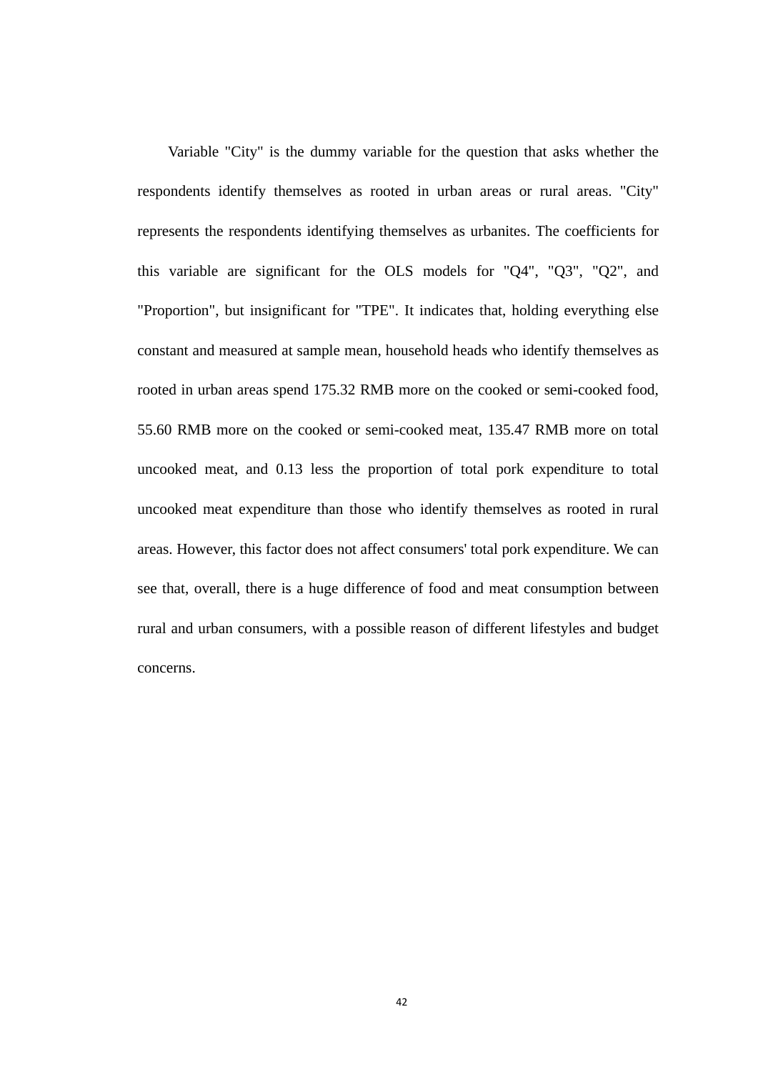Variable "City" is the dummy variable for the question that asks whether the respondents identify themselves as rooted in urban areas or rural areas. "City" represents the respondents identifying themselves as urbanites. The coefficients for this variable are significant for the OLS models for "Q4", "Q3", "Q2", and "Proportion", but insignificant for "TPE". It indicates that, holding everything else constant and measured at sample mean, household heads who identify themselves as rooted in urban areas spend 175.32 RMB more on the cooked or semi-cooked food, 55.60 RMB more on the cooked or semi-cooked meat, 135.47 RMB more on total uncooked meat, and 0.13 less the proportion of total pork expenditure to total uncooked meat expenditure than those who identify themselves as rooted in rural areas. However, this factor does not affect consumers' total pork expenditure. We can see that, overall, there is a huge difference of food and meat consumption between rural and urban consumers, with a possible reason of different lifestyles and budget concerns.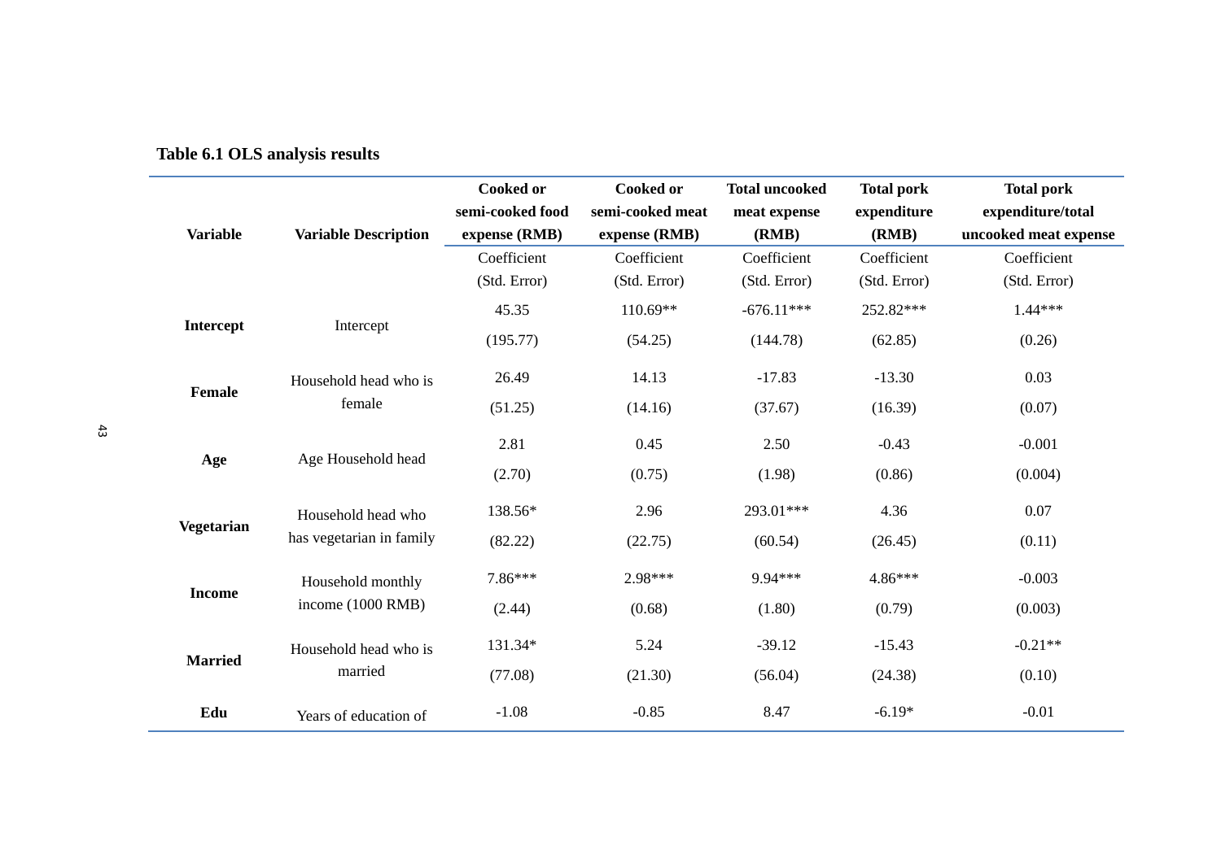**Table 6.1 OLS analysis results**

| Variable | Variable Description | Cooked or semi-cooked food expense (RMB) | Cooked or semi-cooked meat expense (RMB) | Total uncooked meat expense (RMB) | Total pork expenditure (RMB) | Total pork expenditure/total uncooked meat expense |
|---|---|---|---|---|---|---|
| | | Coefficient (Std. Error) | Coefficient (Std. Error) | Coefficient (Std. Error) | Coefficient (Std. Error) | Coefficient (Std. Error) |
| **Intercept** | Intercept | 45.35 | 110.69** | -676.11*** | 252.82*** | 1.44*** |
| | | (195.77) | (54.25) | (144.78) | (62.85) | (0.26) |
| **Female** | Household head who is female | 26.49 | 14.13 | -17.83 | -13.30 | 0.03 |
| | | (51.25) | (14.16) | (37.67) | (16.39) | (0.07) |
| **Age** | Age Household head | 2.81 | 0.45 | 2.50 | -0.43 | -0.001 |
| | | (2.70) | (0.75) | (1.98) | (0.86) | (0.004) |
| **Vegetarian** | Household head who has vegetarian in family | 138.56* | 2.96 | 293.01*** | 4.36 | 0.07 |
| | | (82.22) | (22.75) | (60.54) | (26.45) | (0.11) |
| **Income** | Household monthly income (1000 RMB) | 7.86*** | 2.98*** | 9.94*** | 4.86*** | -0.003 |
| | | (2.44) | (0.68) | (1.80) | (0.79) | (0.003) |
| **Married** | Household head who is married | 131.34* | 5.24 | -39.12 | -15.43 | -0.21** |
| | | (77.08) | (21.30) | (56.04) | (24.38) | (0.10) |
| **Edu** | Years of education of | -1.08 | -0.85 | 8.47 | -6.19* | -0.01 |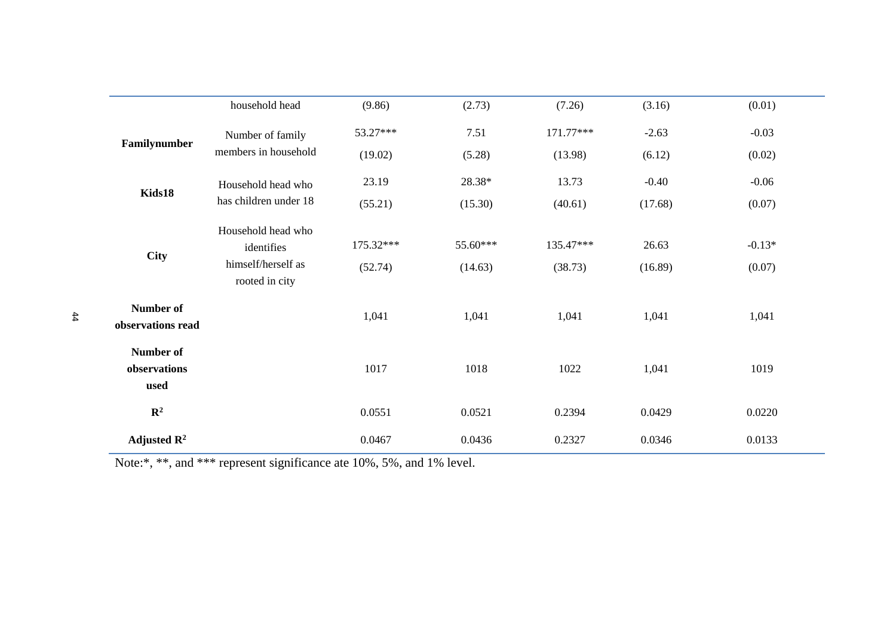| | | | | | | |
|---|---|---|---|---|---|---|
| | household head | (9.86) | (2.73) | (7.26) | (3.16) | (0.01) |
| **Familynumber** | Number of family members in household | 53.27*** | 7.51 | 171.77*** | -2.63 | -0.03 |
| | | (19.02) | (5.28) | (13.98) | (6.12) | (0.02) |
| **Kids18** | Household head who has children under 18 | 23.19 | 28.38* | 13.73 | -0.40 | -0.06 |
| | | (55.21) | (15.30) | (40.61) | (17.68) | (0.07) |
| **City** | Household head who identifies himself/herself as rooted in city | 175.32*** | 55.60*** | 135.47*** | 26.63 | -0.13* |
| | | (52.74) | (14.63) | (38.73) | (16.89) | (0.07) |
| **Number of observations read** | | 1,041 | 1,041 | 1,041 | 1,041 | 1,041 |
| **Number of observations used** | | 1017 | 1018 | 1022 | 1,041 | 1019 |
| **$R^2$** | | 0.0551 | 0.0521 | 0.2394 | 0.0429 | 0.0220 |
| **Adjusted $R^2$** | | 0.0467 | 0.0436 | 0.2327 | 0.0346 | 0.0133 |

Note:*, **, and *** represent significance ate 10%, 5%, and 1% level.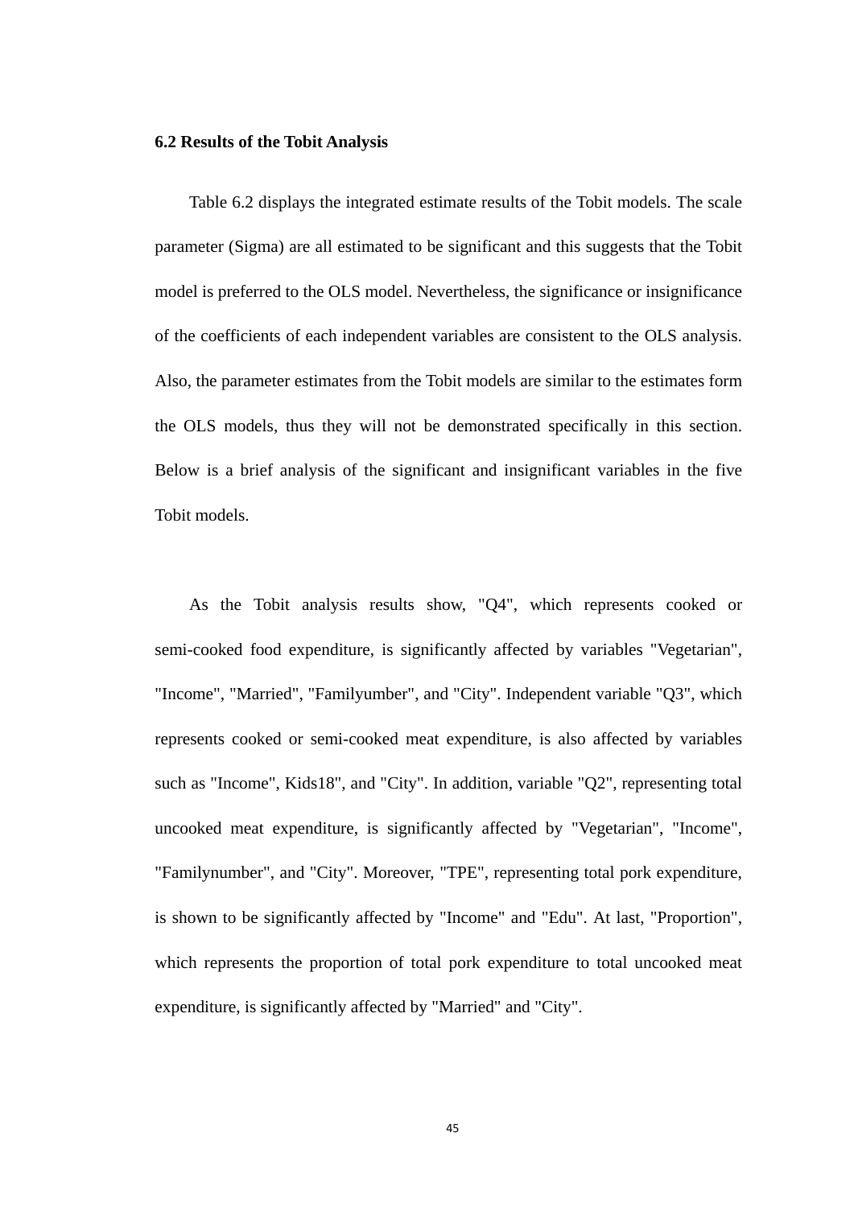### 6.2 Results of the Tobit Analysis

Table 6.2 displays the integrated estimate results of the Tobit models. The scale parameter (Sigma) are all estimated to be significant and this suggests that the Tobit model is preferred to the OLS model. Nevertheless, the significance or insignificance of the coefficients of each independent variables are consistent to the OLS analysis. Also, the parameter estimates from the Tobit models are similar to the estimates form the OLS models, thus they will not be demonstrated specifically in this section. Below is a brief analysis of the significant and insignificant variables in the five Tobit models.

As the Tobit analysis results show, "Q4", which represents cooked or semi-cooked food expenditure, is significantly affected by variables "Vegetarian", "Income", "Married", "Familyumber", and "City". Independent variable "Q3", which represents cooked or semi-cooked meat expenditure, is also affected by variables such as "Income", Kids18", and "City". In addition, variable "Q2", representing total uncooked meat expenditure, is significantly affected by "Vegetarian", "Income", "Familynumber", and "City". Moreover, "TPE", representing total pork expenditure, is shown to be significantly affected by "Income" and "Edu". At last, "Proportion", which represents the proportion of total pork expenditure to total uncooked meat expenditure, is significantly affected by "Married" and "City".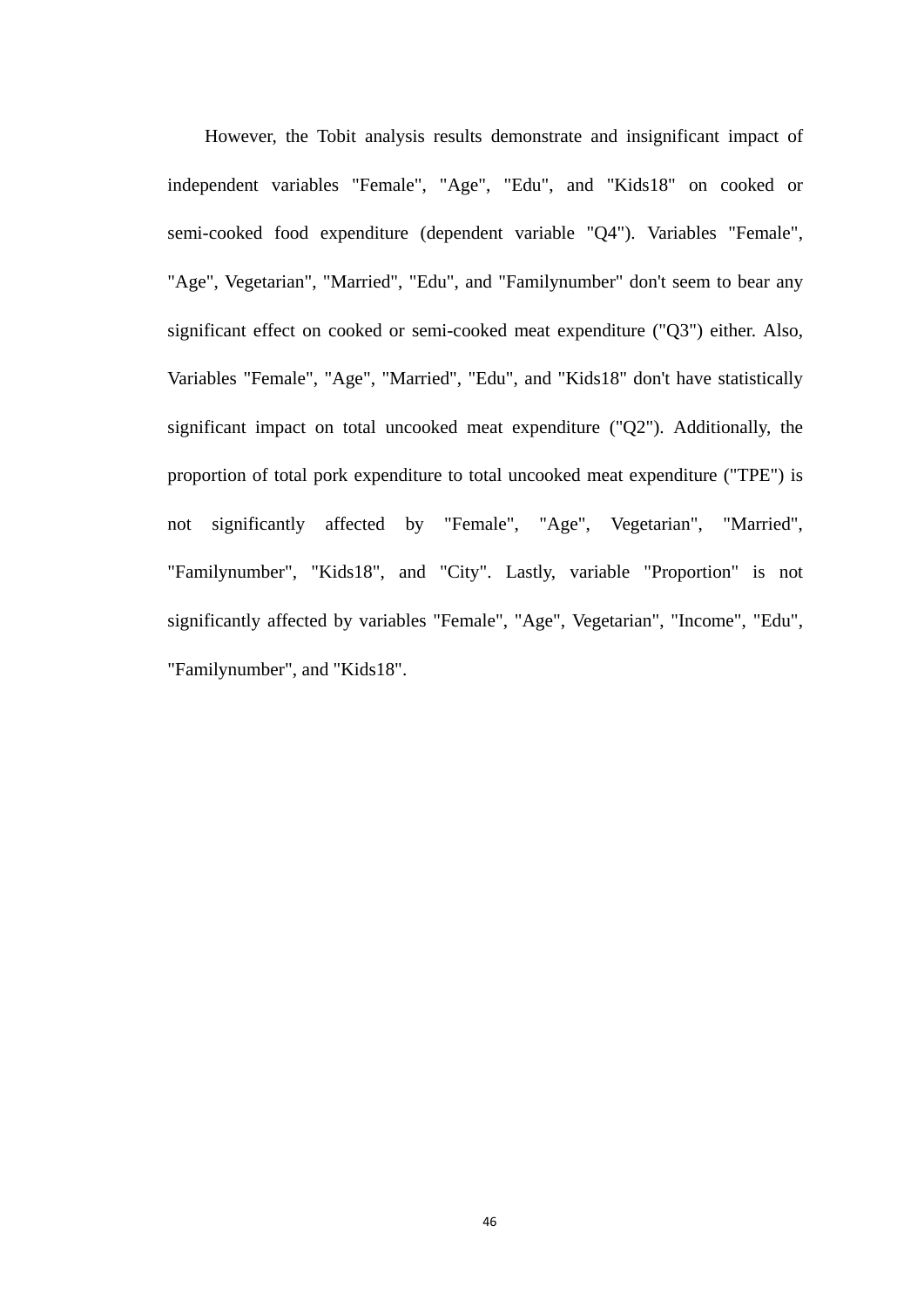However, the Tobit analysis results demonstrate and insignificant impact of independent variables "Female", "Age", "Edu", and "Kids18" on cooked or semi-cooked food expenditure (dependent variable "Q4"). Variables "Female", "Age", Vegetarian", "Married", "Edu", and "Familynumber" don't seem to bear any significant effect on cooked or semi-cooked meat expenditure ("Q3") either. Also, Variables "Female", "Age", "Married", "Edu", and "Kids18" don't have statistically significant impact on total uncooked meat expenditure ("Q2"). Additionally, the proportion of total pork expenditure to total uncooked meat expenditure ("TPE") is not significantly affected by "Female", "Age", Vegetarian", "Married", "Familynumber", "Kids18", and "City". Lastly, variable "Proportion" is not significantly affected by variables "Female", "Age", Vegetarian", "Income", "Edu", "Familynumber", and "Kids18".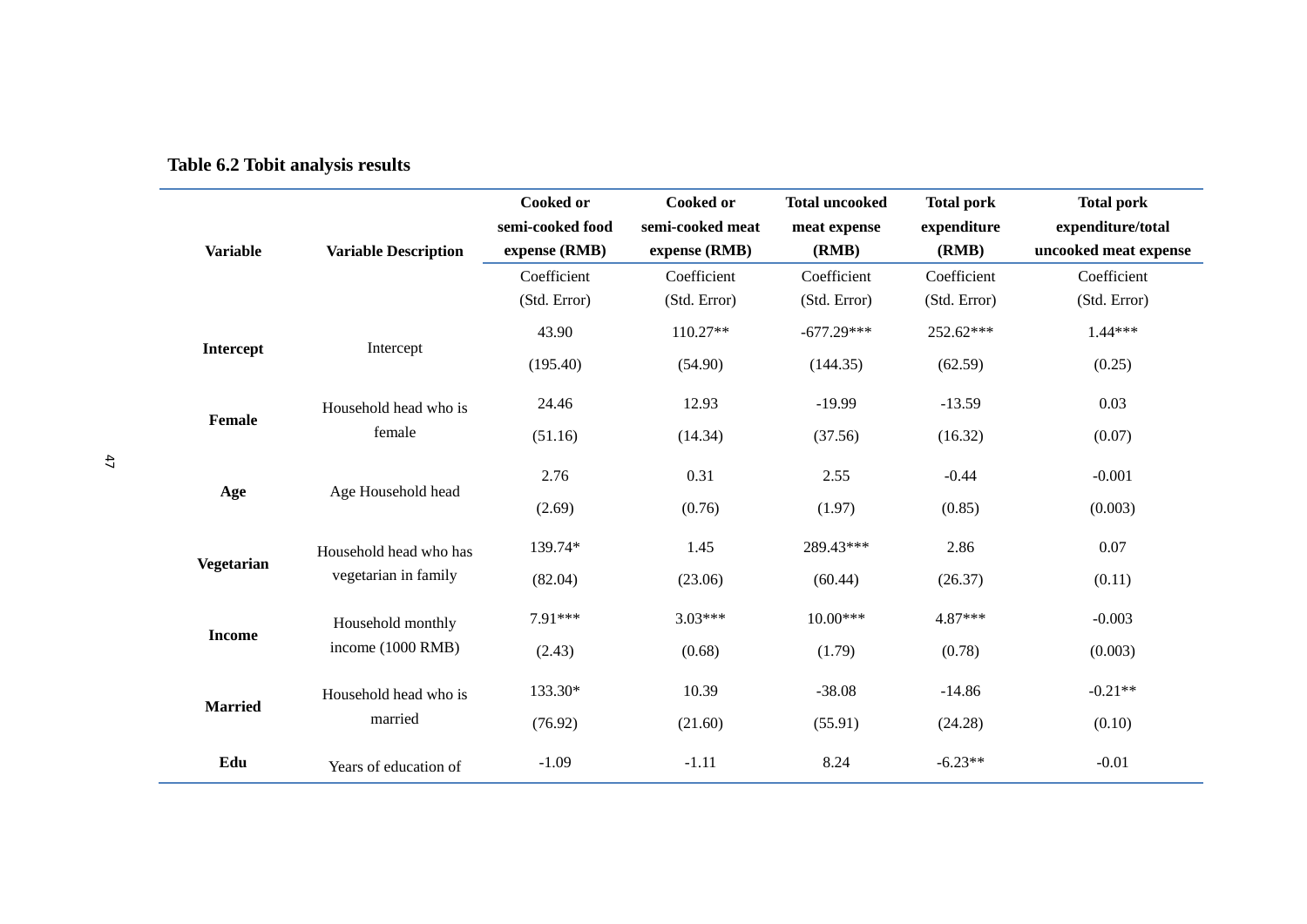**Table 6.2 Tobit analysis results**

| Variable | Variable Description | Cooked or semi-cooked food expense (RMB) | Cooked or semi-cooked meat expense (RMB) | Total uncooked meat expense (RMB) | Total pork expenditure (RMB) | Total pork expenditure/total uncooked meat expense |
|---|---|---|---|---|---|---|
| | | Coefficient (Std. Error) | Coefficient (Std. Error) | Coefficient (Std. Error) | Coefficient (Std. Error) | Coefficient (Std. Error) |
| **Intercept** | Intercept | 43.90 | 110.27** | -677.29*** | 252.62*** | 1.44*** |
| | | (195.40) | (54.90) | (144.35) | (62.59) | (0.25) |
| **Female** | Household head who is female | 24.46 | 12.93 | -19.99 | -13.59 | 0.03 |
| | | (51.16) | (14.34) | (37.56) | (16.32) | (0.07) |
| **Age** | Age Household head | 2.76 | 0.31 | 2.55 | -0.44 | -0.001 |
| | | (2.69) | (0.76) | (1.97) | (0.85) | (0.003) |
| **Vegetarian** | Household head who has vegetarian in family | 139.74* | 1.45 | 289.43*** | 2.86 | 0.07 |
| | | (82.04) | (23.06) | (60.44) | (26.37) | (0.11) |
| **Income** | Household monthly income (1000 RMB) | 7.91*** | 3.03*** | 10.00*** | 4.87*** | -0.003 |
| | | (2.43) | (0.68) | (1.79) | (0.78) | (0.003) |
| **Married** | Household head who is married | 133.30* | 10.39 | -38.08 | -14.86 | -0.21** |
| | | (76.92) | (21.60) | (55.91) | (24.28) | (0.10) |
| **Edu** | Years of education of | -1.09 | -1.11 | 8.24 | -6.23** | -0.01 |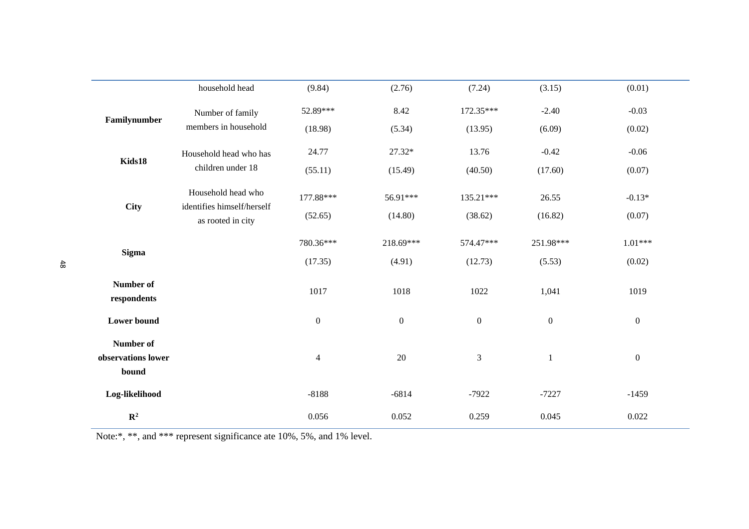| | | | | | | |
|---|---|---|---|---|---|---|
| | household head | (9.84) | (2.76) | (7.24) | (3.15) | (0.01) |
| **Familynumber** | Number of family members in household | 52.89*** | 8.42 | 172.35*** | -2.40 | -0.03 |
| | | (18.98) | (5.34) | (13.95) | (6.09) | (0.02) |
| **Kids18** | Household head who has children under 18 | 24.77 | 27.32* | 13.76 | -0.42 | -0.06 |
| | | (55.11) | (15.49) | (40.50) | (17.60) | (0.07) |
| **City** | Household head who identifies himself/herself as rooted in city | 177.88*** | 56.91*** | 135.21*** | 26.55 | -0.13* |
| | | (52.65) | (14.80) | (38.62) | (16.82) | (0.07) |
| **Sigma** | | 780.36*** | 218.69*** | 574.47*** | 251.98*** | 1.01*** |
| | | (17.35) | (4.91) | (12.73) | (5.53) | (0.02) |
| **Number of respondents** | | 1017 | 1018 | 1022 | 1,041 | 1019 |
| **Lower bound** | | 0 | 0 | 0 | 0 | 0 |
| **Number of observations lower bound** | | 4 | 20 | 3 | 1 | 0 |
| **Log-likelihood** | | -8188 | -6814 | -7922 | -7227 | -1459 |
| **$R^2$** | | 0.056 | 0.052 | 0.259 | 0.045 | 0.022 |

Note:*, **, and *** represent significance ate 10%, 5%, and 1% level.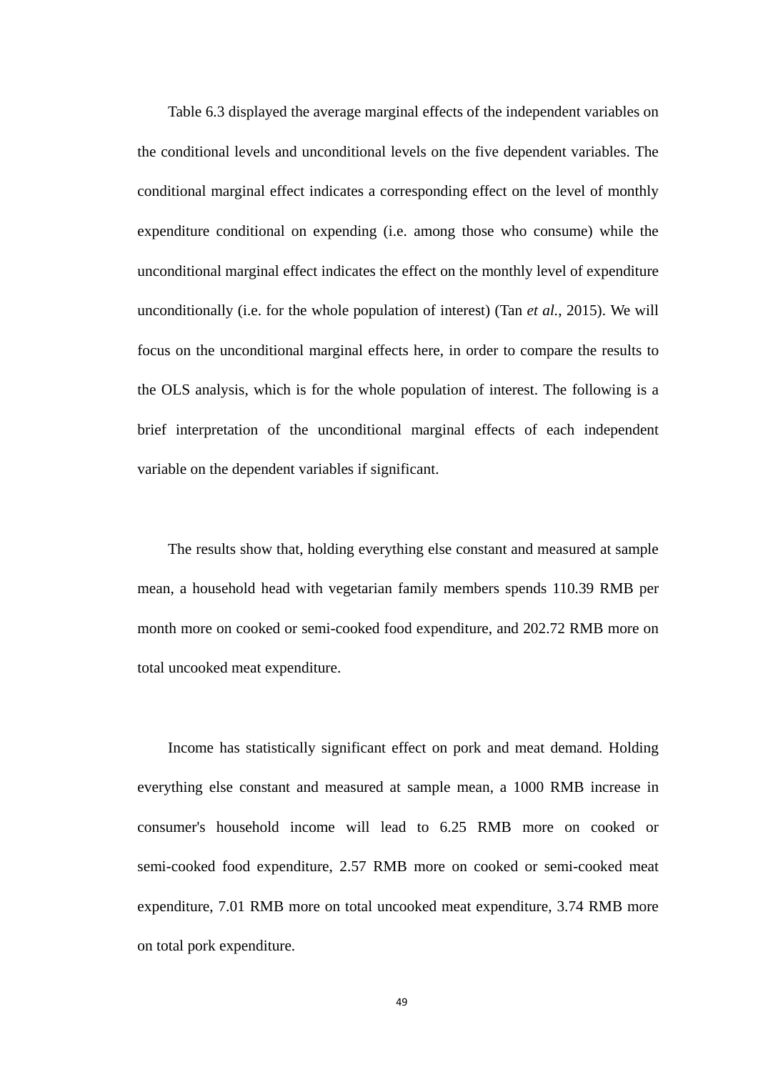Table 6.3 displayed the average marginal effects of the independent variables on the conditional levels and unconditional levels on the five dependent variables. The conditional marginal effect indicates a corresponding effect on the level of monthly expenditure conditional on expending (i.e. among those who consume) while the unconditional marginal effect indicates the effect on the monthly level of expenditure unconditionally (i.e. for the whole population of interest) (Tan *et al.*, 2015). We will focus on the unconditional marginal effects here, in order to compare the results to the OLS analysis, which is for the whole population of interest. The following is a brief interpretation of the unconditional marginal effects of each independent variable on the dependent variables if significant.

The results show that, holding everything else constant and measured at sample mean, a household head with vegetarian family members spends 110.39 RMB per month more on cooked or semi-cooked food expenditure, and 202.72 RMB more on total uncooked meat expenditure.

Income has statistically significant effect on pork and meat demand. Holding everything else constant and measured at sample mean, a 1000 RMB increase in consumer's household income will lead to 6.25 RMB more on cooked or semi-cooked food expenditure, 2.57 RMB more on cooked or semi-cooked meat expenditure, 7.01 RMB more on total uncooked meat expenditure, 3.74 RMB more on total pork expenditure.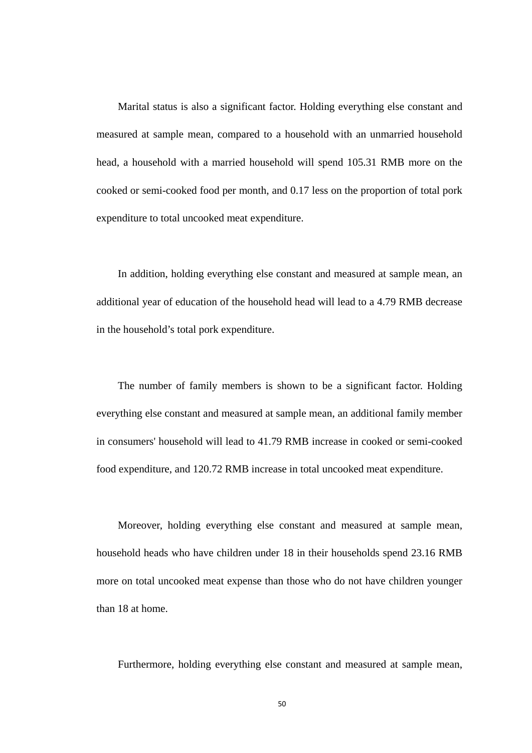Marital status is also a significant factor. Holding everything else constant and measured at sample mean, compared to a household with an unmarried household head, a household with a married household will spend 105.31 RMB more on the cooked or semi-cooked food per month, and 0.17 less on the proportion of total pork expenditure to total uncooked meat expenditure.

In addition, holding everything else constant and measured at sample mean, an additional year of education of the household head will lead to a 4.79 RMB decrease in the household's total pork expenditure.

The number of family members is shown to be a significant factor. Holding everything else constant and measured at sample mean, an additional family member in consumers' household will lead to 41.79 RMB increase in cooked or semi-cooked food expenditure, and 120.72 RMB increase in total uncooked meat expenditure.

Moreover, holding everything else constant and measured at sample mean, household heads who have children under 18 in their households spend 23.16 RMB more on total uncooked meat expense than those who do not have children younger than 18 at home.

Furthermore, holding everything else constant and measured at sample mean,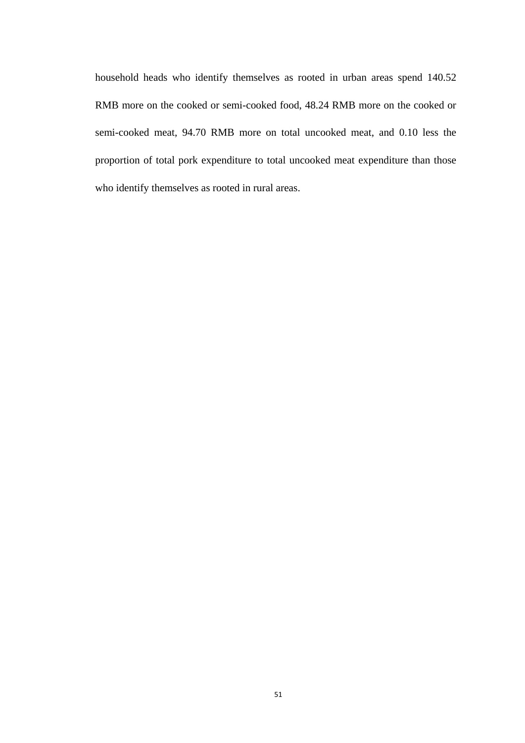household heads who identify themselves as rooted in urban areas spend 140.52 RMB more on the cooked or semi-cooked food, 48.24 RMB more on the cooked or semi-cooked meat, 94.70 RMB more on total uncooked meat, and 0.10 less the proportion of total pork expenditure to total uncooked meat expenditure than those who identify themselves as rooted in rural areas.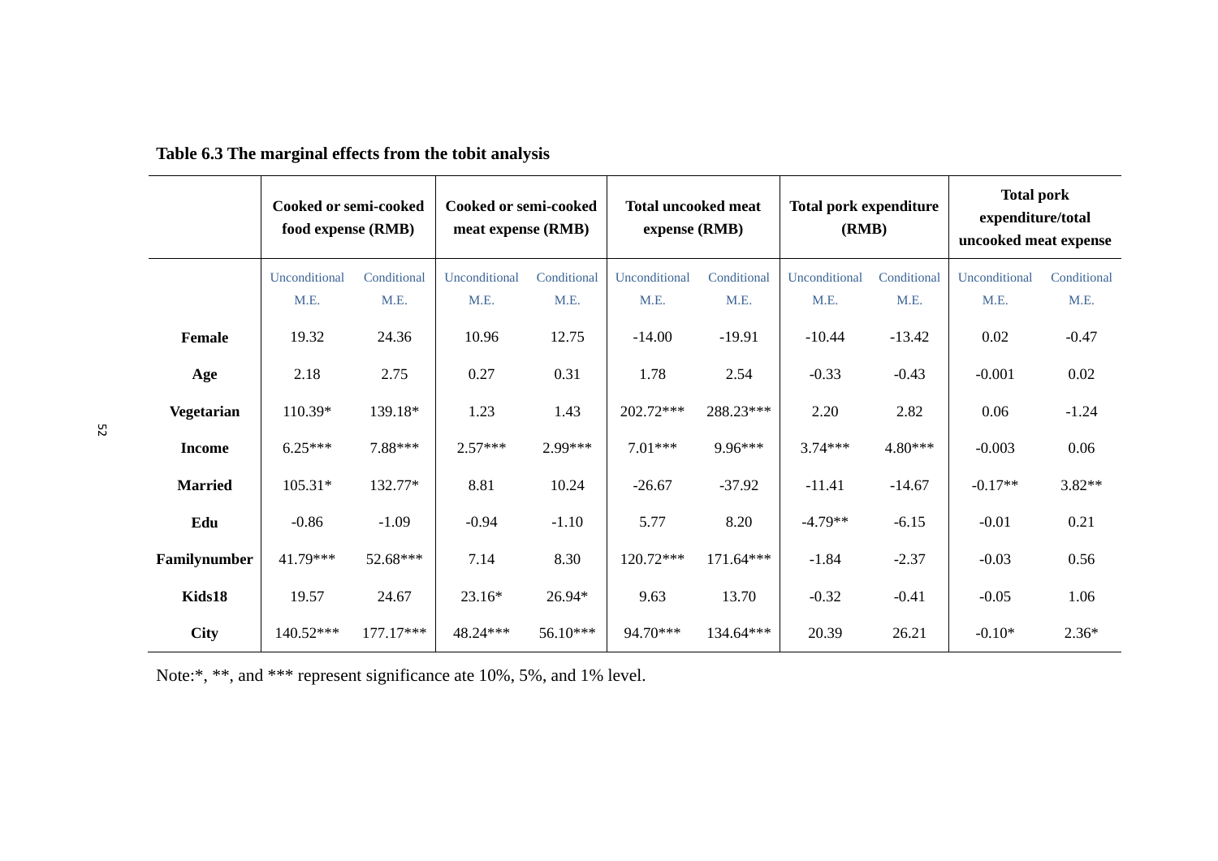**Table 6.3 The marginal effects from the tobit analysis**

| | Cooked or semi-cooked food expense (RMB) | | Cooked or semi-cooked meat expense (RMB) | | Total uncooked meat expense (RMB) | | Total pork expenditure (RMB) | | Total pork expenditure/total uncooked meat expense | |
|---|---|---|---|---|---|---|---|---|---|---|
| | Unconditional M.E. | Conditional M.E. | Unconditional M.E. | Conditional M.E. | Unconditional M.E. | Conditional M.E. | Unconditional M.E. | Conditional M.E. | Unconditional M.E. | Conditional M.E. |
| **Female** | 19.32 | 24.36 | 10.96 | 12.75 | -14.00 | -19.91 | -10.44 | -13.42 | 0.02 | -0.47 |
| **Age** | 2.18 | 2.75 | 0.27 | 0.31 | 1.78 | 2.54 | -0.33 | -0.43 | -0.001 | 0.02 |
| **Vegetarian** | 110.39* | 139.18* | 1.23 | 1.43 | 202.72*** | 288.23*** | 2.20 | 2.82 | 0.06 | -1.24 |
| **Income** | 6.25*** | 7.88*** | 2.57*** | 2.99*** | 7.01*** | 9.96*** | 3.74*** | 4.80*** | -0.003 | 0.06 |
| **Married** | 105.31* | 132.77* | 8.81 | 10.24 | -26.67 | -37.92 | -11.41 | -14.67 | -0.17** | 3.82** |
| **Edu** | -0.86 | -1.09 | -0.94 | -1.10 | 5.77 | 8.20 | -4.79** | -6.15 | -0.01 | 0.21 |
| **Familynumber** | 41.79*** | 52.68*** | 7.14 | 8.30 | 120.72*** | 171.64*** | -1.84 | -2.37 | -0.03 | 0.56 |
| **Kids18** | 19.57 | 24.67 | 23.16* | 26.94* | 9.63 | 13.70 | -0.32 | -0.41 | -0.05 | 1.06 |
| **City** | 140.52*** | 177.17*** | 48.24*** | 56.10*** | 94.70*** | 134.64*** | 20.39 | 26.21 | -0.10* | 2.36* |

Note:*, **, and *** represent significance ate 10%, 5%, and 1% level.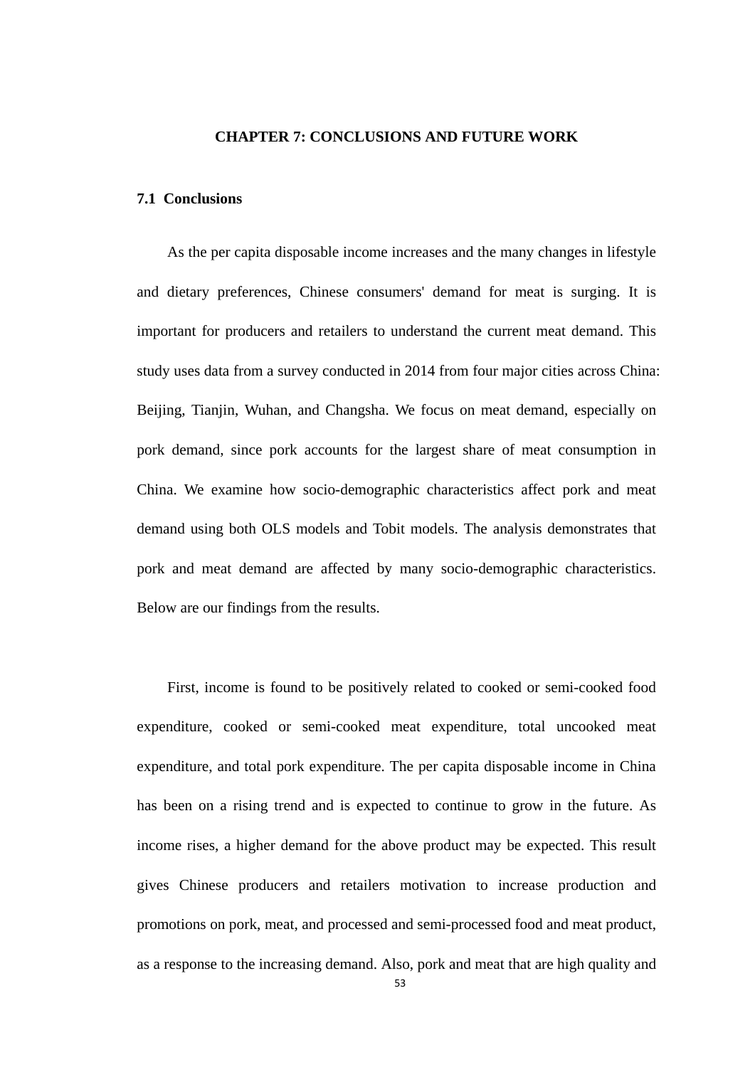# CHAPTER 7: CONCLUSIONS AND FUTURE WORK

## 7.1 Conclusions

As the per capita disposable income increases and the many changes in lifestyle and dietary preferences, Chinese consumers' demand for meat is surging. It is important for producers and retailers to understand the current meat demand. This study uses data from a survey conducted in 2014 from four major cities across China: Beijing, Tianjin, Wuhan, and Changsha. We focus on meat demand, especially on pork demand, since pork accounts for the largest share of meat consumption in China. We examine how socio-demographic characteristics affect pork and meat demand using both OLS models and Tobit models. The analysis demonstrates that pork and meat demand are affected by many socio-demographic characteristics. Below are our findings from the results.

First, income is found to be positively related to cooked or semi-cooked food expenditure, cooked or semi-cooked meat expenditure, total uncooked meat expenditure, and total pork expenditure. The per capita disposable income in China has been on a rising trend and is expected to continue to grow in the future. As income rises, a higher demand for the above product may be expected. This result gives Chinese producers and retailers motivation to increase production and promotions on pork, meat, and processed and semi-processed food and meat product, as a response to the increasing demand. Also, pork and meat that are high quality and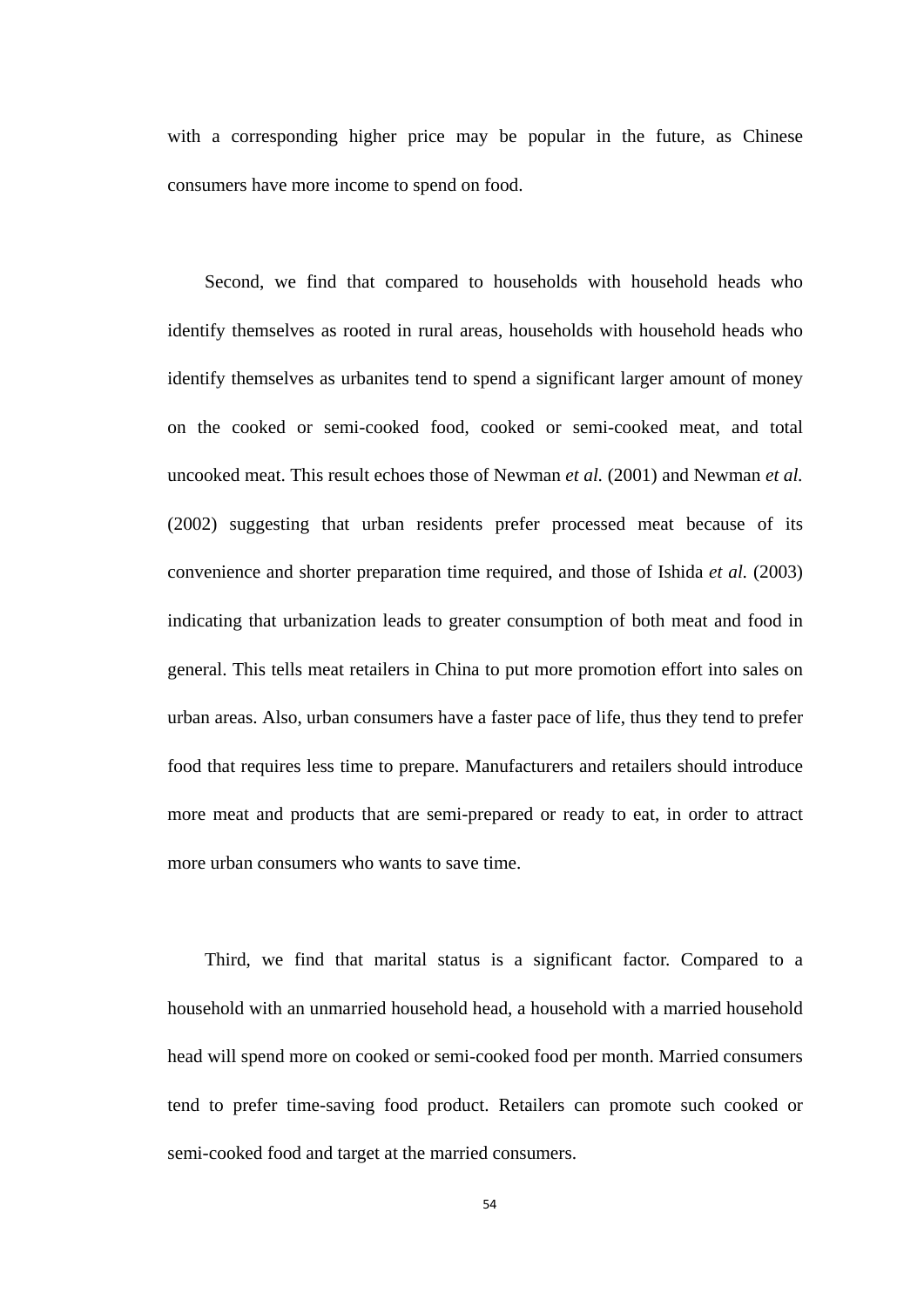with a corresponding higher price may be popular in the future, as Chinese consumers have more income to spend on food.

Second, we find that compared to households with household heads who identify themselves as rooted in rural areas, households with household heads who identify themselves as urbanites tend to spend a significant larger amount of money on the cooked or semi-cooked food, cooked or semi-cooked meat, and total uncooked meat. This result echoes those of Newman *et al.* (2001) and Newman *et al.* (2002) suggesting that urban residents prefer processed meat because of its convenience and shorter preparation time required, and those of Ishida *et al.* (2003) indicating that urbanization leads to greater consumption of both meat and food in general. This tells meat retailers in China to put more promotion effort into sales on urban areas. Also, urban consumers have a faster pace of life, thus they tend to prefer food that requires less time to prepare. Manufacturers and retailers should introduce more meat and products that are semi-prepared or ready to eat, in order to attract more urban consumers who wants to save time.

Third, we find that marital status is a significant factor. Compared to a household with an unmarried household head, a household with a married household head will spend more on cooked or semi-cooked food per month. Married consumers tend to prefer time-saving food product. Retailers can promote such cooked or semi-cooked food and target at the married consumers.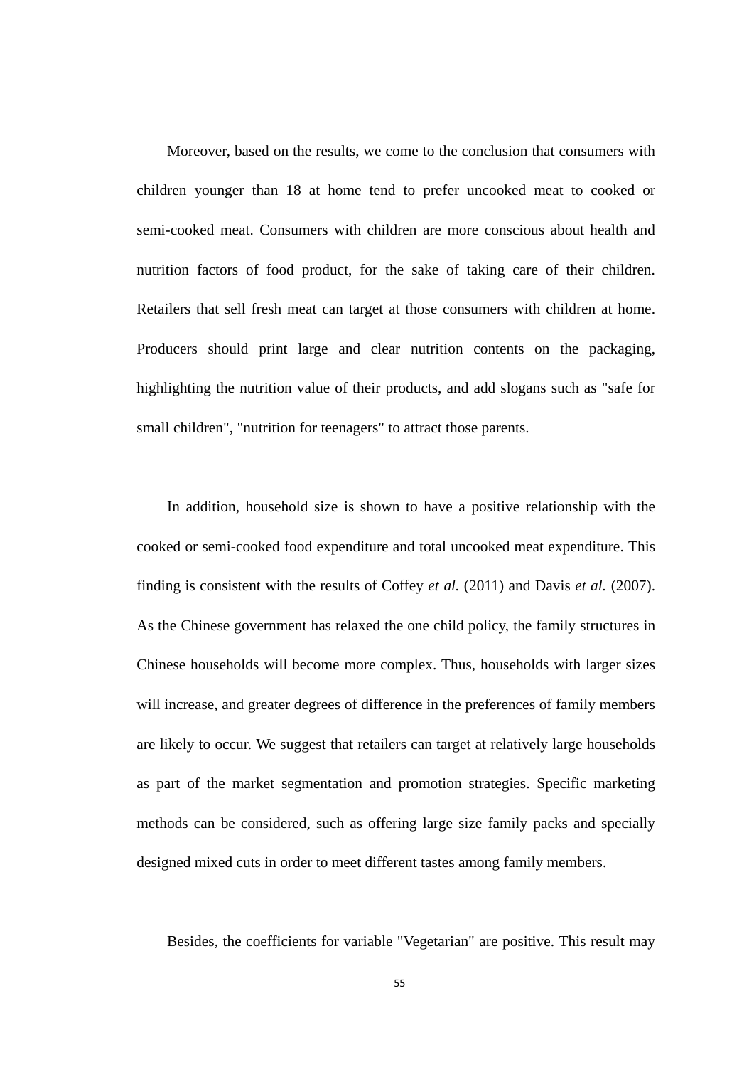Moreover, based on the results, we come to the conclusion that consumers with children younger than 18 at home tend to prefer uncooked meat to cooked or semi-cooked meat. Consumers with children are more conscious about health and nutrition factors of food product, for the sake of taking care of their children. Retailers that sell fresh meat can target at those consumers with children at home. Producers should print large and clear nutrition contents on the packaging, highlighting the nutrition value of their products, and add slogans such as "safe for small children", "nutrition for teenagers" to attract those parents.

In addition, household size is shown to have a positive relationship with the cooked or semi-cooked food expenditure and total uncooked meat expenditure. This finding is consistent with the results of Coffey *et al.* (2011) and Davis *et al.* (2007). As the Chinese government has relaxed the one child policy, the family structures in Chinese households will become more complex. Thus, households with larger sizes will increase, and greater degrees of difference in the preferences of family members are likely to occur. We suggest that retailers can target at relatively large households as part of the market segmentation and promotion strategies. Specific marketing methods can be considered, such as offering large size family packs and specially designed mixed cuts in order to meet different tastes among family members.

Besides, the coefficients for variable "Vegetarian" are positive. This result may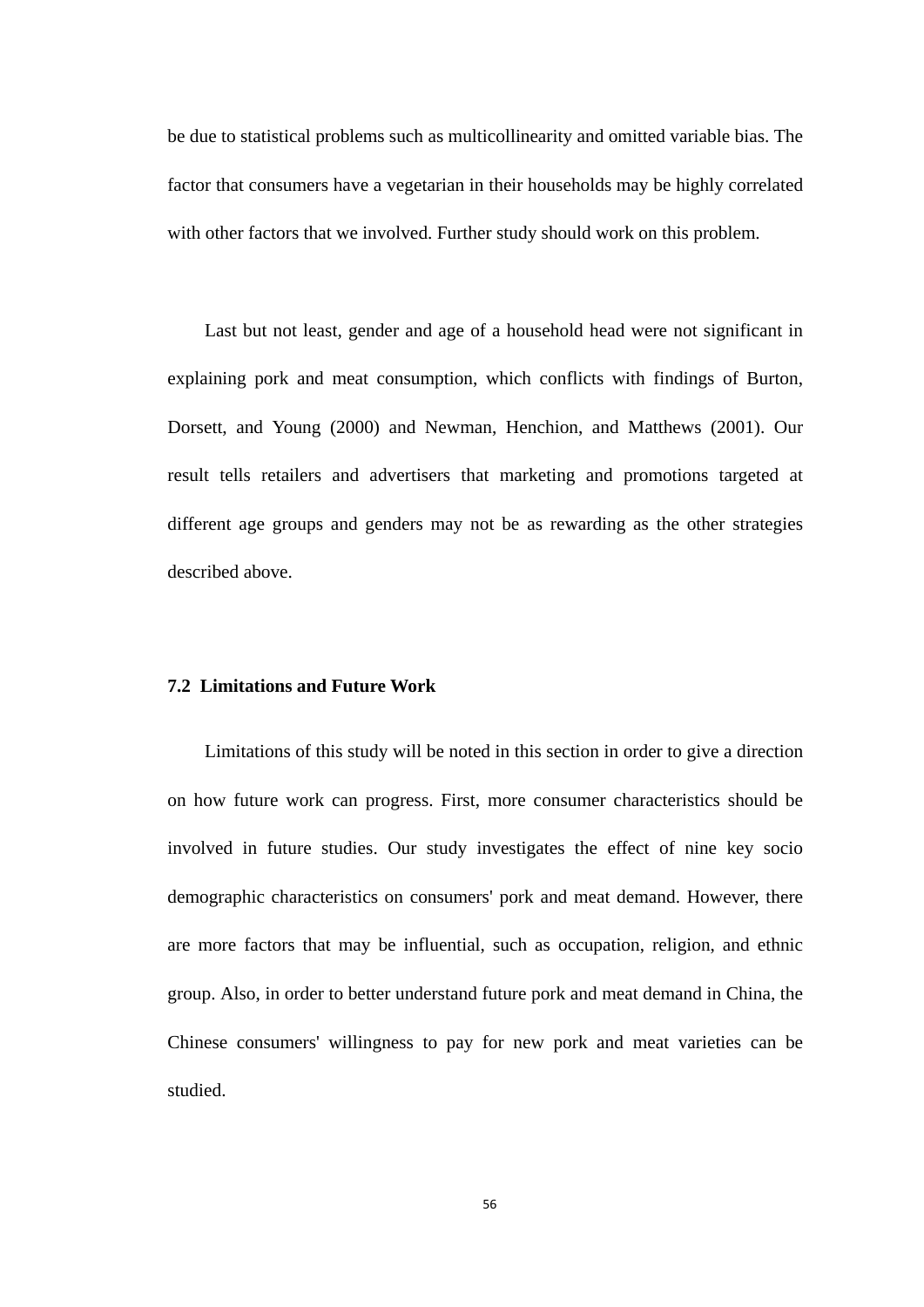be due to statistical problems such as multicollinearity and omitted variable bias. The factor that consumers have a vegetarian in their households may be highly correlated with other factors that we involved. Further study should work on this problem.

Last but not least, gender and age of a household head were not significant in explaining pork and meat consumption, which conflicts with findings of Burton, Dorsett, and Young (2000) and Newman, Henchion, and Matthews (2001). Our result tells retailers and advertisers that marketing and promotions targeted at different age groups and genders may not be as rewarding as the other strategies described above.

### 7.2 Limitations and Future Work

Limitations of this study will be noted in this section in order to give a direction on how future work can progress. First, more consumer characteristics should be involved in future studies. Our study investigates the effect of nine key socio demographic characteristics on consumers' pork and meat demand. However, there are more factors that may be influential, such as occupation, religion, and ethnic group. Also, in order to better understand future pork and meat demand in China, the Chinese consumers' willingness to pay for new pork and meat varieties can be studied.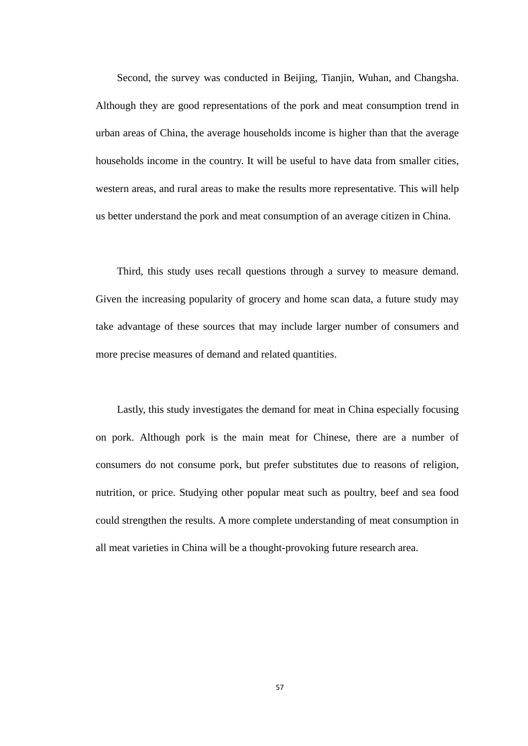Second, the survey was conducted in Beijing, Tianjin, Wuhan, and Changsha. Although they are good representations of the pork and meat consumption trend in urban areas of China, the average households income is higher than that the average households income in the country. It will be useful to have data from smaller cities, western areas, and rural areas to make the results more representative. This will help us better understand the pork and meat consumption of an average citizen in China.

Third, this study uses recall questions through a survey to measure demand. Given the increasing popularity of grocery and home scan data, a future study may take advantage of these sources that may include larger number of consumers and more precise measures of demand and related quantities.

Lastly, this study investigates the demand for meat in China especially focusing on pork. Although pork is the main meat for Chinese, there are a number of consumers do not consume pork, but prefer substitutes due to reasons of religion, nutrition, or price. Studying other popular meat such as poultry, beef and sea food could strengthen the results. A more complete understanding of meat consumption in all meat varieties in China will be a thought-provoking future research area.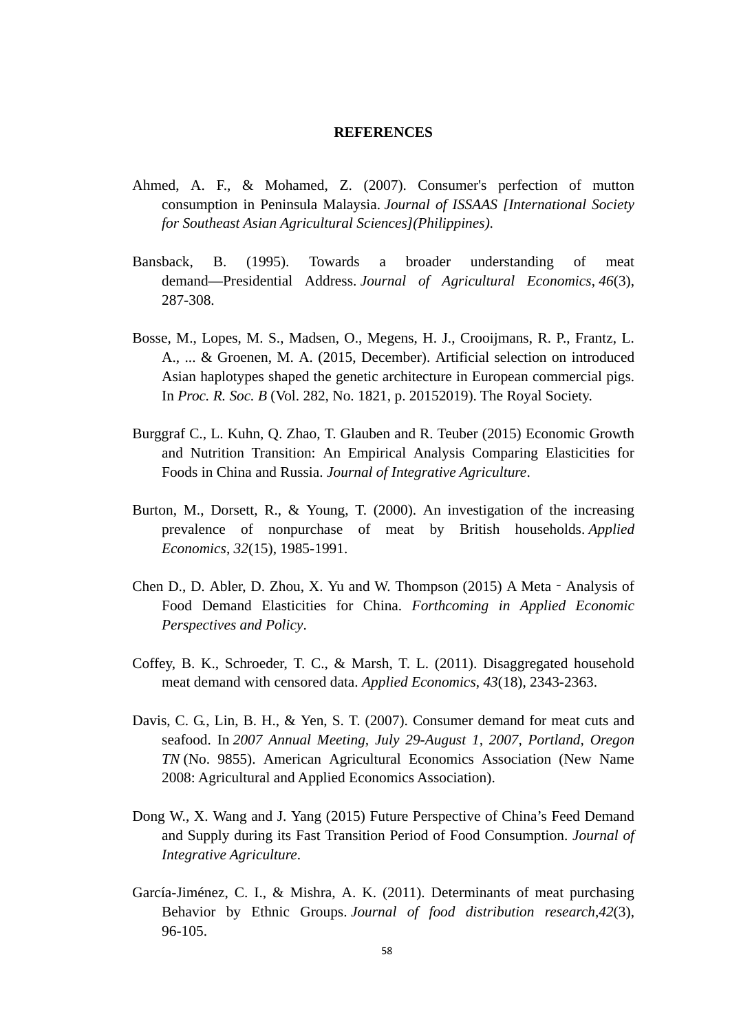**REFERENCES**

Ahmed, A. F., & Mohamed, Z. (2007). Consumer's perfection of mutton consumption in Peninsula Malaysia. *Journal of ISSAAS [International Society for Southeast Asian Agricultural Sciences](Philippines)*.

Bansback, B. (1995). Towards a broader understanding of meat demand—Presidential Address. *Journal of Agricultural Economics*, *46*(3), 287-308.

Bosse, M., Lopes, M. S., Madsen, O., Megens, H. J., Crooijmans, R. P., Frantz, L. A., ... & Groenen, M. A. (2015, December). Artificial selection on introduced Asian haplotypes shaped the genetic architecture in European commercial pigs. In *Proc. R. Soc. B* (Vol. 282, No. 1821, p. 20152019). The Royal Society.

Burggraf C., L. Kuhn, Q. Zhao, T. Glauben and R. Teuber (2015) Economic Growth and Nutrition Transition: An Empirical Analysis Comparing Elasticities for Foods in China and Russia. *Journal of Integrative Agriculture*.

Burton, M., Dorsett, R., & Young, T. (2000). An investigation of the increasing prevalence of nonpurchase of meat by British households. *Applied Economics*, *32*(15), 1985-1991.

Chen D., D. Abler, D. Zhou, X. Yu and W. Thompson (2015) A Meta‐Analysis of Food Demand Elasticities for China. *Forthcoming in Applied Economic Perspectives and Policy*.

Coffey, B. K., Schroeder, T. C., & Marsh, T. L. (2011). Disaggregated household meat demand with censored data. *Applied Economics*, *43*(18), 2343-2363.

Davis, C. G., Lin, B. H., & Yen, S. T. (2007). Consumer demand for meat cuts and seafood. In *2007 Annual Meeting, July 29-August 1, 2007, Portland, Oregon TN* (No. 9855). American Agricultural Economics Association (New Name 2008: Agricultural and Applied Economics Association).

Dong W., X. Wang and J. Yang (2015) Future Perspective of China's Feed Demand and Supply during its Fast Transition Period of Food Consumption. *Journal of Integrative Agriculture*.

García-Jiménez, C. I., & Mishra, A. K. (2011). Determinants of meat purchasing Behavior by Ethnic Groups. *Journal of food distribution research*,*42*(3), 96-105.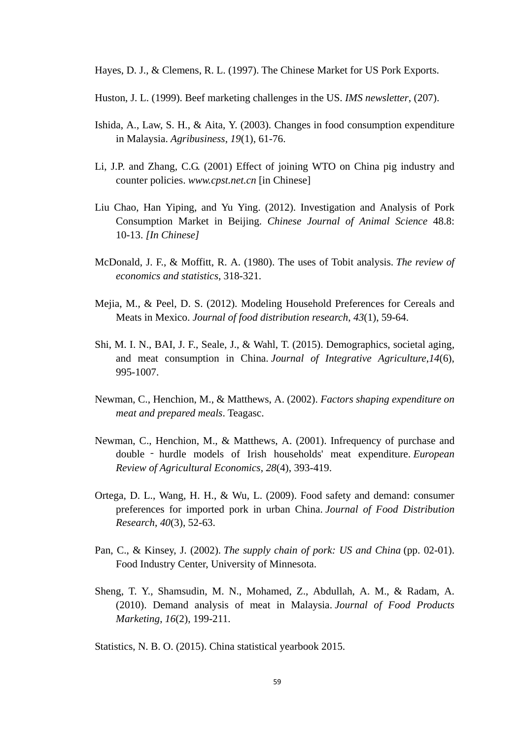Hayes, D. J., & Clemens, R. L. (1997). The Chinese Market for US Pork Exports.

Huston, J. L. (1999). Beef marketing challenges in the US. *IMS newsletter*, (207).

Ishida, A., Law, S. H., & Aita, Y. (2003). Changes in food consumption expenditure in Malaysia. *Agribusiness*, *19*(1), 61-76.

Li, J.P. and Zhang, C.G. (2001) Effect of joining WTO on China pig industry and counter policies. *www.cpst.net.cn* [in Chinese]

Liu Chao, Han Yiping, and Yu Ying. (2012). Investigation and Analysis of Pork Consumption Market in Beijing. *Chinese Journal of Animal Science* 48.8: 10-13. *[In Chinese]*

McDonald, J. F., & Moffitt, R. A. (1980). The uses of Tobit analysis. *The review of economics and statistics*, 318-321.

Mejia, M., & Peel, D. S. (2012). Modeling Household Preferences for Cereals and Meats in Mexico. *Journal of food distribution research*, *43*(1), 59-64.

Shi, M. I. N., BAI, J. F., Seale, J., & Wahl, T. (2015). Demographics, societal aging, and meat consumption in China. *Journal of Integrative Agriculture*,*14*(6), 995-1007.

Newman, C., Henchion, M., & Matthews, A. (2002). *Factors shaping expenditure on meat and prepared meals*. Teagasc.

Newman, C., Henchion, M., & Matthews, A. (2001). Infrequency of purchase and double‐hurdle models of Irish households' meat expenditure. *European Review of Agricultural Economics*, *28*(4), 393-419.

Ortega, D. L., Wang, H. H., & Wu, L. (2009). Food safety and demand: consumer preferences for imported pork in urban China. *Journal of Food Distribution Research*, *40*(3), 52-63.

Pan, C., & Kinsey, J. (2002). *The supply chain of pork: US and China* (pp. 02-01). Food Industry Center, University of Minnesota.

Sheng, T. Y., Shamsudin, M. N., Mohamed, Z., Abdullah, A. M., & Radam, A. (2010). Demand analysis of meat in Malaysia. *Journal of Food Products Marketing*, *16*(2), 199-211.

Statistics, N. B. O. (2015). China statistical yearbook 2015.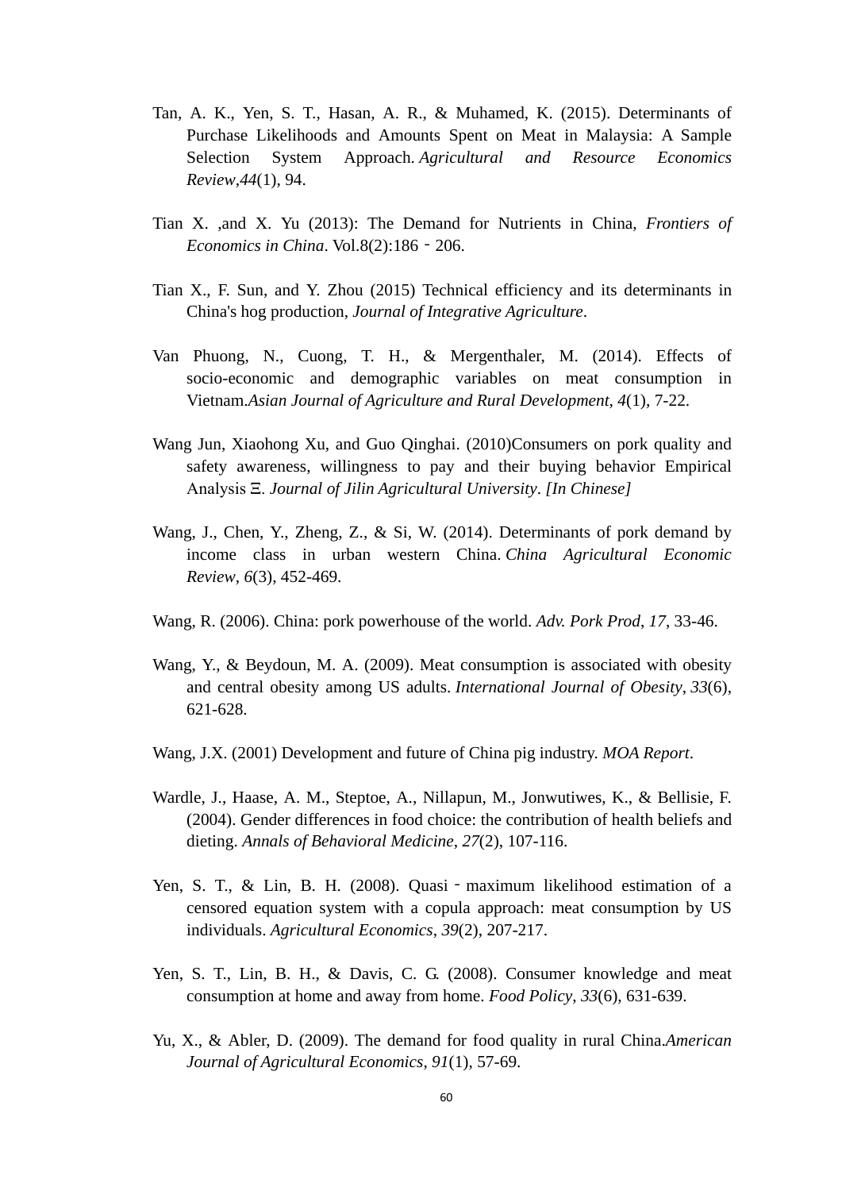Tan, A. K., Yen, S. T., Hasan, A. R., & Muhamed, K. (2015). Determinants of Purchase Likelihoods and Amounts Spent on Meat in Malaysia: A Sample Selection System Approach. *Agricultural and Resource Economics Review*,*44*(1), 94.

Tian X. ,and X. Yu (2013): The Demand for Nutrients in China, *Frontiers of Economics in China*. Vol.8(2):186－206.

Tian X., F. Sun, and Y. Zhou (2015) Technical efficiency and its determinants in China's hog production, *Journal of Integrative Agriculture*.

Van Phuong, N., Cuong, T. H., & Mergenthaler, M. (2014). Effects of socio-economic and demographic variables on meat consumption in Vietnam.*Asian Journal of Agriculture and Rural Development*, *4*(1), 7-22.

Wang Jun, Xiaohong Xu, and Guo Qinghai. (2010)Consumers on pork quality and safety awareness, willingness to pay and their buying behavior Empirical Analysis Ξ. *Journal of Jilin Agricultural University*. *[In Chinese]*

Wang, J., Chen, Y., Zheng, Z., & Si, W. (2014). Determinants of pork demand by income class in urban western China. *China Agricultural Economic Review*, *6*(3), 452-469.

Wang, R. (2006). China: pork powerhouse of the world. *Adv. Pork Prod*, *17*, 33-46.

Wang, Y., & Beydoun, M. A. (2009). Meat consumption is associated with obesity and central obesity among US adults. *International Journal of Obesity*, *33*(6), 621-628.

Wang, J.X. (2001) Development and future of China pig industry. *MOA Report*.

Wardle, J., Haase, A. M., Steptoe, A., Nillapun, M., Jonwutiwes, K., & Bellisie, F. (2004). Gender differences in food choice: the contribution of health beliefs and dieting. *Annals of Behavioral Medicine*, *27*(2), 107-116.

Yen, S. T., & Lin, B. H. (2008). Quasi－maximum likelihood estimation of a censored equation system with a copula approach: meat consumption by US individuals. *Agricultural Economics*, *39*(2), 207-217.

Yen, S. T., Lin, B. H., & Davis, C. G. (2008). Consumer knowledge and meat consumption at home and away from home. *Food Policy*, *33*(6), 631-639.

Yu, X., & Abler, D. (2009). The demand for food quality in rural China.*American Journal of Agricultural Economics*, *91*(1), 57-69.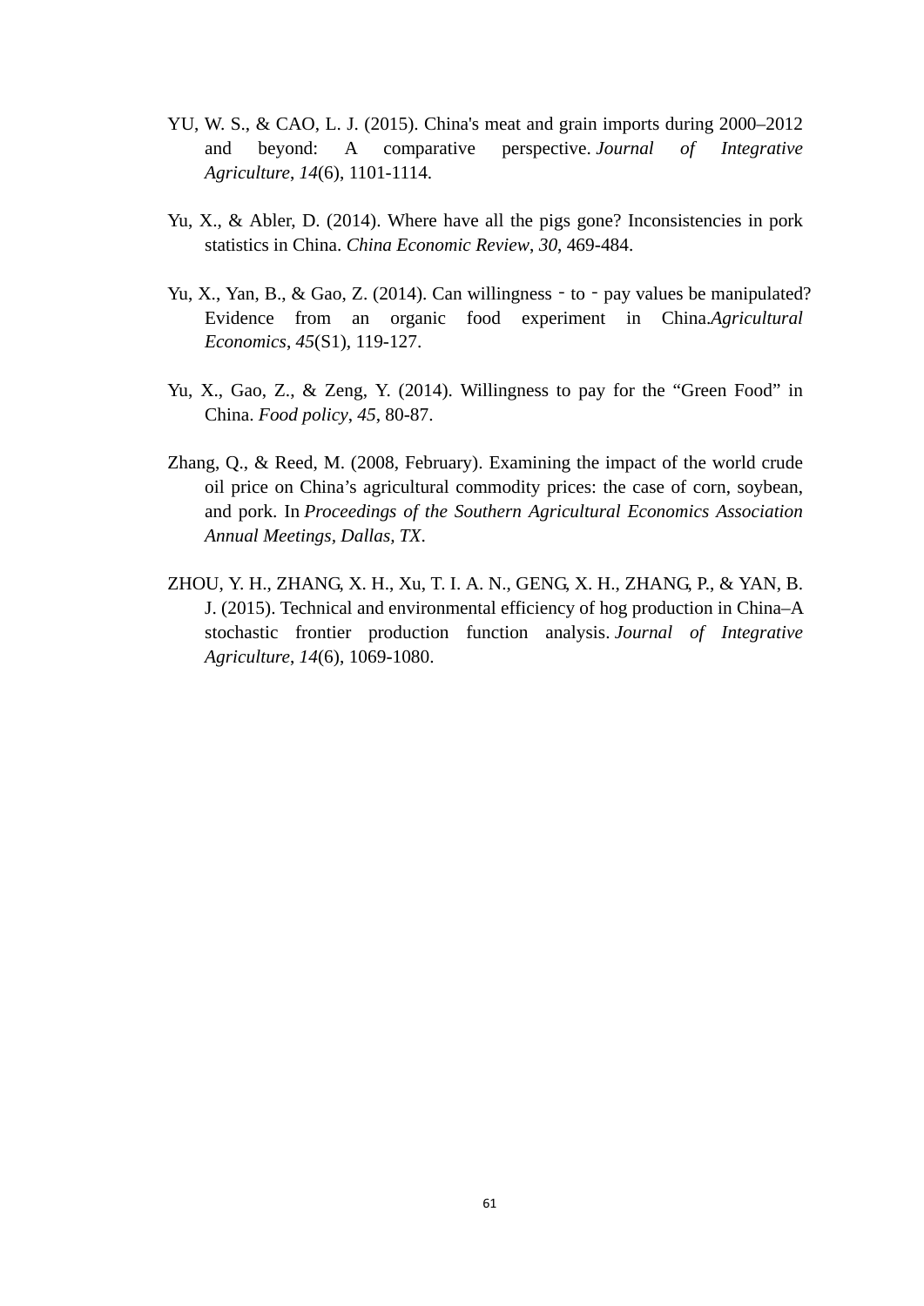YU, W. S., & CAO, L. J. (2015). China's meat and grain imports during 2000–2012 and beyond: A comparative perspective. *Journal of Integrative Agriculture*, *14*(6), 1101-1114.

Yu, X., & Abler, D. (2014). Where have all the pigs gone? Inconsistencies in pork statistics in China. *China Economic Review*, *30*, 469-484.

Yu, X., Yan, B., & Gao, Z. (2014). Can willingness‐to‐pay values be manipulated? Evidence from an organic food experiment in China.*Agricultural Economics*, *45*(S1), 119-127.

Yu, X., Gao, Z., & Zeng, Y. (2014). Willingness to pay for the "Green Food" in China. *Food policy*, *45*, 80-87.

Zhang, Q., & Reed, M. (2008, February). Examining the impact of the world crude oil price on China's agricultural commodity prices: the case of corn, soybean, and pork. In *Proceedings of the Southern Agricultural Economics Association Annual Meetings, Dallas, TX*.

ZHOU, Y. H., ZHANG, X. H., Xu, T. I. A. N., GENG, X. H., ZHANG, P., & YAN, B. J. (2015). Technical and environmental efficiency of hog production in China–A stochastic frontier production function analysis. *Journal of Integrative Agriculture*, *14*(6), 1069-1080.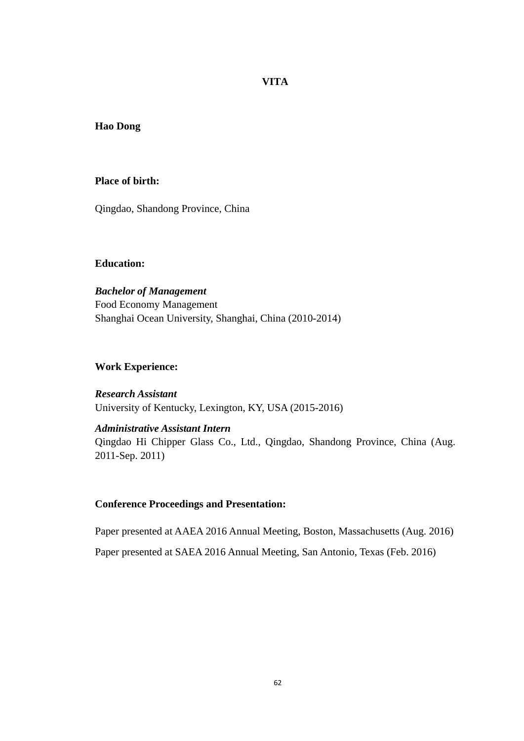# VITA

**Hao Dong**

**Place of birth:**

Qingdao, Shandong Province, China

**Education:**

***Bachelor of Management***
Food Economy Management
Shanghai Ocean University, Shanghai, China (2010-2014)

**Work Experience:**

***Research Assistant***
University of Kentucky, Lexington, KY, USA (2015-2016)

***Administrative Assistant Intern***
Qingdao Hi Chipper Glass Co., Ltd., Qingdao, Shandong Province, China (Aug. 2011-Sep. 2011)

**Conference Proceedings and Presentation:**

Paper presented at AAEA 2016 Annual Meeting, Boston, Massachusetts (Aug. 2016)

Paper presented at SAEA 2016 Annual Meeting, San Antonio, Texas (Feb. 2016)